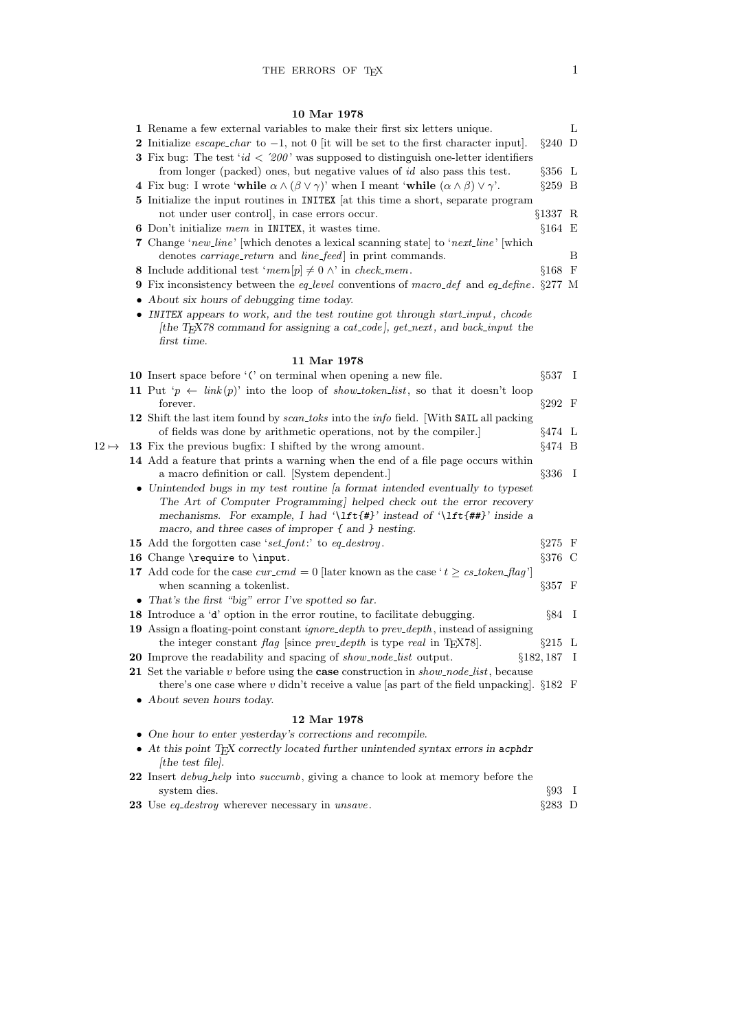### 10 Mar 1978

**1** Rename a few external variables to make their first six letters unique. L

**2** Initialize *escape_char* to −1, not 0 [it will be set to the first character input]. §240 D

**3** Fix bug: The test '$id < '200$' was supposed to distinguish one-letter identifiers from longer (packed) ones, but negative values of *id* also pass this test. §356 L

**4** Fix bug: I wrote '**while** $\alpha \wedge (\beta \vee \gamma)$' when I meant '**while** $(\alpha \wedge \beta) \vee \gamma$'. §259 B

**5** Initialize the input routines in `INITEX` [at this time a short, separate program not under user control], in case errors occur. §1337 R

**6** Don't initialize *mem* in `INITEX`, it wastes time. §164 E

**7** Change '*new_line*' [which denotes a lexical scanning state] to '*next_line*' [which denotes *carriage_return* and *line_feed*] in print commands. B

**8** Include additional test '$mem[p] \neq 0 \wedge$' in *check_mem*. §168 F

**9** Fix inconsistency between the *eq_level* conventions of *macro_def* and *eq_define*. §277 M

- *About six hours of debugging time today.*
- *`INITEX` appears to work, and the test routine got through start_input, chcode [the TEX78 command for assigning a cat_code], get_next, and back_input the first time.*

### 11 Mar 1978

**10** Insert space before '(' on terminal when opening a new file. §537 I

**11** Put '$p \leftarrow link(p)$' into the loop of *show_token_list*, so that it doesn't loop forever. §292 F

**12** Shift the last item found by *scan_toks* into the *info* field. [With `SAIL` all packing of fields was done by arithmetic operations, not by the compiler.] §474 L

12 ↦ **13** Fix the previous bugfix: I shifted by the wrong amount. §474 B

**14** Add a feature that prints a warning when the end of a file page occurs within a macro definition or call. [System dependent.] §336 I

- *Unintended bugs in my test routine [a format intended eventually to typeset The Art of Computer Programming] helped check out the error recovery mechanisms. For example, I had '`\lft{#}`' instead of '`\lft{##}`' inside a macro, and three cases of improper `{` and `}` nesting.*

**15** Add the forgotten case '*set_font*:' to *eq_destroy*. §275 F

**16** Change `\require` to `\input`. §376 C

**17** Add code for the case $cur\_cmd = 0$ [later known as the case '$t \geq cs\_token\_flag$'] when scanning a tokenlist. §357 F

- *That's the first "big" error I've spotted so far.*

**18** Introduce a '`d`' option in the error routine, to facilitate debugging. §84 I

**19** Assign a floating-point constant *ignore_depth* to *prev_depth*, instead of assigning the integer constant *flag* [since *prev_depth* is type *real* in TEX78]. §215 L

**20** Improve the readability and spacing of *show_node_list* output. §182, 187 I

**21** Set the variable $v$ before using the **case** construction in *show_node_list*, because there's one case where $v$ didn't receive a value [as part of the field unpacking]. §182 F

- *About seven hours today.*

### 12 Mar 1978

- *One hour to enter yesterday's corrections and recompile.*
- *At this point TEX correctly located further unintended syntax errors in `acphdr` [the test file].*

**22** Insert *debug_help* into *succumb*, giving a chance to look at memory before the system dies. §93 I

**23** Use *eq_destroy* wherever necessary in *unsave*. §283 D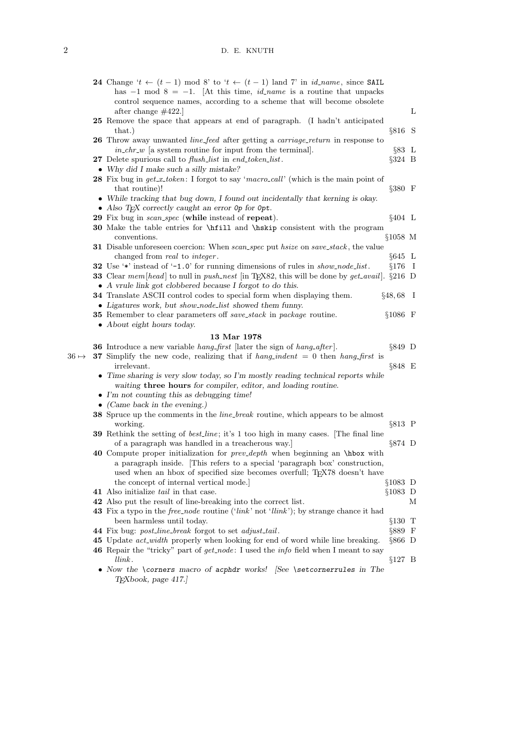**24** Change '$t \leftarrow (t-1) \bmod 8$' to '$t \leftarrow (t-1)$ land 7' in *id_name*, since `SAIL` has $-1 \bmod 8 = -1$. [At this time, *id_name* is a routine that unpacks control sequence names, according to a scheme that will become obsolete after change #422.] L

**25** Remove the space that appears at end of paragraph. (I hadn't anticipated that.) §816 S

**26** Throw away unwanted *line_feed* after getting a *carriage_return* in response to *in_chr_w* [a system routine for input from the terminal]. §83 L

**27** Delete spurious call to *flush_list* in *end_token_list*. §324 B

- *Why did I make such a silly mistake?*

**28** Fix bug in *get_x_token*: I forgot to say '*macro_call*' (which is the main point of that routine)! §380 F

- *While tracking that bug down, I found out incidentally that kerning is okay.*
- *Also TEX correctly caught an error* `0p` *for* `0pt`.

**29** Fix bug in *scan_spec* (**while** instead of **repeat**). §404 L

**30** Make the table entries for `\hfill` and `\hskip` consistent with the program conventions. §1058 M

**31** Disable unforeseen coercion: When *scan_spec* put *hsize* on *save_stack*, the value changed from *real* to *integer*. §645 L

**32** Use '`*`' instead of '`-1.0`' for running dimensions of rules in *show_node_list*. §176 I

**33** Clear *mem*[*head*] to null in *push_nest* [in TEX82, this will be done by *get_avail*]. §216 D

- *A vrule link got clobbered because I forgot to do this.*

**34** Translate ASCII control codes to special form when displaying them. §48, 68 I

- *Ligatures work, but show_node_list showed them funny.*

**35** Remember to clear parameters off *save_stack* in *package* routine. §1086 F

- *About eight hours today.*

### 13 Mar 1978

**36** Introduce a new variable *hang_first* [later the sign of *hang_after*]. §849 D

36 ↦ **37** Simplify the new code, realizing that if *hang_indent* = 0 then *hang_first* is irrelevant. §848 E

- *Time sharing is very slow today, so I'm mostly reading technical reports while waiting* **three hours** *for compiler, editor, and loading routine.*
- *I'm not counting this as debugging time!*
- *(Came back in the evening.)*

**38** Spruce up the comments in the *line_break* routine, which appears to be almost working. §813 P

**39** Rethink the setting of *best_line*; it's 1 too high in many cases. [The final line of a paragraph was handled in a treacherous way.] §874 D

**40** Compute proper initialization for *prev_depth* when beginning an `\hbox` with a paragraph inside. [This refers to a special 'paragraph box' construction, used when an hbox of specified size becomes overfull; TEX78 doesn't have the concept of internal vertical mode.] §1083 D

**41** Also initialize *tail* in that case. §1083 D

**42** Also put the result of line-breaking into the correct list. M

**43** Fix a typo in the *free_node* routine ('*link*' not '*llink*'); by strange chance it had been harmless until today. §130 T

**44** Fix bug: *post_line_break* forgot to set *adjust_tail*. §889 F

**45** Update *act_width* properly when looking for end of word while line breaking. §866 D

**46** Repair the "tricky" part of *get_node*: I used the *info* field when I meant to say *llink*. §127 B

- *Now the* `\corners` *macro of* `acphdr` *works! [See* `\setcornerrules` *in The TEXbook, page 417.]*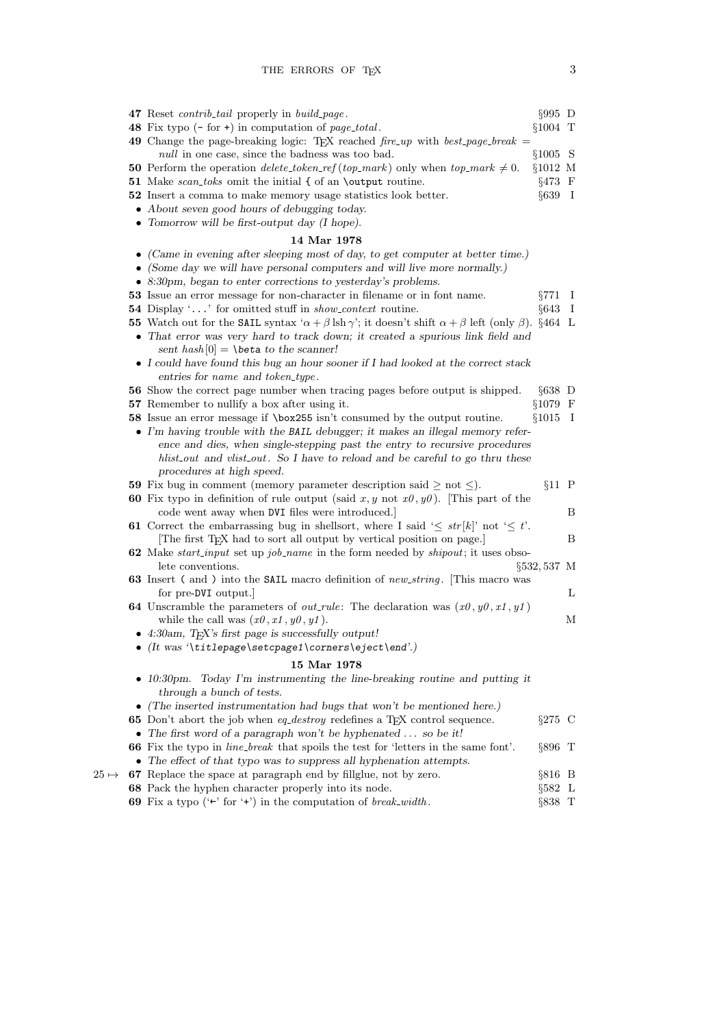**47** Reset *contrib_tail* properly in *build_page*. §995 D

**48** Fix typo (`-` for `+`) in computation of *page_total*. §1004 T

**49** Change the page-breaking logic: TEX reached *fire_up* with *best_page_break* = *null* in one case, since the badness was too bad. §1005 S

**50** Perform the operation *delete_token_ref*(*top_mark*) only when *top_mark* $\neq 0$. §1012 M

**51** Make *scan_toks* omit the initial `{` of an `\output` routine. §473 F

**52** Insert a comma to make memory usage statistics look better. §639 I

- *About seven good hours of debugging today.*
- *Tomorrow will be first-output day (I hope).*

### 14 Mar 1978

- *(Came in evening after sleeping most of day, to get computer at better time.)*
- *(Some day we will have personal computers and will live more normally.)*
- *8:30pm, began to enter corrections to yesterday's problems.*

**53** Issue an error message for non-character in filename or in font name. §771 I

**54** Display '`...`' for omitted stuff in *show_context* routine. §643 I

**55** Watch out for the `SAIL` syntax '$\alpha + \beta \operatorname{lsh} \gamma$'; it doesn't shift $\alpha + \beta$ left (only $\beta$). §464 L

- *That error was very hard to track down; it created a spurious link field and sent hash*[0] = `\beta` *to the scanner!*
- *I could have found this bug an hour sooner if I had looked at the correct stack entries for name and token_type.*

**56** Show the correct page number when tracing pages before output is shipped. §638 D

**57** Remember to nullify a box after using it. §1079 F

**58** Issue an error message if `\box255` isn't consumed by the output routine. §1015 I

- *I'm having trouble with the* `BAIL` *debugger; it makes an illegal memory reference and dies, when single-stepping past the entry to recursive procedures hlist_out and vlist_out. So I have to reload and be careful to go thru these procedures at high speed.*

**59** Fix bug in comment (memory parameter description said $\geq$ not $\leq$). §11 P

**60** Fix typo in definition of rule output (said $x, y$ not $x0, y0$). [This part of the code went away when `DVI` files were introduced.] B

**61** Correct the embarrassing bug in shellsort, where I said '$\leq$ *str*[$k$]' not '$\leq t$'. [The first TEX had to sort all output by vertical position on page.] B

**62** Make *start_input* set up *job_name* in the form needed by *shipout*; it uses obsolete conventions. §532, 537 M

**63** Insert `(` and `)` into the `SAIL` macro definition of *new_string*. [This macro was for pre-`DVI` output.] L

**64** Unscramble the parameters of *out_rule*: The declaration was $(x0, y0, x1, y1)$ while the call was $(x0, x1, y0, y1)$. M

- *4:30am, TEX's first page is successfully output!*
- *(It was '`\titlepage\setcpage1\corners\eject\end`'.)*

### 15 Mar 1978

- *10:30pm. Today I'm instrumenting the line-breaking routine and putting it through a bunch of tests.*
- *(The inserted instrumentation had bugs that won't be mentioned here.)*

**65** Don't abort the job when *eq_destroy* redefines a TEX control sequence. §275 C

- *The first word of a paragraph won't be hyphenated ... so be it!*

**66** Fix the typo in *line_break* that spoils the test for 'letters in the same font'. §896 T

- *The effect of that typo was to suppress all hyphenation attempts.*

25 ↦ **67** Replace the space at paragraph end by fillglue, not by zero. §816 B

**68** Pack the hyphen character properly into its node. §582 L

**69** Fix a typo ('`←`' for '`+`') in the computation of *break_width*. §838 T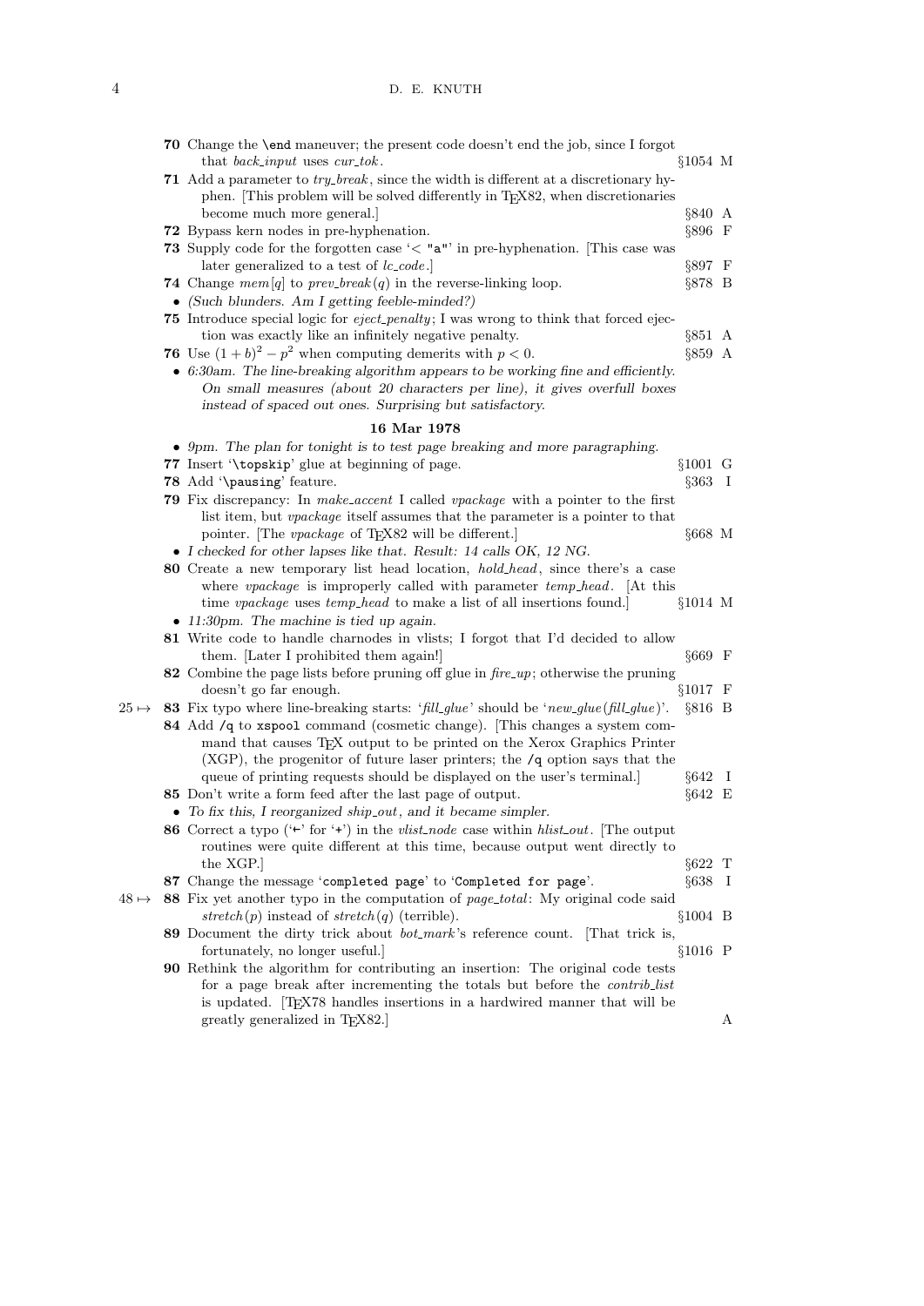**70** Change the `\end` maneuver; the present code doesn't end the job, since I forgot that *back_input* uses *cur_tok*. §1054 M

**71** Add a parameter to *try_break*, since the width is different at a discretionary hyphen. [This problem will be solved differently in TEX82, when discretionaries become much more general.] §840 A

**72** Bypass kern nodes in pre-hyphenation. §896 F

**73** Supply code for the forgotten case '< `"a"`' in pre-hyphenation. [This case was later generalized to a test of *lc_code*.] §897 F

**74** Change $mem[q]$ to $prev\_break(q)$ in the reverse-linking loop. §878 B

- *(Such blunders. Am I getting feeble-minded?)*

**75** Introduce special logic for *eject_penalty*; I was wrong to think that forced ejection was exactly like an infinitely negative penalty. §851 A

**76** Use $(1+b)^2 - p^2$ when computing demerits with $p < 0$. §859 A

- *6:30am. The line-breaking algorithm appears to be working fine and efficiently. On small measures (about 20 characters per line), it gives overfull boxes instead of spaced out ones. Surprising but satisfactory.*

### 16 Mar 1978

- *9pm. The plan for tonight is to test page breaking and more paragraphing.*

**77** Insert '`\topskip`' glue at beginning of page. §1001 G

**78** Add '`\pausing`' feature. §363 I

**79** Fix discrepancy: In *make_accent* I called *vpackage* with a pointer to the first list item, but *vpackage* itself assumes that the parameter is a pointer to that pointer. [The *vpackage* of TEX82 will be different.] §668 M

- *I checked for other lapses like that. Result: 14 calls OK, 12 NG.*

**80** Create a new temporary list head location, *hold_head*, since there's a case where *vpackage* is improperly called with parameter *temp_head*. [At this time *vpackage* uses *temp_head* to make a list of all insertions found.] §1014 M

- *11:30pm. The machine is tied up again.*

**81** Write code to handle charnodes in vlists; I forgot that I'd decided to allow them. [Later I prohibited them again!] §669 F

**82** Combine the page lists before pruning off glue in *fire_up*; otherwise the pruning doesn't go far enough. §1017 F

25 ↦ **83** Fix typo where line-breaking starts: '*fill_glue*' should be '*new_glue*(*fill_glue*)'. §816 B

**84** Add `/q` to `xspool` command (cosmetic change). [This changes a system command that causes TEX output to be printed on the Xerox Graphics Printer (XGP), the progenitor of future laser printers; the `/q` option says that the queue of printing requests should be displayed on the user's terminal.] §642 I

**85** Don't write a form feed after the last page of output. §642 E

- *To fix this, I reorganized ship_out, and it became simpler.*

**86** Correct a typo ('`←`' for '`+`') in the *vlist_node* case within *hlist_out*. [The output routines were quite different at this time, because output went directly to the XGP.] §622 T

**87** Change the message '`completed page`' to '`Completed for page`'. §638 I

48 ↦ **88** Fix yet another typo in the computation of *page_total*: My original code said $stretch(p)$ instead of $stretch(q)$ (terrible). §1004 B

**89** Document the dirty trick about *bot_mark*'s reference count. [That trick is, fortunately, no longer useful.] §1016 P

**90** Rethink the algorithm for contributing an insertion: The original code tests for a page break after incrementing the totals but before the *contrib_list* is updated. [TEX78 handles insertions in a hardwired manner that will be greatly generalized in TEX82.] A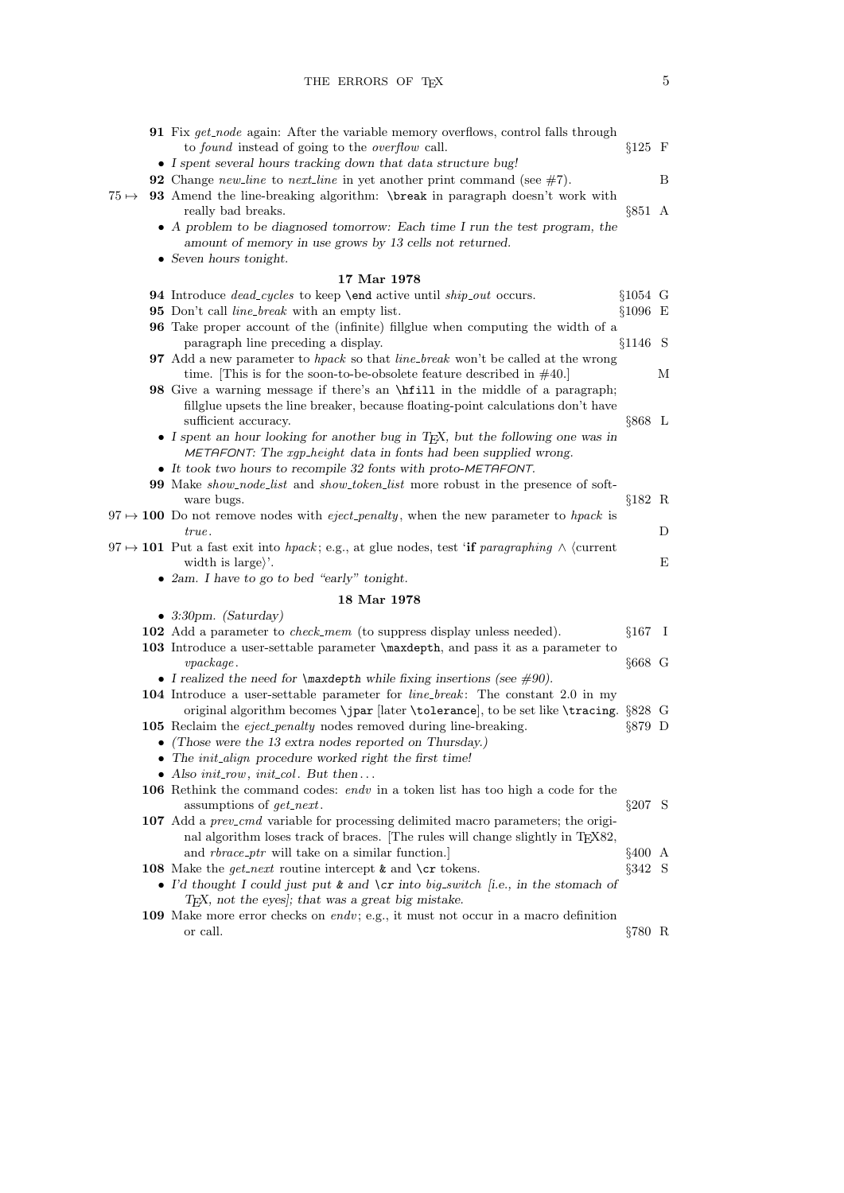**91** Fix *get_node* again: After the variable memory overflows, control falls through to *found* instead of going to the *overflow* call. §125 F

- *I spent several hours tracking down that data structure bug!*

**92** Change *new_line* to *next_line* in yet another print command (see #7). B

75 ↦ **93** Amend the line-breaking algorithm: `\break` in paragraph doesn't work with really bad breaks. §851 A

- *A problem to be diagnosed tomorrow: Each time I run the test program, the amount of memory in use grows by 13 cells not returned.*
- *Seven hours tonight.*

### 17 Mar 1978

**94** Introduce *dead_cycles* to keep `\end` active until *ship_out* occurs. §1054 G

**95** Don't call *line_break* with an empty list. §1096 E

**96** Take proper account of the (infinite) fillglue when computing the width of a paragraph line preceding a display. §1146 S

**97** Add a new parameter to *hpack* so that *line_break* won't be called at the wrong time. [This is for the soon-to-be-obsolete feature described in #40.] M

**98** Give a warning message if there's an `\hfill` in the middle of a paragraph; fillglue upsets the line breaker, because floating-point calculations don't have sufficient accuracy. §868 L

- *I spent an hour looking for another bug in TEX, but the following one was in METAFONT: The xgp_height data in fonts had been supplied wrong.*
- *It took two hours to recompile 32 fonts with proto-METAFONT.*

**99** Make *show_node_list* and *show_token_list* more robust in the presence of software bugs. §182 R

97 ↦ **100** Do not remove nodes with *eject_penalty*, when the new parameter to *hpack* is *true*. D

97 ↦ **101** Put a fast exit into *hpack*; e.g., at glue nodes, test '**if** *paragraphing* ∧ ⟨current width is large⟩'. E

- *2am. I have to go to bed "early" tonight.*

### 18 Mar 1978

- *3:30pm. (Saturday)*

**102** Add a parameter to *check_mem* (to suppress display unless needed). §167 I

**103** Introduce a user-settable parameter `\maxdepth`, and pass it as a parameter to *vpackage*. §668 G

- *I realized the need for `\maxdepth` while fixing insertions (see #90).*

**104** Introduce a user-settable parameter for *line_break*: The constant 2.0 in my original algorithm becomes `\jpar` [later `\tolerance`], to be set like `\tracing`. §828 G

**105** Reclaim the *eject_penalty* nodes removed during line-breaking. §879 D

- *(Those were the 13 extra nodes reported on Thursday.)*
- *The init_align procedure worked right the first time!*
- *Also init_row, init_col. But then...*

**106** Rethink the command codes: *endv* in a token list has too high a code for the assumptions of *get_next*. §207 S

**107** Add a *prev_cmd* variable for processing delimited macro parameters; the original algorithm loses track of braces. [The rules will change slightly in TEX82, and *rbrace_ptr* will take on a similar function.] §400 A

**108** Make the *get_next* routine intercept `&` and `\cr` tokens. §342 S

- *I'd thought I could just put `&` and `\cr` into big_switch [i.e., in the stomach of TEX, not the eyes]; that was a great big mistake.*

**109** Make more error checks on *endv*; e.g., it must not occur in a macro definition or call. §780 R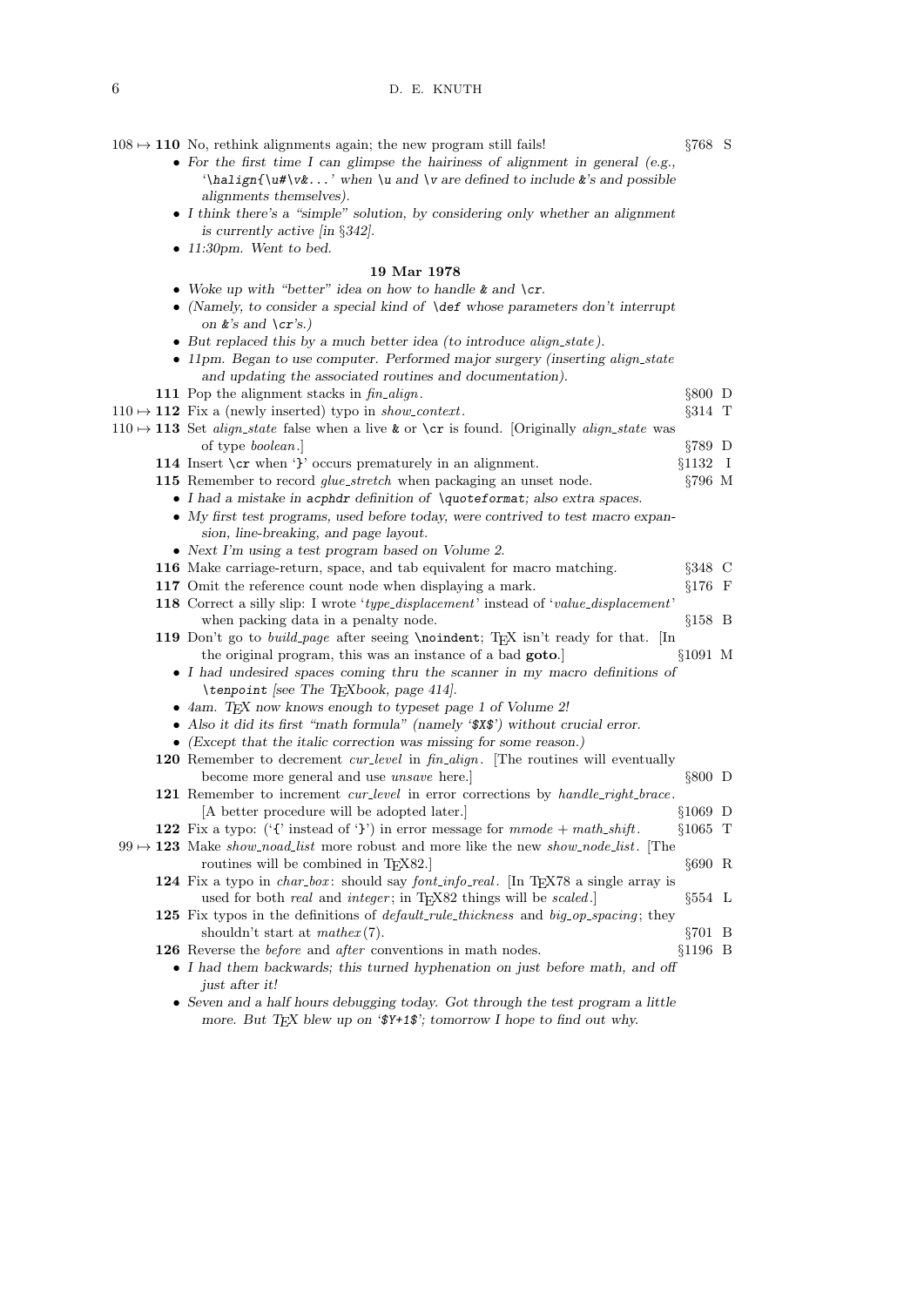$108 \mapsto$ **110** No, rethink alignments again; the new program still fails! §768 S

- *For the first time I can glimpse the hairiness of alignment in general (e.g., '`\halign{\u#\v&...`' when `\u` and `\v` are defined to include `&`'s and possible alignments themselves).*
- *I think there's a "simple" solution, by considering only whether an alignment is currently active [in §342].*
- *11:30pm. Went to bed.*

### 19 Mar 1978

- *Woke up with "better" idea on how to handle `&` and `\cr`.*
- *(Namely, to consider a special kind of `\def` whose parameters don't interrupt on `&`'s and `\cr`'s.)*
- *But replaced this by a much better idea (to introduce align_state).*
- *11pm. Began to use computer. Performed major surgery (inserting align_state and updating the associated routines and documentation).*

**111** Pop the alignment stacks in *fin_align*. §800 D

$110 \mapsto$ **112** Fix a (newly inserted) typo in *show_context*. §314 T

$110 \mapsto$ **113** Set *align_state* false when a live `&` or `\cr` is found. [Originally *align_state* was of type *boolean*.] §789 D

**114** Insert `\cr` when '`}`' occurs prematurely in an alignment. §1132 I

**115** Remember to record *glue_stretch* when packaging an unset node. §796 M

- *I had a mistake in `acphdr` definition of `\quoteformat`; also extra spaces.*
- *My first test programs, used before today, were contrived to test macro expansion, line-breaking, and page layout.*
- *Next I'm using a test program based on Volume 2.*

**116** Make carriage-return, space, and tab equivalent for macro matching. §348 C

**117** Omit the reference count node when displaying a mark. §176 F

**118** Correct a silly slip: I wrote '*type_displacement*' instead of '*value_displacement*' when packing data in a penalty node. §158 B

**119** Don't go to *build_page* after seeing `\noindent`; TEX isn't ready for that. [In the original program, this was an instance of a bad **goto**.] §1091 M

- *I had undesired spaces coming thru the scanner in my macro definitions of `\tenpoint` [see The TEXbook, page 414].*
- *4am. TEX now knows enough to typeset page 1 of Volume 2!*
- *Also it did its first "math formula" (namely '`$X$`') without crucial error.*
- *(Except that the italic correction was missing for some reason.)*

**120** Remember to decrement *cur_level* in *fin_align*. [The routines will eventually become more general and use *unsave* here.] §800 D

**121** Remember to increment *cur_level* in error corrections by *handle_right_brace*. [A better procedure will be adopted later.] §1069 D

**122** Fix a typo: ('`{`' instead of '`}`') in error message for *mmode* + *math_shift*. §1065 T

$99 \mapsto$ **123** Make *show_noad_list* more robust and more like the new *show_node_list*. [The routines will be combined in TEX82.] §690 R

**124** Fix a typo in *char_box*: should say *font_info_real*. [In TEX78 a single array is used for both *real* and *integer*; in TEX82 things will be *scaled*.] §554 L

**125** Fix typos in the definitions of *default_rule_thickness* and *big_op_spacing*; they shouldn't start at *mathex*(7). §701 B

**126** Reverse the *before* and *after* conventions in math nodes. §1196 B

- *I had them backwards; this turned hyphenation on just before math, and off just after it!*
- *Seven and a half hours debugging today. Got through the test program a little more. But TEX blew up on '`$Y+1$`'; tomorrow I hope to find out why.*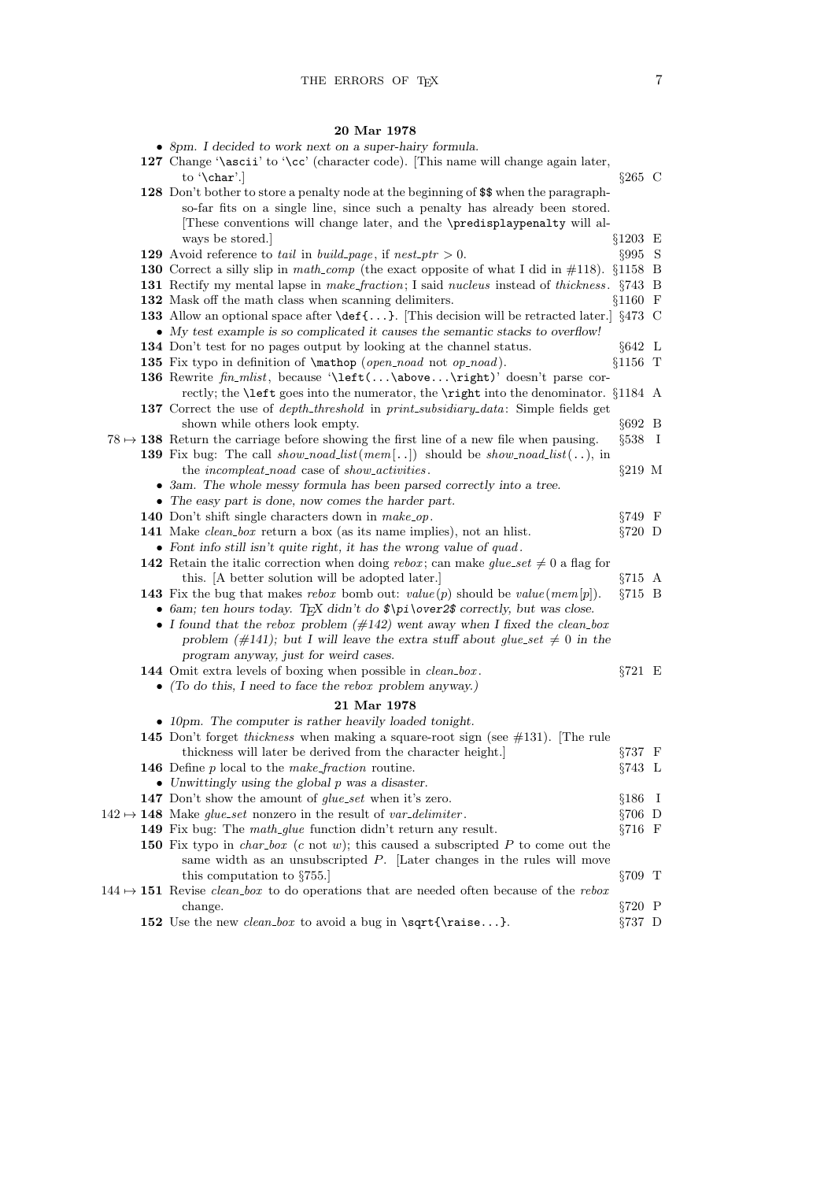## 20 Mar 1978

- *8pm. I decided to work next on a super-hairy formula.*

**127** Change '`\ascii`' to '`\cc`' (character code). [This name will change again later, to '`\char`'.] §265 C

**128** Don't bother to store a penalty node at the beginning of `$$` when the paragraph-so-far fits on a single line, since such a penalty has already been stored. [These conventions will change later, and the `\predisplaypenalty` will always be stored.] §1203 E

**129** Avoid reference to *tail* in *build_page*, if $nest\_ptr > 0$. §995 S

**130** Correct a silly slip in *math_comp* (the exact opposite of what I did in #118). §1158 B

**131** Rectify my mental lapse in *make_fraction*; I said *nucleus* instead of *thickness*. §743 B

**132** Mask off the math class when scanning delimiters. §1160 F

**133** Allow an optional space after `\def{...}`. [This decision will be retracted later.] §473 C

- *My test example is so complicated it causes the semantic stacks to overflow!*

**134** Don't test for no pages output by looking at the channel status. §642 L

**135** Fix typo in definition of `\mathop` (*open_noad* not *op_noad*). §1156 T

**136** Rewrite *fin_mlist*, because '`\left(...\above...\right)`' doesn't parse correctly; the `\left` goes into the numerator, the `\right` into the denominator. §1184 A

**137** Correct the use of *depth_threshold* in *print_subsidiary_data*: Simple fields get shown while others look empty. §692 B

78 ↦ **138** Return the carriage before showing the first line of a new file when pausing. §538 I

**139** Fix bug: The call *show_noad_list*(*mem*[..]) should be *show_noad_list*(..), in the *incompleat_noad* case of *show_activities*. §219 M

- *3am. The whole messy formula has been parsed correctly into a tree.*
- *The easy part is done, now comes the harder part.*

**140** Don't shift single characters down in *make_op*. §749 F

**141** Make *clean_box* return a box (as its name implies), not an hlist. §720 D

- *Font info still isn't quite right, it has the wrong value of quad.*

**142** Retain the italic correction when doing *rebox*; can make $glue\_set \neq 0$ a flag for this. [A better solution will be adopted later.] §715 A

**143** Fix the bug that makes *rebox* bomb out: *value*(*p*) should be *value*(*mem*[*p*]). §715 B

- *6am; ten hours today. TeX didn't do `$\pi\over2$` correctly, but was close.*
- *I found that the rebox problem (#142) went away when I fixed the clean_box problem (#141); but I will leave the extra stuff about $glue\_set \neq 0$ in the program anyway, just for weird cases.*

**144** Omit extra levels of boxing when possible in *clean_box*. §721 E

- *(To do this, I need to face the rebox problem anyway.)*

## 21 Mar 1978

- *10pm. The computer is rather heavily loaded tonight.*

**145** Don't forget *thickness* when making a square-root sign (see #131). [The rule thickness will later be derived from the character height.] §737 F

**146** Define *p* local to the *make_fraction* routine. §743 L

- *Unwittingly using the global p was a disaster.*

**147** Don't show the amount of *glue_set* when it's zero. §186 I

142 ↦ **148** Make *glue_set* nonzero in the result of *var_delimiter*. §706 D

**149** Fix bug: The *math_glue* function didn't return any result. §716 F

**150** Fix typo in *char_box* (*c* not *w*); this caused a subscripted *P* to come out the same width as an unsubscripted *P*. [Later changes in the rules will move this computation to §755.] §709 T

144 ↦ **151** Revise *clean_box* to do operations that are needed often because of the *rebox* change. §720 P

**152** Use the new *clean_box* to avoid a bug in `\sqrt{\raise...}`. §737 D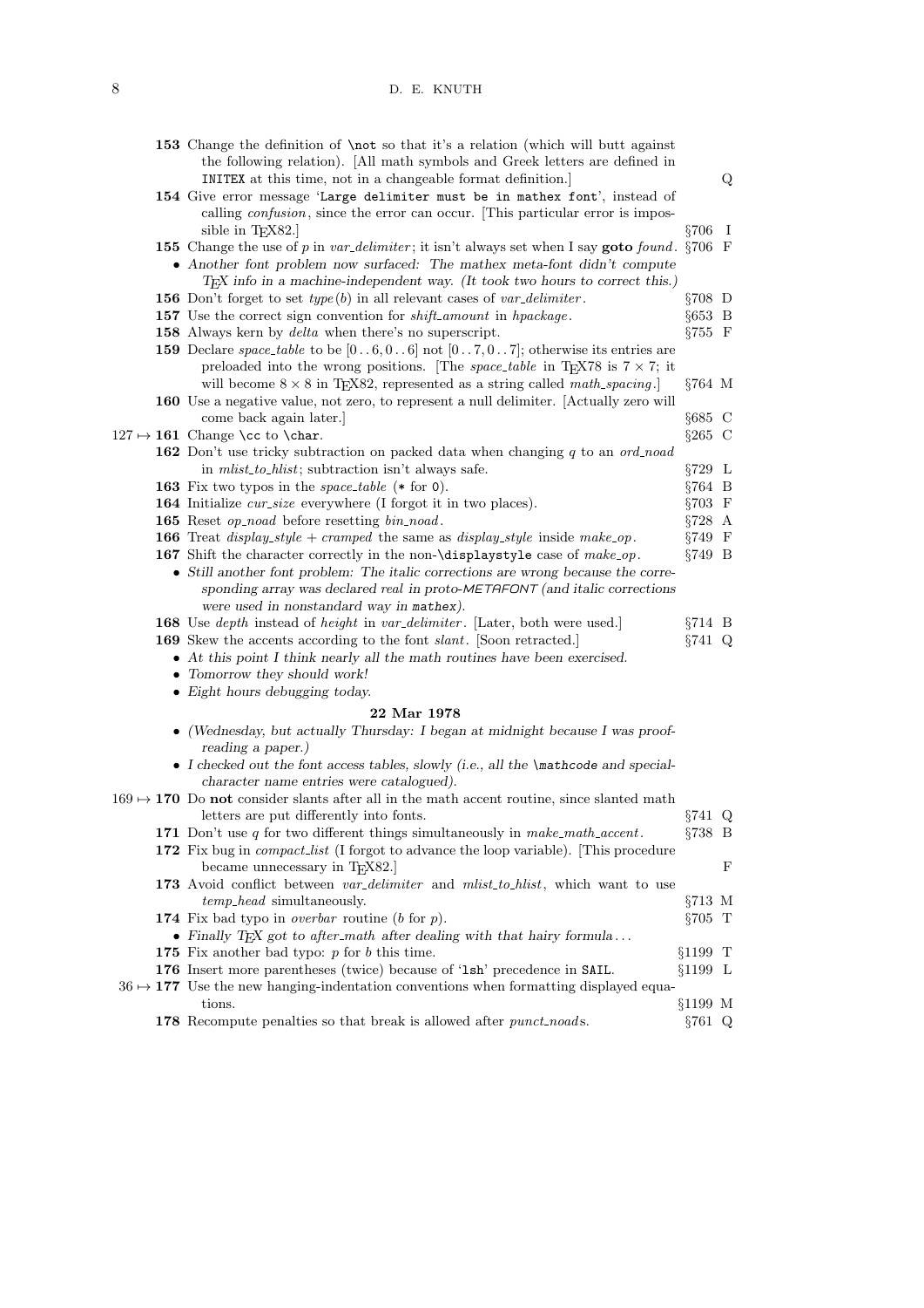**153** Change the definition of `\not` so that it's a relation (which will butt against the following relation). [All math symbols and Greek letters are defined in `INITEX` at this time, not in a changeable format definition.] Q

**154** Give error message '`Large delimiter must be in mathex font`', instead of calling *confusion*, since the error can occur. [This particular error is impossible in TeX82.] §706 I

**155** Change the use of $p$ in *var_delimiter*; it isn't always set when I say **goto** *found*. §706 F

- *Another font problem now surfaced: The mathex meta-font didn't compute TeX info in a machine-independent way. (It took two hours to correct this.)*

**156** Don't forget to set *type*($b$) in all relevant cases of *var_delimiter*. §708 D

**157** Use the correct sign convention for *shift_amount* in *hpackage*. §653 B

**158** Always kern by *delta* when there's no superscript. §755 F

**159** Declare *space_table* to be $[0\,..\,6, 0\,..\,6]$ not $[0\,..\,7, 0\,..\,7]$; otherwise its entries are preloaded into the wrong positions. [The *space_table* in TeX78 is $7 \times 7$; it will become $8 \times 8$ in TeX82, represented as a string called *math_spacing*.] §764 M

**160** Use a negative value, not zero, to represent a null delimiter. [Actually zero will come back again later.] §685 C

127 ↦ **161** Change `\cc` to `\char`. §265 C

**162** Don't use tricky subtraction on packed data when changing $q$ to an *ord_noad* in *mlist_to_hlist*; subtraction isn't always safe. §729 L

**163** Fix two typos in the *space_table* (`*` for `0`). §764 B

**164** Initialize *cur_size* everywhere (I forgot it in two places). §703 F

**165** Reset *op_noad* before resetting *bin_noad*. §728 A

**166** Treat *display_style* + *cramped* the same as *display_style* inside *make_op*. §749 F

**167** Shift the character correctly in the non-`\displaystyle` case of *make_op*. §749 B

- *Still another font problem: The italic corrections are wrong because the corresponding array was declared real in proto-METAFONT (and italic corrections were used in nonstandard way in* `mathex`*).*

**168** Use *depth* instead of *height* in *var_delimiter*. [Later, both were used.] §714 B

**169** Skew the accents according to the font *slant*. [Soon retracted.] §741 Q

- *At this point I think nearly all the math routines have been exercised.*
- *Tomorrow they should work!*
- *Eight hours debugging today.*

### 22 Mar 1978

- *(Wednesday, but actually Thursday: I began at midnight because I was proofreading a paper.)*
- *I checked out the font access tables, slowly (i.e., all the* `\mathcode` *and special-character name entries were catalogued).*

169 ↦ **170** Do **not** consider slants after all in the math accent routine, since slanted math letters are put differently into fonts. §741 Q

**171** Don't use $q$ for two different things simultaneously in *make_math_accent*. §738 B

**172** Fix bug in *compact_list* (I forgot to advance the loop variable). [This procedure became unnecessary in TeX82.] F

**173** Avoid conflict between *var_delimiter* and *mlist_to_hlist*, which want to use *temp_head* simultaneously. §713 M

**174** Fix bad typo in *overbar* routine ($b$ for $p$). §705 T

- *Finally TeX got to after_math after dealing with that hairy formula . . .*

**175** Fix another bad typo: $p$ for $b$ this time. §1199 T

**176** Insert more parentheses (twice) because of '`lsh`' precedence in `SAIL`. §1199 L

36 ↦ **177** Use the new hanging-indentation conventions when formatting displayed equations. §1199 M

**178** Recompute penalties so that break is allowed after *punct_noad*s. §761 Q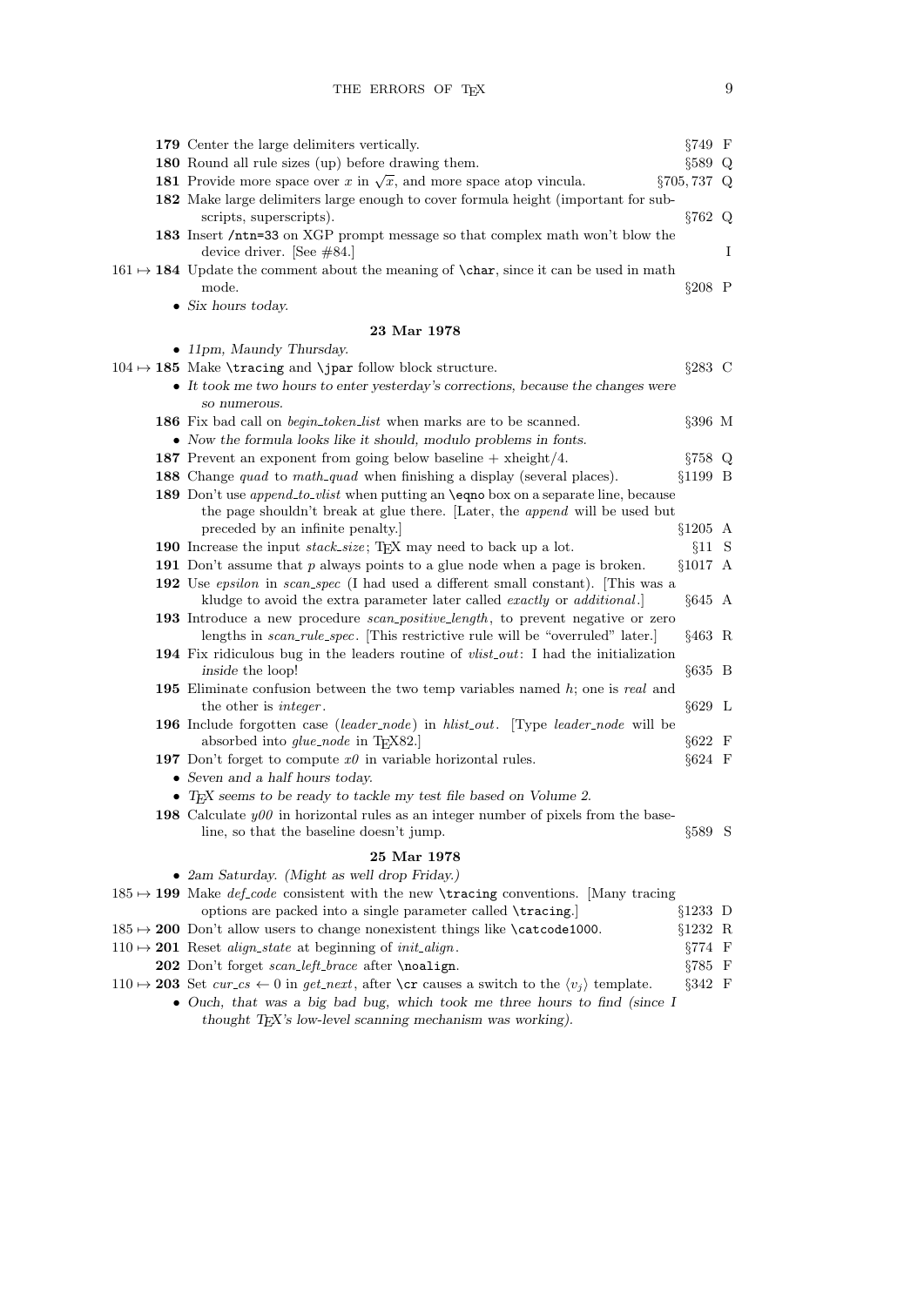**179** Center the large delimiters vertically. §749 F

**180** Round all rule sizes (up) before drawing them. §589 Q

**181** Provide more space over $x$ in $\sqrt{x}$, and more space atop vincula. §705, 737 Q

**182** Make large delimiters large enough to cover formula height (important for subscripts, superscripts). §762 Q

**183** Insert `/ntn=33` on XGP prompt message so that complex math won't blow the device driver. [See #84.] I

161 ↦ **184** Update the comment about the meaning of `\char`, since it can be used in math mode. §208 P

- *Six hours today.*

### 23 Mar 1978

- *11pm, Maundy Thursday.*

104 ↦ **185** Make `\tracing` and `\jpar` follow block structure. §283 C

- *It took me two hours to enter yesterday's corrections, because the changes were so numerous.*

**186** Fix bad call on *begin_token_list* when marks are to be scanned. §396 M

- *Now the formula looks like it should, modulo problems in fonts.*

**187** Prevent an exponent from going below baseline + xheight/4. §758 Q

**188** Change *quad* to *math_quad* when finishing a display (several places). §1199 B

**189** Don't use *append_to_vlist* when putting an `\eqno` box on a separate line, because the page shouldn't break at glue there. [Later, the *append* will be used but preceded by an infinite penalty.] §1205 A

**190** Increase the input *stack_size*; TeX may need to back up a lot. §11 S

**191** Don't assume that *p* always points to a glue node when a page is broken. §1017 A

**192** Use *epsilon* in *scan_spec* (I had used a different small constant). [This was a kludge to avoid the extra parameter later called *exactly* or *additional*.] §645 A

**193** Introduce a new procedure *scan_positive_length*, to prevent negative or zero lengths in *scan_rule_spec*. [This restrictive rule will be "overruled" later.] §463 R

**194** Fix ridiculous bug in the leaders routine of *vlist_out*: I had the initialization *inside* the loop! §635 B

**195** Eliminate confusion between the two temp variables named *h*; one is *real* and the other is *integer*. §629 L

**196** Include forgotten case (*leader_node*) in *hlist_out*. [Type *leader_node* will be absorbed into *glue_node* in TeX82.] §622 F

**197** Don't forget to compute *x0* in variable horizontal rules. §624 F

- *Seven and a half hours today.*
- *TeX seems to be ready to tackle my test file based on Volume 2.*

**198** Calculate *y00* in horizontal rules as an integer number of pixels from the baseline, so that the baseline doesn't jump. §589 S

### 25 Mar 1978

- *2am Saturday. (Might as well drop Friday.)*

185 ↦ **199** Make *def_code* consistent with the new `\tracing` conventions. [Many tracing options are packed into a single parameter called `\tracing`.] §1233 D

185 ↦ **200** Don't allow users to change nonexistent things like `\catcode1000`. §1232 R

110 ↦ **201** Reset *align_state* at beginning of *init_align*. §774 F

**202** Don't forget *scan_left_brace* after `\noalign`. §785 F

110 ↦ **203** Set *cur_cs* ← 0 in *get_next*, after `\cr` causes a switch to the $\langle v_j \rangle$ template. §342 F

- *Ouch, that was a big bad bug, which took me three hours to find (since I thought TeX's low-level scanning mechanism was working).*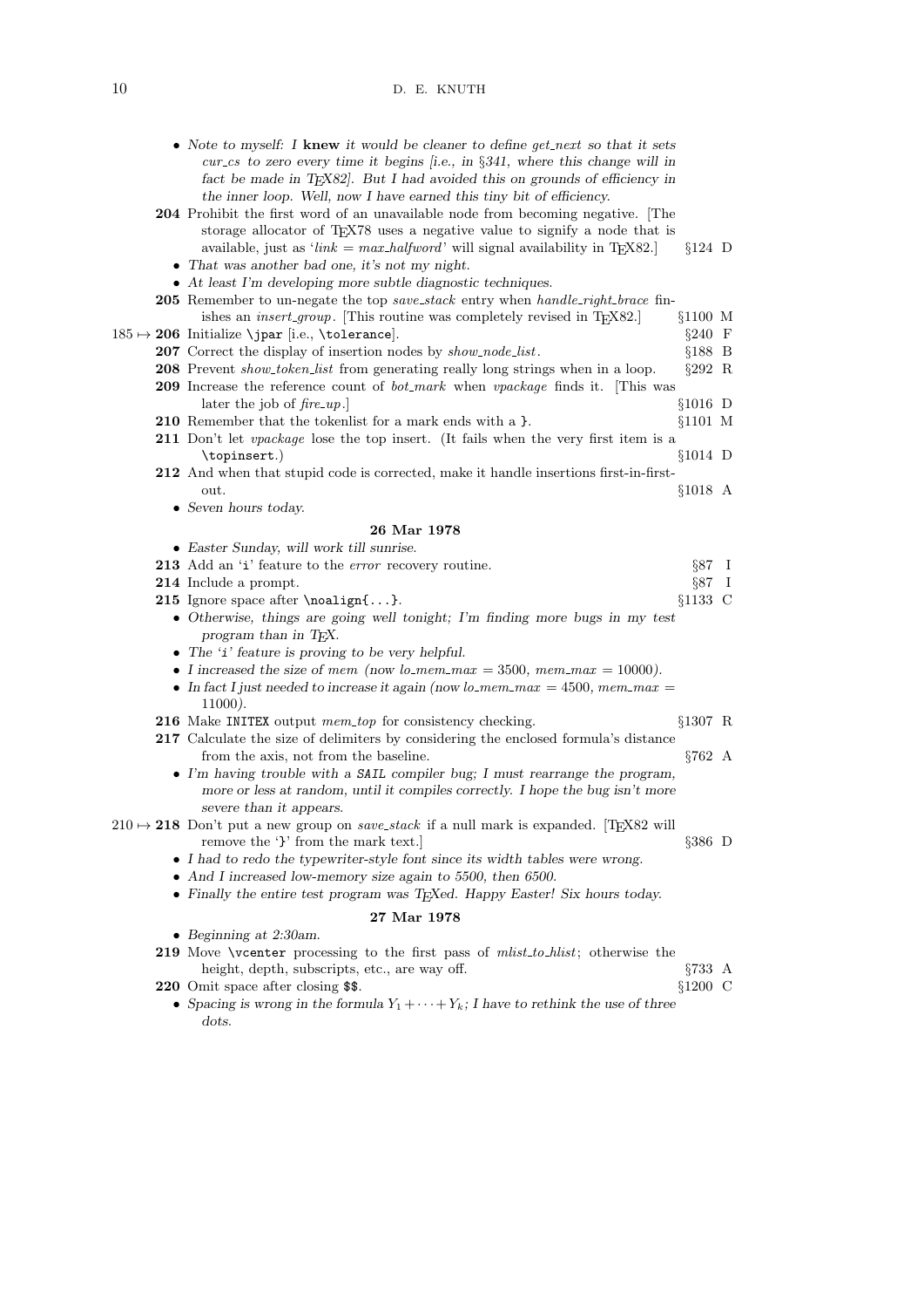- *Note to myself: I* **knew** *it would be cleaner to define get_next so that it sets cur_cs to zero every time it begins [i.e., in §341, where this change will in fact be made in TEX82]. But I had avoided this on grounds of efficiency in the inner loop. Well, now I have earned this tiny bit of efficiency.*

**204** Prohibit the first word of an unavailable node from becoming negative. [The storage allocator of TEX78 uses a negative value to signify a node that is available, just as '*link* = *max_halfword*' will signal availability in TEX82.] §124 D

- *That was another bad one, it's not my night.*
- *At least I'm developing more subtle diagnostic techniques.*

**205** Remember to un-negate the top *save_stack* entry when *handle_right_brace* finishes an *insert_group*. [This routine was completely revised in TEX82.] §1100 M

185 ↦ **206** Initialize `\jpar` [i.e., `\tolerance`]. §240 F

**207** Correct the display of insertion nodes by *show_node_list*. §188 B

**208** Prevent *show_token_list* from generating really long strings when in a loop. §292 R

**209** Increase the reference count of *bot_mark* when *vpackage* finds it. [This was later the job of *fire_up*.] §1016 D

**210** Remember that the tokenlist for a mark ends with a `}`. §1101 M

**211** Don't let *vpackage* lose the top insert. (It fails when the very first item is a `\topinsert`.) §1014 D

**212** And when that stupid code is corrected, make it handle insertions first-in-first-out. §1018 A

- *Seven hours today.*

### 26 Mar 1978

- *Easter Sunday, will work till sunrise.*

**213** Add an '`i`' feature to the *error* recovery routine. §87 I

**214** Include a prompt. §87 I

**215** Ignore space after `\noalign{...}`. §1133 C

- *Otherwise, things are going well tonight; I'm finding more bugs in my test program than in TEX.*
- *The '`i`' feature is proving to be very helpful.*
- *I increased the size of mem (now lo_mem_max = 3500, mem_max = 10000).*
- *In fact I just needed to increase it again (now lo_mem_max = 4500, mem_max = 11000).*

**216** Make `INITEX` output *mem_top* for consistency checking. §1307 R

**217** Calculate the size of delimiters by considering the enclosed formula's distance from the axis, not from the baseline. §762 A

- *I'm having trouble with a `SAIL` compiler bug; I must rearrange the program, more or less at random, until it compiles correctly. I hope the bug isn't more severe than it appears.*

210 ↦ **218** Don't put a new group on *save_stack* if a null mark is expanded. [TEX82 will remove the '`}`' from the mark text.] §386 D

- *I had to redo the typewriter-style font since its width tables were wrong.*
- *And I increased low-memory size again to 5500, then 6500.*
- *Finally the entire test program was TEXed. Happy Easter! Six hours today.*

### 27 Mar 1978

- *Beginning at 2:30am.*

**219** Move `\vcenter` processing to the first pass of *mlist_to_hlist*; otherwise the height, depth, subscripts, etc., are way off. §733 A

**220** Omit space after closing `$$`. §1200 C

- *Spacing is wrong in the formula $Y_1 + \cdots + Y_k$; I have to rethink the use of three dots.*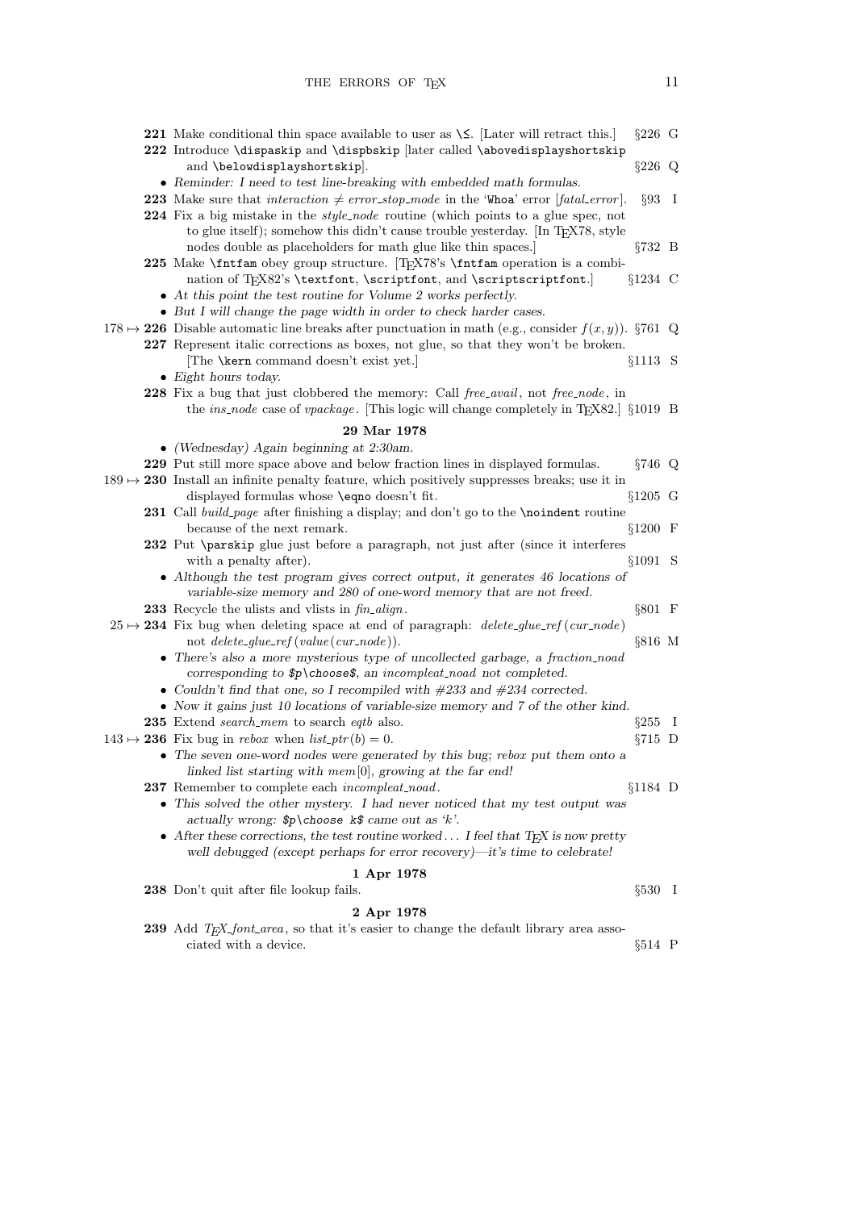**221** Make conditional thin space available to user as `\≤`. [Later will retract this.] §226 G

**222** Introduce `\dispaskip` and `\dispbskip` [later called `\abovedisplayshortskip` and `\belowdisplayshortskip`]. §226 Q

- *Reminder: I need to test line-breaking with embedded math formulas.*

**223** Make sure that *interaction* ≠ *error_stop_mode* in the '`Whoa`' error [*fatal_error*]. §93 I

**224** Fix a big mistake in the *style_node* routine (which points to a glue spec, not to glue itself); somehow this didn't cause trouble yesterday. [In TEX78, style nodes double as placeholders for math glue like thin spaces.] §732 B

**225** Make `\fntfam` obey group structure. [TEX78's `\fntfam` operation is a combination of TEX82's `\textfont`, `\scriptfont`, and `\scriptscriptfont`.] §1234 C

- *At this point the test routine for Volume 2 works perfectly.*
- *But I will change the page width in order to check harder cases.*

178 ↦ **226** Disable automatic line breaks after punctuation in math (e.g., consider $f(x, y)$). §761 Q

**227** Represent italic corrections as boxes, not glue, so that they won't be broken. [The `\kern` command doesn't exist yet.] §1113 S

- *Eight hours today.*

**228** Fix a bug that just clobbered the memory: Call *free_avail*, not *free_node*, in the *ins_node* case of *vpackage*. [This logic will change completely in TEX82.] §1019 B

### 29 Mar 1978

- *(Wednesday) Again beginning at 2:30am.*

**229** Put still more space above and below fraction lines in displayed formulas. §746 Q

189 ↦ **230** Install an infinite penalty feature, which positively suppresses breaks; use it in displayed formulas whose `\eqno` doesn't fit. §1205 G

**231** Call *build_page* after finishing a display; and don't go to the `\noindent` routine because of the next remark. §1200 F

**232** Put `\parskip` glue just before a paragraph, not just after (since it interferes with a penalty after). §1091 S

- *Although the test program gives correct output, it generates 46 locations of variable-size memory and 280 of one-word memory that are not freed.*

**233** Recycle the ulists and vlists in *fin_align*. §801 F

25 ↦ **234** Fix bug when deleting space at end of paragraph: *delete_glue_ref*(*cur_node*) not *delete_glue_ref*(*value*(*cur_node*)). §816 M

- *There's also a more mysterious type of uncollected garbage, a fraction_noad corresponding to `$p\choose$`, an incompleat_noad not completed.*
- *Couldn't find that one, so I recompiled with #233 and #234 corrected.*
- *Now it gains just 10 locations of variable-size memory and 7 of the other kind.*

**235** Extend *search_mem* to search *eqtb* also. §255 I

143 ↦ **236** Fix bug in *rebox* when *list_ptr*(*b*) = 0. §715 D

- *The seven one-word nodes were generated by this bug; rebox put them onto a linked list starting with mem[0], growing at the far end!*

**237** Remember to complete each *incompleat_noad*. §1184 D

- *This solved the other mystery. I had never noticed that my test output was actually wrong: `$p\choose k$` came out as 'k'.*
- *After these corrections, the test routine worked . . . I feel that TEX is now pretty well debugged (except perhaps for error recovery)—it's time to celebrate!*

### 1 Apr 1978

**238** Don't quit after file lookup fails. §530 I

### 2 Apr 1978

**239** Add *TEX_font_area*, so that it's easier to change the default library area associated with a device. §514 P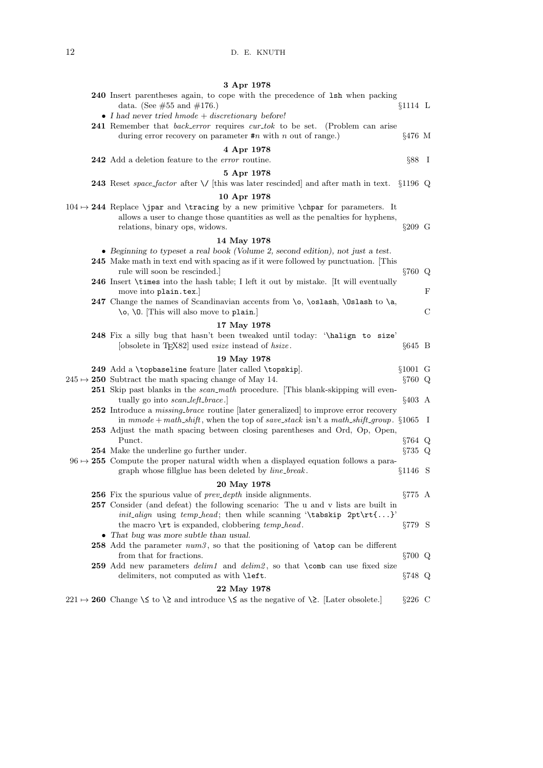**3 Apr 1978**

**240** Insert parentheses again, to cope with the precedence of `lsh` when packing data. (See #55 and #176.) §1114 L

- *I had never tried hmode + discretionary before!*

**241** Remember that *back_error* requires *cur_tok* to be set. (Problem can arise during error recovery on parameter `#`$n$ with $n$ out of range.) §476 M

**4 Apr 1978**

**242** Add a deletion feature to the *error* routine. §88 I

**5 Apr 1978**

**243** Reset *space_factor* after `\/` [this was later rescinded] and after math in text. §1196 Q

**10 Apr 1978**

104 ↦ **244** Replace `\jpar` and `\tracing` by a new primitive `\chpar` for parameters. It allows a user to change those quantities as well as the penalties for hyphens, relations, binary ops, widows. §209 G

**14 May 1978**

- *Beginning to typeset a real book (Volume 2, second edition), not just a test.*

**245** Make math in text end with spacing as if it were followed by punctuation. [This rule will soon be rescinded.] §760 Q

**246** Insert `\times` into the hash table; I left it out by mistake. [It will eventually move into `plain.tex`.] F

**247** Change the names of Scandinavian accents from `\o`, `\oslash`, `\Oslash` to `\a`, `\o`, `\O`. [This will also move to `plain`.] C

**17 May 1978**

**248** Fix a silly bug that hasn't been tweaked until today: '`\halign to size`' [obsolete in TEX82] used *vsize* instead of *hsize*. §645 B

**19 May 1978**

**249** Add a `\topbaseline` feature [later called `\topskip`]. §1001 G

245 ↦ **250** Subtract the math spacing change of May 14. §760 Q

**251** Skip past blanks in the *scan_math* procedure. [This blank-skipping will eventually go into *scan_left_brace*.] §403 A

**252** Introduce a *missing_brace* routine [later generalized] to improve error recovery in *mmode* + *math_shift*, when the top of *save_stack* isn't a *math_shift_group*. §1065 I

**253** Adjust the math spacing between closing parentheses and Ord, Op, Open, Punct. §764 Q

**254** Make the underline go further under. §735 Q

96 ↦ **255** Compute the proper natural width when a displayed equation follows a paragraph whose fillglue has been deleted by *line_break*. §1146 S

**20 May 1978**

**256** Fix the spurious value of *prev_depth* inside alignments. §775 A

**257** Consider (and defeat) the following scenario: The u and v lists are built in *init_align* using *temp_head*; then while scanning '`\tabskip 2pt\rt{...}`' the macro `\rt` is expanded, clobbering *temp_head*. §779 S

- *That bug was more subtle than usual.*

**258** Add the parameter *num3*, so that the positioning of `\atop` can be different from that for fractions. §700 Q

**259** Add new parameters *delim1* and *delim2*, so that `\comb` can use fixed size delimiters, not computed as with `\left`. §748 Q

**22 May 1978**

221 ↦ **260** Change `\≤` to `\≥` and introduce `\≤` as the negative of `\≥`. [Later obsolete.] §226 C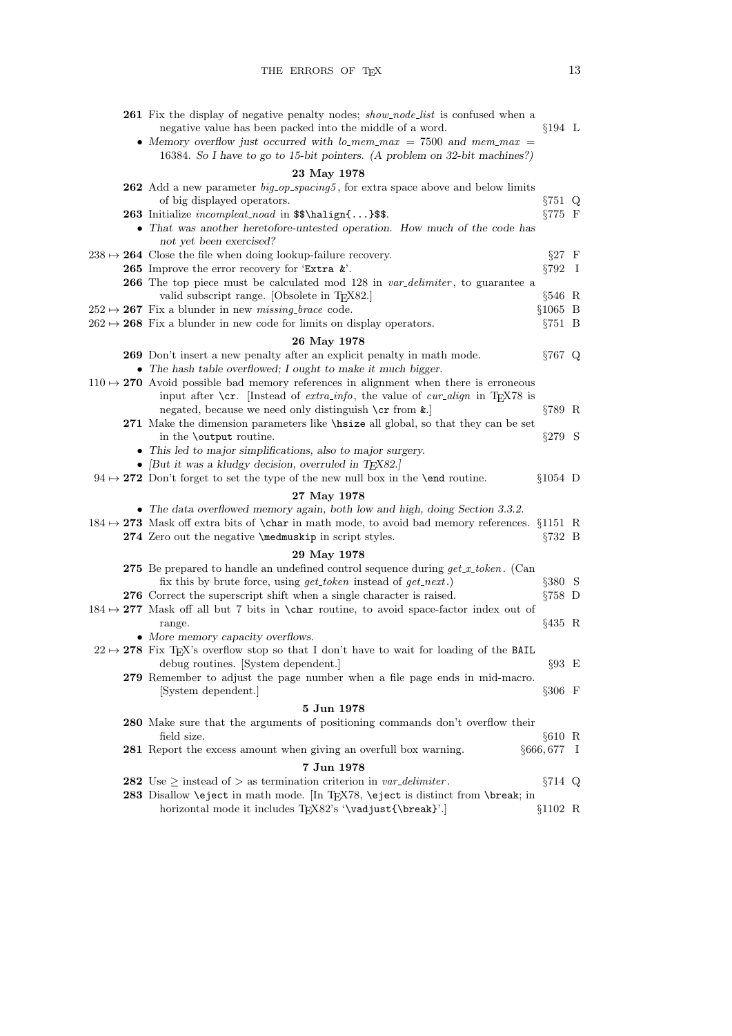**261** Fix the display of negative penalty nodes; *show_node_list* is confused when a negative value has been packed into the middle of a word. §194 L

- *Memory overflow just occurred with lo_mem_max = 7500 and mem_max = 16384. So I have to go to 15-bit pointers. (A problem on 32-bit machines?)*

### 23 May 1978

**262** Add a new parameter *big_op_spacing5*, for extra space above and below limits of big displayed operators. §751 Q

**263** Initialize *incompleat_noad* in `$$\halign{...}$$`. §775 F

- *That was another heretofore-untested operation. How much of the code has not yet been exercised?*

238 ↦ **264** Close the file when doing lookup-failure recovery. §27 F

**265** Improve the error recovery for '`Extra &`'. §792 I

**266** The top piece must be calculated mod 128 in *var_delimiter*, to guarantee a valid subscript range. [Obsolete in TeX82.] §546 R

252 ↦ **267** Fix a blunder in new *missing_brace* code. §1065 B

262 ↦ **268** Fix a blunder in new code for limits on display operators. §751 B

### 26 May 1978

**269** Don't insert a new penalty after an explicit penalty in math mode. §767 Q

- *The hash table overflowed; I ought to make it much bigger.*

110 ↦ **270** Avoid possible bad memory references in alignment when there is erroneous input after `\cr`. [Instead of *extra_info*, the value of *cur_align* in TeX78 is negated, because we need only distinguish `\cr` from `&`.] §789 R

**271** Make the dimension parameters like `\hsize` all global, so that they can be set in the `\output` routine. §279 S

- *This led to major simplifications, also to major surgery.*
- *[But it was a kludgy decision, overruled in TeX82.]*

94 ↦ **272** Don't forget to set the type of the new null box in the `\end` routine. §1054 D

### 27 May 1978

- *The data overflowed memory again, both low and high, doing Section 3.3.2.*

184 ↦ **273** Mask off extra bits of `\char` in math mode, to avoid bad memory references. §1151 R

**274** Zero out the negative `\medmuskip` in script styles. §732 B

### 29 May 1978

**275** Be prepared to handle an undefined control sequence during *get_x_token*. (Can fix this by brute force, using *get_token* instead of *get_next*.) §380 S

**276** Correct the superscript shift when a single character is raised. §758 D

184 ↦ **277** Mask off all but 7 bits in `\char` routine, to avoid space-factor index out of range. §435 R

- *More memory capacity overflows.*

22 ↦ **278** Fix TeX's overflow stop so that I don't have to wait for loading of the `BAIL` debug routines. [System dependent.] §93 E

**279** Remember to adjust the page number when a file page ends in mid-macro. [System dependent.] §306 F

### 5 Jun 1978

**280** Make sure that the arguments of positioning commands don't overflow their field size. §610 R

**281** Report the excess amount when giving an overfull box warning. §666, 677 I

### 7 Jun 1978

**282** Use $\geq$ instead of $>$ as termination criterion in *var_delimiter*. §714 Q

**283** Disallow `\eject` in math mode. [In TeX78, `\eject` is distinct from `\break`; in horizontal mode it includes TeX82's '`\vadjust{\break}`'.] §1102 R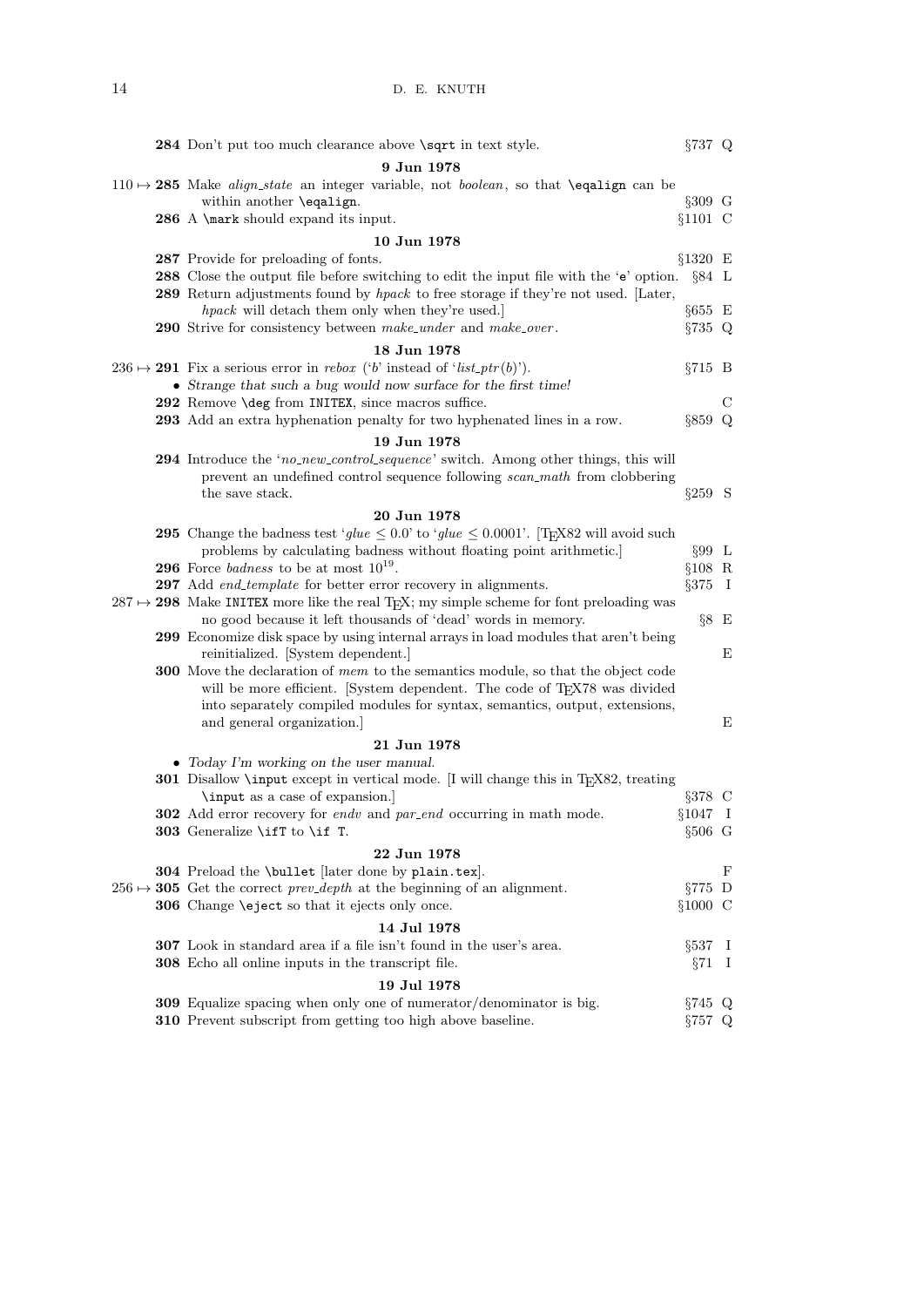**284** Don't put too much clearance above \sqrt in text style. §737 Q

**9 Jun 1978**

110 ↦ **285** Make *align_state* an integer variable, not *boolean*, so that \eqalign can be within another \eqalign. §309 G

**286** A \mark should expand its input. §1101 C

**10 Jun 1978**

**287** Provide for preloading of fonts. §1320 E

**288** Close the output file before switching to edit the input file with the 'e' option. §84 L

**289** Return adjustments found by *hpack* to free storage if they're not used. [Later, *hpack* will detach them only when they're used.] §655 E

**290** Strive for consistency between *make_under* and *make_over*. §735 Q

**18 Jun 1978**

236 ↦ **291** Fix a serious error in *rebox* ('*b*' instead of '*list_ptr*(*b*)'). §715 B

- *Strange that such a bug would now surface for the first time!*

**292** Remove \deg from INITEX, since macros suffice. C

**293** Add an extra hyphenation penalty for two hyphenated lines in a row. §859 Q

**19 Jun 1978**

**294** Introduce the '*no_new_control_sequence*' switch. Among other things, this will prevent an undefined control sequence following *scan_math* from clobbering the save stack. §259 S

**20 Jun 1978**

**295** Change the badness test '*glue* $\le 0.0$' to '*glue* $\le 0.0001$'. [TEX82 will avoid such problems by calculating badness without floating point arithmetic.] §99 L

**296** Force *badness* to be at most $10^{19}$. §108 R

**297** Add *end_template* for better error recovery in alignments. §375 I

287 ↦ **298** Make INITEX more like the real TEX; my simple scheme for font preloading was no good because it left thousands of 'dead' words in memory. §8 E

**299** Economize disk space by using internal arrays in load modules that aren't being reinitialized. [System dependent.] E

**300** Move the declaration of *mem* to the semantics module, so that the object code will be more efficient. [System dependent. The code of TEX78 was divided into separately compiled modules for syntax, semantics, output, extensions, and general organization.] E

**21 Jun 1978**

- *Today I'm working on the user manual.*

**301** Disallow \input except in vertical mode. [I will change this in TEX82, treating \input as a case of expansion.] §378 C

**302** Add error recovery for *endv* and *par_end* occurring in math mode. §1047 I

**303** Generalize \ifT to \if T. §506 G

**22 Jun 1978**

**304** Preload the \bullet [later done by plain.tex]. F

256 ↦ **305** Get the correct *prev_depth* at the beginning of an alignment. §775 D

**306** Change \eject so that it ejects only once. §1000 C

**14 Jul 1978**

**307** Look in standard area if a file isn't found in the user's area. §537 I

**308** Echo all online inputs in the transcript file. §71 I

**19 Jul 1978**

**309** Equalize spacing when only one of numerator/denominator is big. §745 Q

**310** Prevent subscript from getting too high above baseline. §757 Q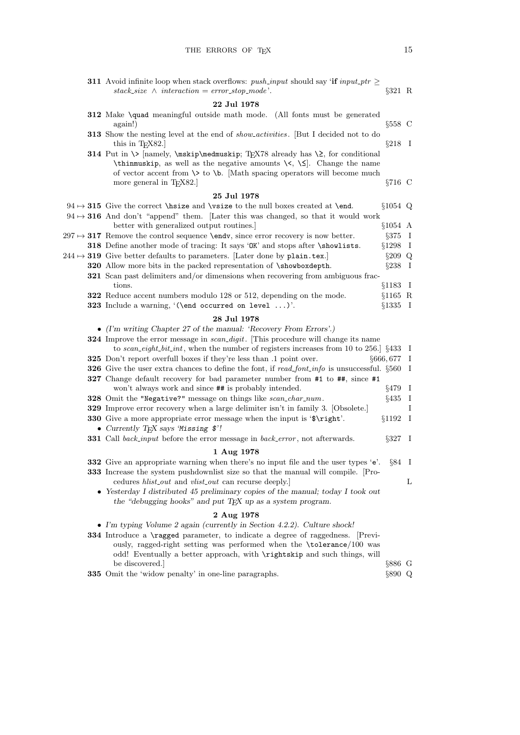**311** Avoid infinite loop when stack overflows: *push_input* should say '**if** $input\_ptr \geq stack\_size \wedge interaction = error\_stop\_mode$'. §321 R

### 22 Jul 1978

**312** Make `\quad` meaningful outside math mode. (All fonts must be generated again!) §558 C

**313** Show the nesting level at the end of *show_activities*. [But I decided not to do this in TEX82.] §218 I

**314** Put in `\>` [namely, `\mskip\medmuskip`; TEX78 already has `\≥`, for conditional `\thinmuskip`, as well as the negative amounts `\<`, `\≤`]. Change the name of vector accent from `\>` to `\b`. [Math spacing operators will become much more general in TEX82.] §716 C

### 25 Jul 1978

94 ↦ **315** Give the correct `\hsize` and `\vsize` to the null boxes created at `\end`. §1054 Q

94 ↦ **316** And don't "append" them. [Later this was changed, so that it would work better with generalized output routines.] §1054 A

297 ↦ **317** Remove the control sequence `\endv`, since error recovery is now better. §375 I

**318** Define another mode of tracing: It says '`OK`' and stops after `\showlists`. §1298 I

244 ↦ **319** Give better defaults to parameters. [Later done by `plain.tex`.] §209 Q

**320** Allow more bits in the packed representation of `\showboxdepth`. §238 I

**321** Scan past delimiters and/or dimensions when recovering from ambiguous fractions. §1183 I

**322** Reduce accent numbers modulo 128 or 512, depending on the mode. §1165 R

**323** Include a warning, '`(\end occurred on level ...)`'. §1335 I

### 28 Jul 1978

- *(I'm writing Chapter 27 of the manual: 'Recovery From Errors'.)*

**324** Improve the error message in *scan_digit*. [This procedure will change its name to *scan_eight_bit_int*, when the number of registers increases from 10 to 256.] §433 I

**325** Don't report overfull boxes if they're less than .1 point over. §666, 677 I

**326** Give the user extra chances to define the font, if *read_font_info* is unsuccessful. §560 I

**327** Change default recovery for bad parameter number from `#1` to `##`, since `#1` won't always work and since `##` is probably intended. §479 I

**328** Omit the `"Negative?"` message on things like *scan_char_num*. §435 I

**329** Improve error recovery when a large delimiter isn't in family 3. [Obsolete.] I

**330** Give a more appropriate error message when the input is '`$\right`'. §1192 I

- *Currently TEX says '`Missing $`'!*

**331** Call *back_input* before the error message in *back_error*, not afterwards. §327 I

### 1 Aug 1978

**332** Give an appropriate warning when there's no input file and the user types '`e`'. §84 I

**333** Increase the system pushdownlist size so that the manual will compile. [Procedures *hlist_out* and *vlist_out* can recurse deeply.] L

- *Yesterday I distributed 45 preliminary copies of the manual; today I took out the "debugging hooks" and put TEX up as a system program.*

### 2 Aug 1978

- *I'm typing Volume 2 again (currently in Section 4.2.2). Culture shock!*

**334** Introduce a `\ragged` parameter, to indicate a degree of raggedness. [Previously, ragged-right setting was performed when the `\tolerance`/100 was odd! Eventually a better approach, with `\rightskip` and such things, will be discovered.] §886 G

**335** Omit the 'widow penalty' in one-line paragraphs. §890 Q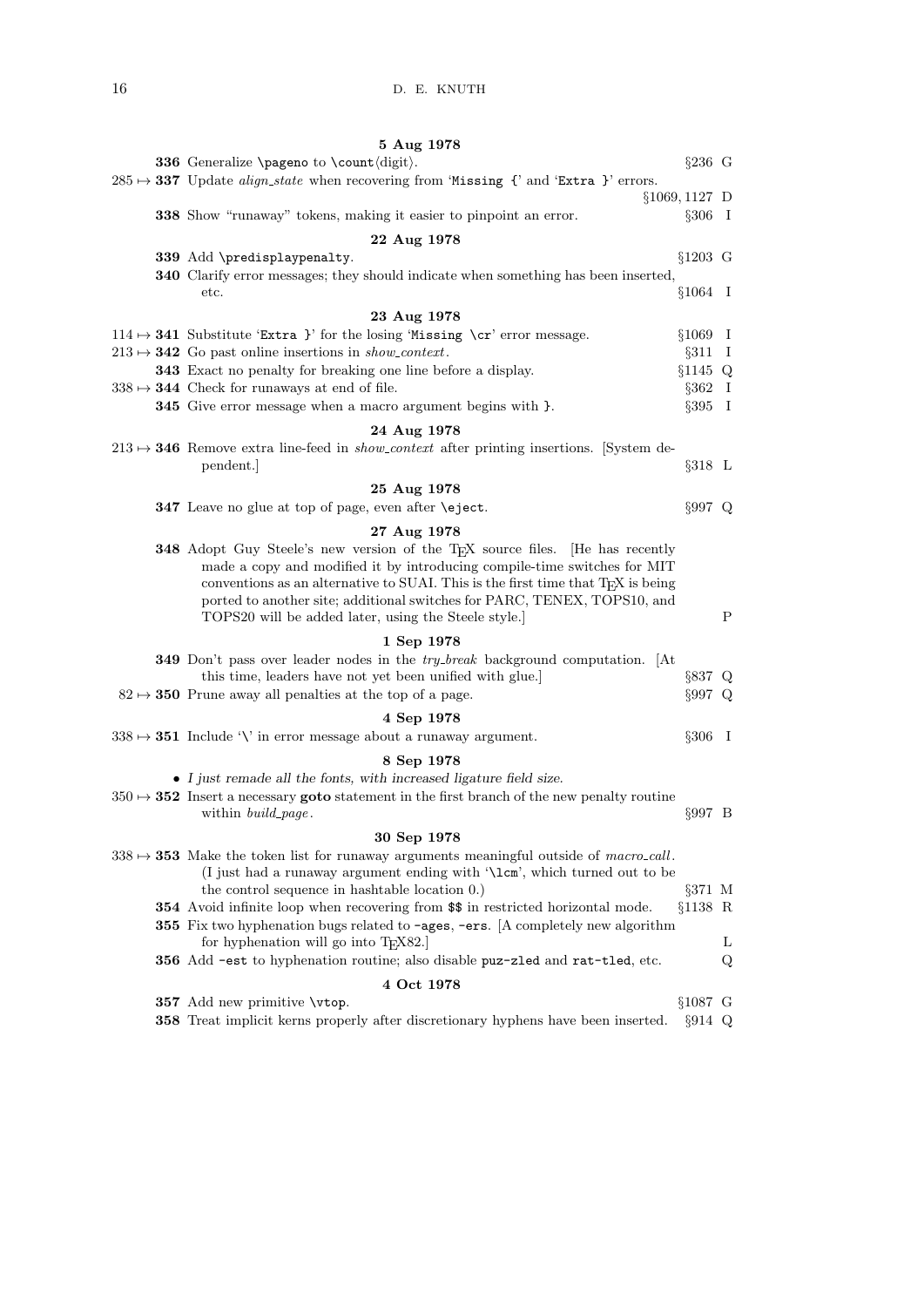**5 Aug 1978**

**336** Generalize `\pageno` to `\count`⟨digit⟩. §236 G

285 ↦ **337** Update *align_state* when recovering from '`Missing {`' and '`Extra }`' errors. §1069, 1127 D

**338** Show "runaway" tokens, making it easier to pinpoint an error. §306 I

**22 Aug 1978**

**339** Add `\predisplaypenalty`. §1203 G

**340** Clarify error messages; they should indicate when something has been inserted, etc. §1064 I

**23 Aug 1978**

114 ↦ **341** Substitute '`Extra }`' for the losing '`Missing \cr`' error message. §1069 I

213 ↦ **342** Go past online insertions in *show_context*. §311 I

**343** Exact no penalty for breaking one line before a display. §1145 Q

338 ↦ **344** Check for runaways at end of file. §362 I

**345** Give error message when a macro argument begins with `}`. §395 I

**24 Aug 1978**

213 ↦ **346** Remove extra line-feed in *show_context* after printing insertions. [System dependent.] §318 L

**25 Aug 1978**

**347** Leave no glue at top of page, even after `\eject`. §997 Q

**27 Aug 1978**

**348** Adopt Guy Steele's new version of the TeX source files. [He has recently made a copy and modified it by introducing compile-time switches for MIT conventions as an alternative to SUAI. This is the first time that TeX is being ported to another site; additional switches for PARC, TENEX, TOPS10, and TOPS20 will be added later, using the Steele style.] P

**1 Sep 1978**

**349** Don't pass over leader nodes in the *try_break* background computation. [At this time, leaders have not yet been unified with glue.] §837 Q

82 ↦ **350** Prune away all penalties at the top of a page. §997 Q

**4 Sep 1978**

338 ↦ **351** Include '`\`' in error message about a runaway argument. §306 I

**8 Sep 1978**

- *I just remade all the fonts, with increased ligature field size.*

350 ↦ **352** Insert a necessary **goto** statement in the first branch of the new penalty routine within *build_page*. §997 B

**30 Sep 1978**

338 ↦ **353** Make the token list for runaway arguments meaningful outside of *macro_call*. (I just had a runaway argument ending with '`\lcm`', which turned out to be the control sequence in hashtable location 0.) §371 M

**354** Avoid infinite loop when recovering from `$$` in restricted horizontal mode. §1138 R

**355** Fix two hyphenation bugs related to `-ages`, `-ers`. [A completely new algorithm for hyphenation will go into TeX82.] L

**356** Add `-est` to hyphenation routine; also disable `puz-zled` and `rat-tled`, etc. Q

**4 Oct 1978**

**357** Add new primitive `\vtop`. §1087 G

**358** Treat implicit kerns properly after discretionary hyphens have been inserted. §914 Q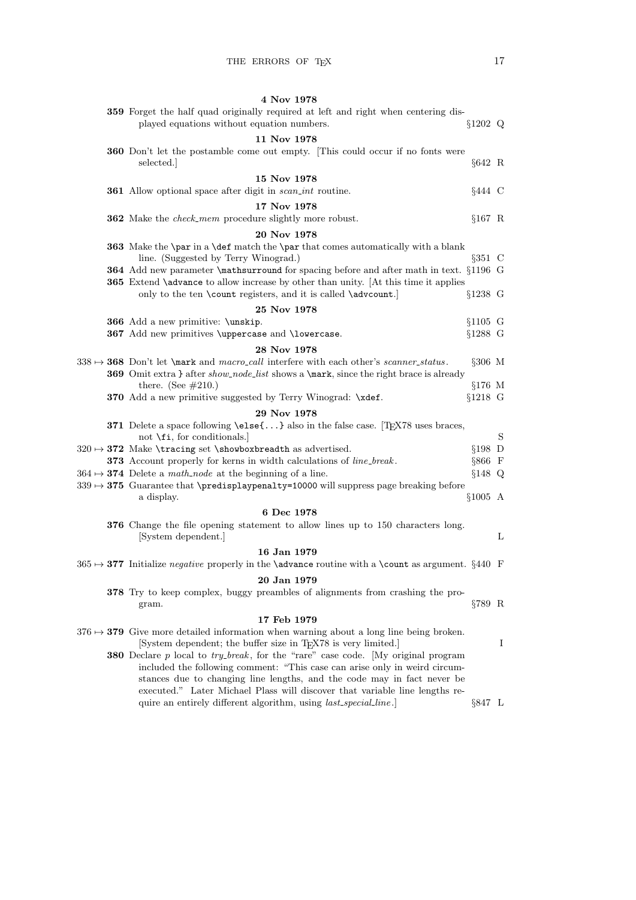**4 Nov 1978**

**359** Forget the half quad originally required at left and right when centering displayed equations without equation numbers. §1202 Q

**11 Nov 1978**

**360** Don't let the postamble come out empty. [This could occur if no fonts were selected.] §642 R

**15 Nov 1978**

**361** Allow optional space after digit in *scan_int* routine. §444 C

**17 Nov 1978**

**362** Make the *check_mem* procedure slightly more robust. §167 R

**20 Nov 1978**

**363** Make the `\par` in a `\def` match the `\par` that comes automatically with a blank line. (Suggested by Terry Winograd.) §351 C

**364** Add new parameter `\mathsurround` for spacing before and after math in text. §1196 G

**365** Extend `\advance` to allow increase by other than unity. [At this time it applies only to the ten `\count` registers, and it is called `\advcount`.] §1238 G

**25 Nov 1978**

**366** Add a new primitive: `\unskip`. §1105 G

**367** Add new primitives `\uppercase` and `\lowercase`. §1288 G

**28 Nov 1978**

338 ↦ **368** Don't let `\mark` and *macro_call* interfere with each other's *scanner_status*. §306 M

**369** Omit extra `}` after *show_node_list* shows a `\mark`, since the right brace is already there. (See #210.) §176 M

**370** Add a new primitive suggested by Terry Winograd: `\xdef`. §1218 G

**29 Nov 1978**

**371** Delete a space following `\else{...}` also in the false case. [TeX78 uses braces, not `\fi`, for conditionals.] S

320 ↦ **372** Make `\tracing` set `\showboxbreadth` as advertised. §198 D

**373** Account properly for kerns in width calculations of *line_break*. §866 F

364 ↦ **374** Delete a *math_node* at the beginning of a line. §148 Q

339 ↦ **375** Guarantee that `\predisplaypenalty=10000` will suppress page breaking before a display. §1005 A

**6 Dec 1978**

**376** Change the file opening statement to allow lines up to 150 characters long. [System dependent.] L

**16 Jan 1979**

365 ↦ **377** Initialize *negative* properly in the `\advance` routine with a `\count` as argument. §440 F

**20 Jan 1979**

**378** Try to keep complex, buggy preambles of alignments from crashing the program. §789 R

**17 Feb 1979**

376 ↦ **379** Give more detailed information when warning about a long line being broken. [System dependent; the buffer size in TeX78 is very limited.] I

**380** Declare *p* local to *try_break*, for the "rare" case code. [My original program included the following comment: "This case can arise only in weird circumstances due to changing line lengths, and the code may in fact never be executed." Later Michael Plass will discover that variable line lengths require an entirely different algorithm, using *last_special_line*.] §847 L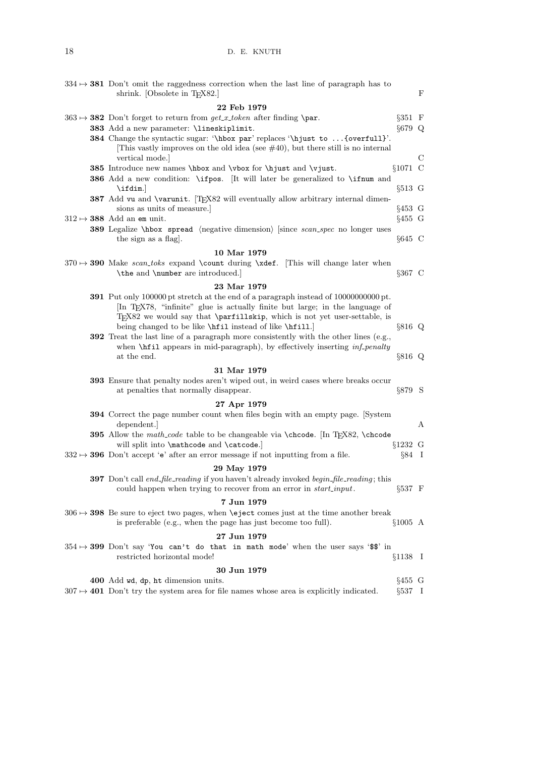334 ↦ **381** Don't omit the raggedness correction when the last line of paragraph has to shrink. [Obsolete in TEX82.] F

**22 Feb 1979**

363 ↦ **382** Don't forget to return from *get_x_token* after finding `\par`. §351 F

**383** Add a new parameter: `\lineskiplimit`. §679 Q

**384** Change the syntactic sugar: '`\hbox par`' replaces '`\hjust to ...{overfull}`'. [This vastly improves on the old idea (see #40), but there still is no internal vertical mode.] C

**385** Introduce new names `\hbox` and `\vbox` for `\hjust` and `\vjust`. §1071 C

**386** Add a new condition: `\ifpos`. [It will later be generalized to `\ifnum` and `\ifdim`.] §513 G

**387** Add `vu` and `\varunit`. [TEX82 will eventually allow arbitrary internal dimensions as units of measure.] §453 G

312 ↦ **388** Add an `em` unit. §455 G

**389** Legalize `\hbox spread` ⟨negative dimension⟩ [since *scan_spec* no longer uses the sign as a flag]. §645 C

**10 Mar 1979**

370 ↦ **390** Make *scan_toks* expand `\count` during `\xdef`. [This will change later when `\the` and `\number` are introduced.] §367 C

**23 Mar 1979**

**391** Put only 100000 pt stretch at the end of a paragraph instead of 10000000000 pt. [In TEX78, "infinite" glue is actually finite but large; in the language of TEX82 we would say that `\parfillskip`, which is not yet user-settable, is being changed to be like `\hfil` instead of like `\hfill`.] §816 Q

**392** Treat the last line of a paragraph more consistently with the other lines (e.g., when `\hfil` appears in mid-paragraph), by effectively inserting *inf_penalty* at the end. §816 Q

**31 Mar 1979**

**393** Ensure that penalty nodes aren't wiped out, in weird cases where breaks occur at penalties that normally disappear. §879 S

**27 Apr 1979**

**394** Correct the page number count when files begin with an empty page. [System dependent.] A

**395** Allow the *math_code* table to be changeable via `\chcode`. [In TEX82, `\chcode` will split into `\mathcode` and `\catcode`.] §1232 G

332 ↦ **396** Don't accept '`e`' after an error message if not inputting from a file. §84 I

**29 May 1979**

**397** Don't call *end_file_reading* if you haven't already invoked *begin_file_reading*; this could happen when trying to recover from an error in *start_input*. §537 F

**7 Jun 1979**

306 ↦ **398** Be sure to eject two pages, when `\eject` comes just at the time another break is preferable (e.g., when the page has just become too full). §1005 A

**27 Jun 1979**

354 ↦ **399** Don't say '`You can't do that in math mode`' when the user says '`$$`' in restricted horizontal mode! §1138 I

**30 Jun 1979**

**400** Add `wd`, `dp`, `ht` dimension units. §455 G

307 ↦ **401** Don't try the system area for file names whose area is explicitly indicated. §537 I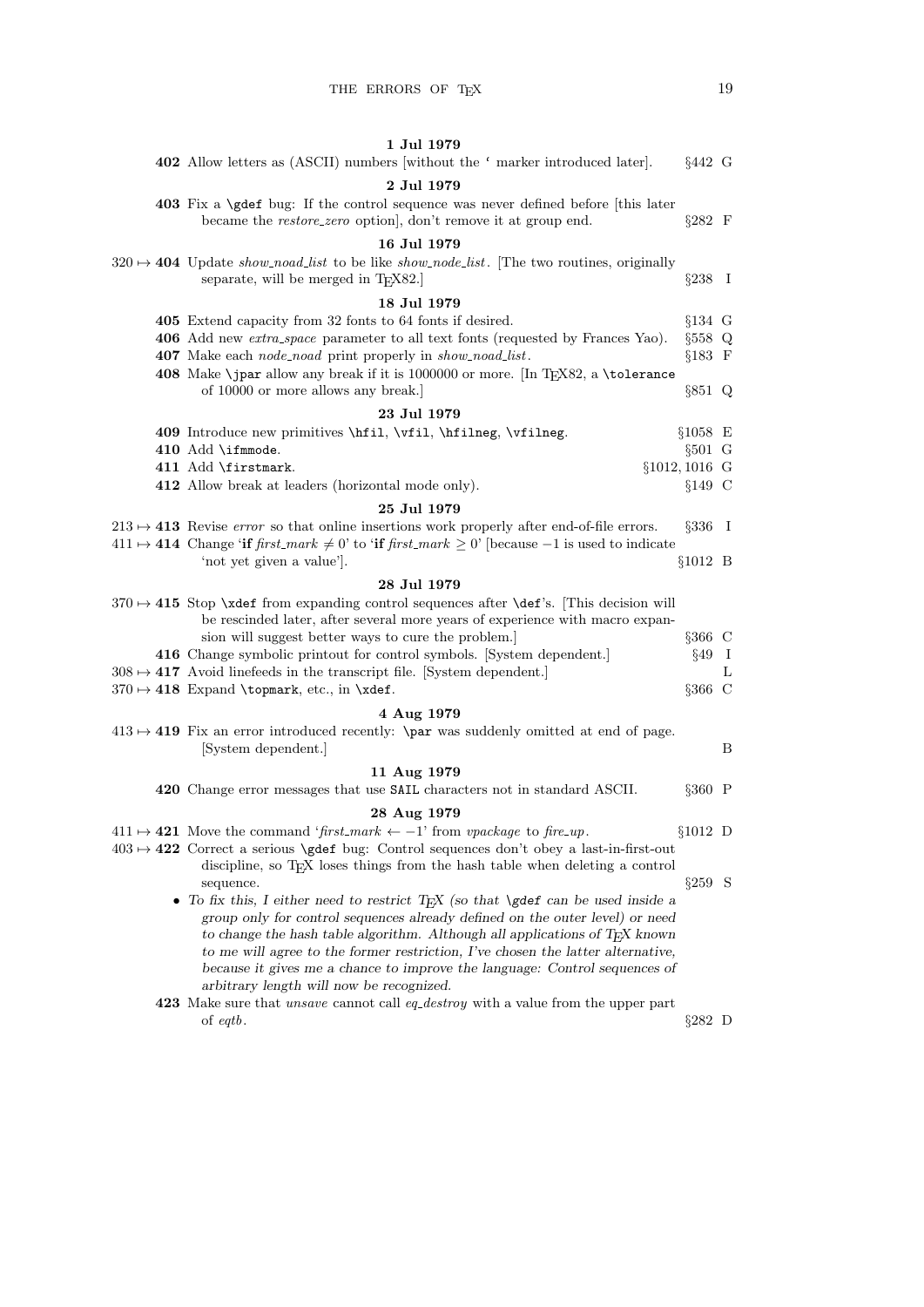**1 Jul 1979**

**402** Allow letters as (ASCII) numbers [without the ‘ marker introduced later]. §442 G

**2 Jul 1979**

**403** Fix a `\gdef` bug: If the control sequence was never defined before [this later became the *restore_zero* option], don't remove it at group end. §282 F

**16 Jul 1979**

$320 \mapsto$ **404** Update *show_noad_list* to be like *show_node_list*. [The two routines, originally separate, will be merged in TEX82.] §238 I

**18 Jul 1979**

**405** Extend capacity from 32 fonts to 64 fonts if desired. §134 G

**406** Add new *extra_space* parameter to all text fonts (requested by Frances Yao). §558 Q

**407** Make each *node_noad* print properly in *show_noad_list*. §183 F

**408** Make `\jpar` allow any break if it is 1000000 or more. [In TEX82, a `\tolerance` of 10000 or more allows any break.] §851 Q

**23 Jul 1979**

**409** Introduce new primitives `\hfil`, `\vfil`, `\hfilneg`, `\vfilneg`. §1058 E

**410** Add `\ifmmode`. §501 G

**411** Add `\firstmark`. §1012, 1016 G

**412** Allow break at leaders (horizontal mode only). §149 C

**25 Jul 1979**

$213 \mapsto$ **413** Revise *error* so that online insertions work properly after end-of-file errors. §336 I

$411 \mapsto$ **414** Change ‘**if** $first\_mark \neq 0$’ to ‘**if** $first\_mark \geq 0$’ [because $-1$ is used to indicate ‘not yet given a value’]. §1012 B

**28 Jul 1979**

$370 \mapsto$ **415** Stop `\xdef` from expanding control sequences after `\def`'s. [This decision will be rescinded later, after several more years of experience with macro expansion will suggest better ways to cure the problem.] §366 C

**416** Change symbolic printout for control symbols. [System dependent.] §49 I

$308 \mapsto$ **417** Avoid linefeeds in the transcript file. [System dependent.] L

$370 \mapsto$ **418** Expand `\topmark`, etc., in `\xdef`. §366 C

**4 Aug 1979**

$413 \mapsto$ **419** Fix an error introduced recently: `\par` was suddenly omitted at end of page. [System dependent.] B

**11 Aug 1979**

**420** Change error messages that use `SAIL` characters not in standard ASCII. §360 P

**28 Aug 1979**

$411 \mapsto$ **421** Move the command ‘$first\_mark \leftarrow -1$’ from *vpackage* to *fire_up*. §1012 D

$403 \mapsto$ **422** Correct a serious `\gdef` bug: Control sequences don't obey a last-in-first-out discipline, so TEX loses things from the hash table when deleting a control sequence. §259 S

- *To fix this, I either need to restrict TEX (so that* `\gdef` *can be used inside a group only for control sequences already defined on the outer level) or need to change the hash table algorithm. Although all applications of TEX known to me will agree to the former restriction, I've chosen the latter alternative, because it gives me a chance to improve the language: Control sequences of arbitrary length will now be recognized.*

**423** Make sure that *unsave* cannot call *eq_destroy* with a value from the upper part of *eqtb*. §282 D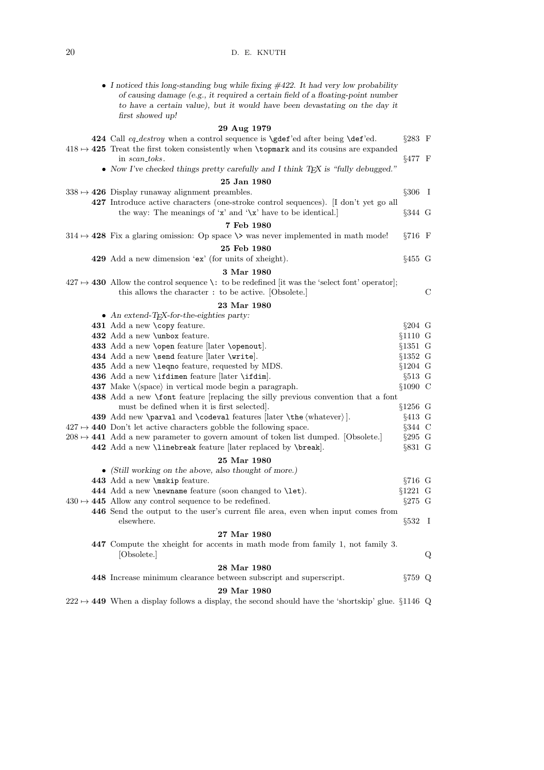- *I noticed this long-standing bug while fixing #422. It had very low probability of causing damage (e.g., it required a certain field of a floating-point number to have a certain value), but it would have been devastating on the day it first showed up!*

**29 Aug 1979**

**424** Call *eq_destroy* when a control sequence is `\gdef`'ed after being `\def`'ed. §283 F

418 ↦ **425** Treat the first token consistently when `\topmark` and its cousins are expanded in *scan_toks*. §477 F

- *Now I've checked things pretty carefully and I think TEX is "fully debugged."*

**25 Jan 1980**

338 ↦ **426** Display runaway alignment preambles. §306 I

**427** Introduce active characters (one-stroke control sequences). [I don't yet go all the way: The meanings of '`x`' and '`\x`' have to be identical.] §344 G

**7 Feb 1980**

314 ↦ **428** Fix a glaring omission: Op space `\>` was never implemented in math mode! §716 F

**25 Feb 1980**

**429** Add a new dimension '`ex`' (for units of xheight). §455 G

**3 Mar 1980**

427 ↦ **430** Allow the control sequence `\:` to be redefined [it was the 'select font' operator]; this allows the character `:` to be active. [Obsolete.] C

**23 Mar 1980**

- *An extend-TEX-for-the-eighties party:*

**431** Add a new `\copy` feature. §204 G

**432** Add a new `\unbox` feature. §1110 G

**433** Add a new `\open` feature [later `\openout`]. §1351 G

**434** Add a new `\send` feature [later `\write`]. §1352 G

**435** Add a new `\leqno` feature, requested by MDS. §1204 G

**436** Add a new `\ifdimen` feature [later `\ifdim`]. §513 G

**437** Make \⟨space⟩ in vertical mode begin a paragraph. §1090 C

**438** Add a new `\font` feature [replacing the silly previous convention that a font must be defined when it is first selected]. §1256 G

**439** Add new `\parval` and `\codeval` features [later `\the`⟨whatever⟩]. §413 G

427 ↦ **440** Don't let active characters gobble the following space. §344 C

208 ↦ **441** Add a new parameter to govern amount of token list dumped. [Obsolete.] §295 G

**442** Add a new `\linebreak` feature [later replaced by `\break`]. §831 G

**25 Mar 1980**

- *(Still working on the above, also thought of more.)*

**443** Add a new `\mskip` feature. §716 G

**444** Add a new `\newname` feature (soon changed to `\let`). §1221 G

430 ↦ **445** Allow any control sequence to be redefined. §275 G

**446** Send the output to the user's current file area, even when input comes from elsewhere. §532 I

**27 Mar 1980**

**447** Compute the xheight for accents in math mode from family 1, not family 3. [Obsolete.] Q

**28 Mar 1980**

**448** Increase minimum clearance between subscript and superscript. §759 Q

**29 Mar 1980**

222 ↦ **449** When a display follows a display, the second should have the 'shortskip' glue. §1146 Q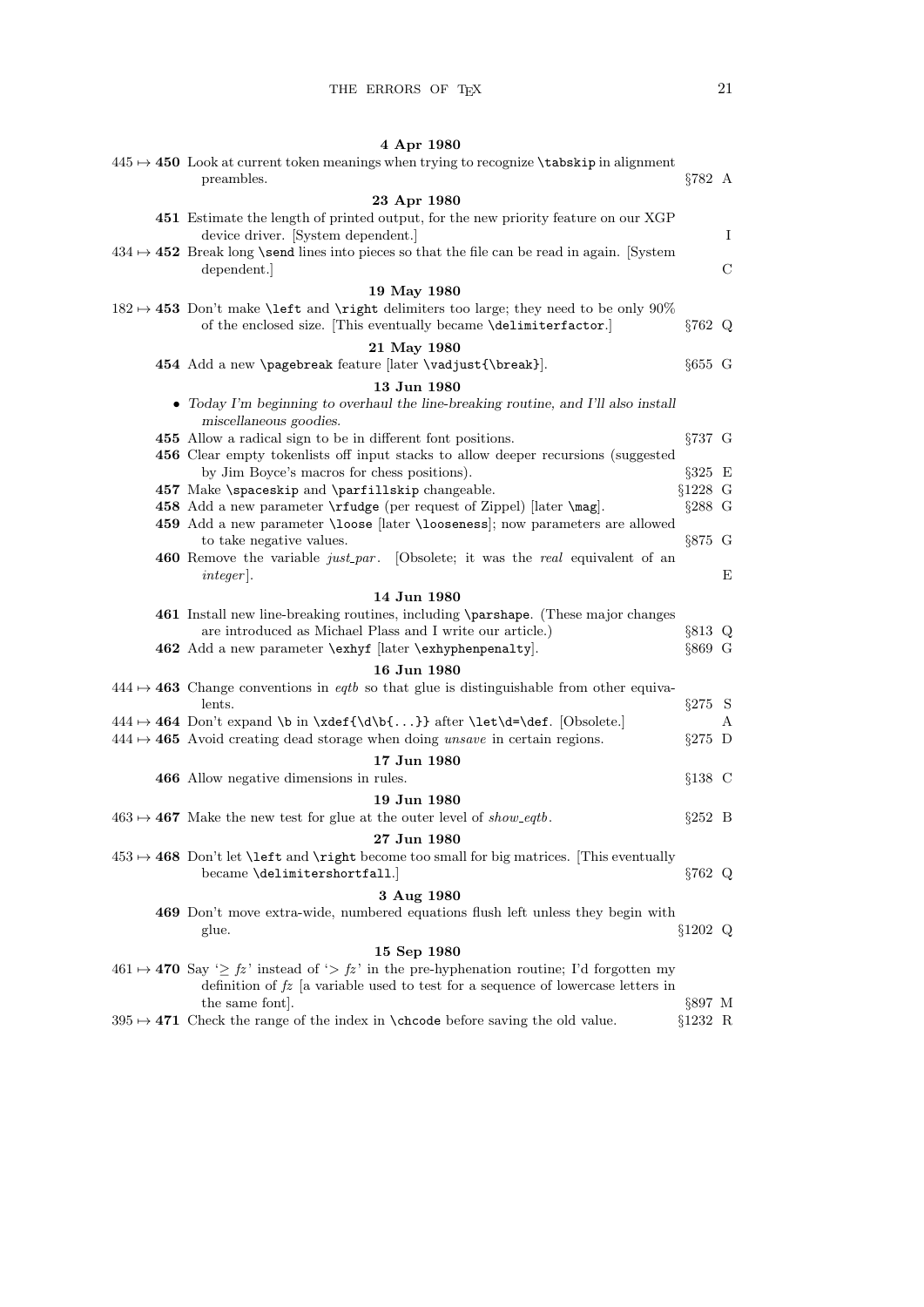**4 Apr 1980**

445 ↦ **450** Look at current token meanings when trying to recognize `\tabskip` in alignment preambles. §782 A

**23 Apr 1980**

**451** Estimate the length of printed output, for the new priority feature on our XGP device driver. [System dependent.] I

434 ↦ **452** Break long `\send` lines into pieces so that the file can be read in again. [System dependent.] C

**19 May 1980**

182 ↦ **453** Don't make `\left` and `\right` delimiters too large; they need to be only 90% of the enclosed size. [This eventually became `\delimiterfactor`.] §762 Q

**21 May 1980**

**454** Add a new `\pagebreak` feature [later `\vadjust{\break}`]. §655 G

**13 Jun 1980**

- *Today I'm beginning to overhaul the line-breaking routine, and I'll also install miscellaneous goodies.*

**455** Allow a radical sign to be in different font positions. §737 G

**456** Clear empty tokenlists off input stacks to allow deeper recursions (suggested by Jim Boyce's macros for chess positions). §325 E

**457** Make `\spaceskip` and `\parfillskip` changeable. §1228 G

**458** Add a new parameter `\rfudge` (per request of Zippel) [later `\mag`]. §288 G

**459** Add a new parameter `\loose` [later `\looseness`]; now parameters are allowed to take negative values. §875 G

**460** Remove the variable *just_par*. [Obsolete; it was the *real* equivalent of an *integer*]. E

**14 Jun 1980**

**461** Install new line-breaking routines, including `\parshape`. (These major changes are introduced as Michael Plass and I write our article.) §813 Q

**462** Add a new parameter `\exhyf` [later `\exhyphenpenalty`]. §869 G

**16 Jun 1980**

444 ↦ **463** Change conventions in *eqtb* so that glue is distinguishable from other equivalents. §275 S

444 ↦ **464** Don't expand `\b` in `\xdef{\d\b{...}}` after `\let\d=\def`. [Obsolete.] A

444 ↦ **465** Avoid creating dead storage when doing *unsave* in certain regions. §275 D

**17 Jun 1980**

**466** Allow negative dimensions in rules. §138 C

**19 Jun 1980**

463 ↦ **467** Make the new test for glue at the outer level of *show_eqtb*. §252 B

**27 Jun 1980**

453 ↦ **468** Don't let `\left` and `\right` become too small for big matrices. [This eventually became `\delimitershortfall`.] §762 Q

**3 Aug 1980**

**469** Don't move extra-wide, numbered equations flush left unless they begin with glue. §1202 Q

**15 Sep 1980**

461 ↦ **470** Say '$\ge fz$' instead of '$> fz$' in the pre-hyphenation routine; I'd forgotten my definition of *fz* [a variable used to test for a sequence of lowercase letters in the same font]. §897 M

395 ↦ **471** Check the range of the index in `\chcode` before saving the old value. §1232 R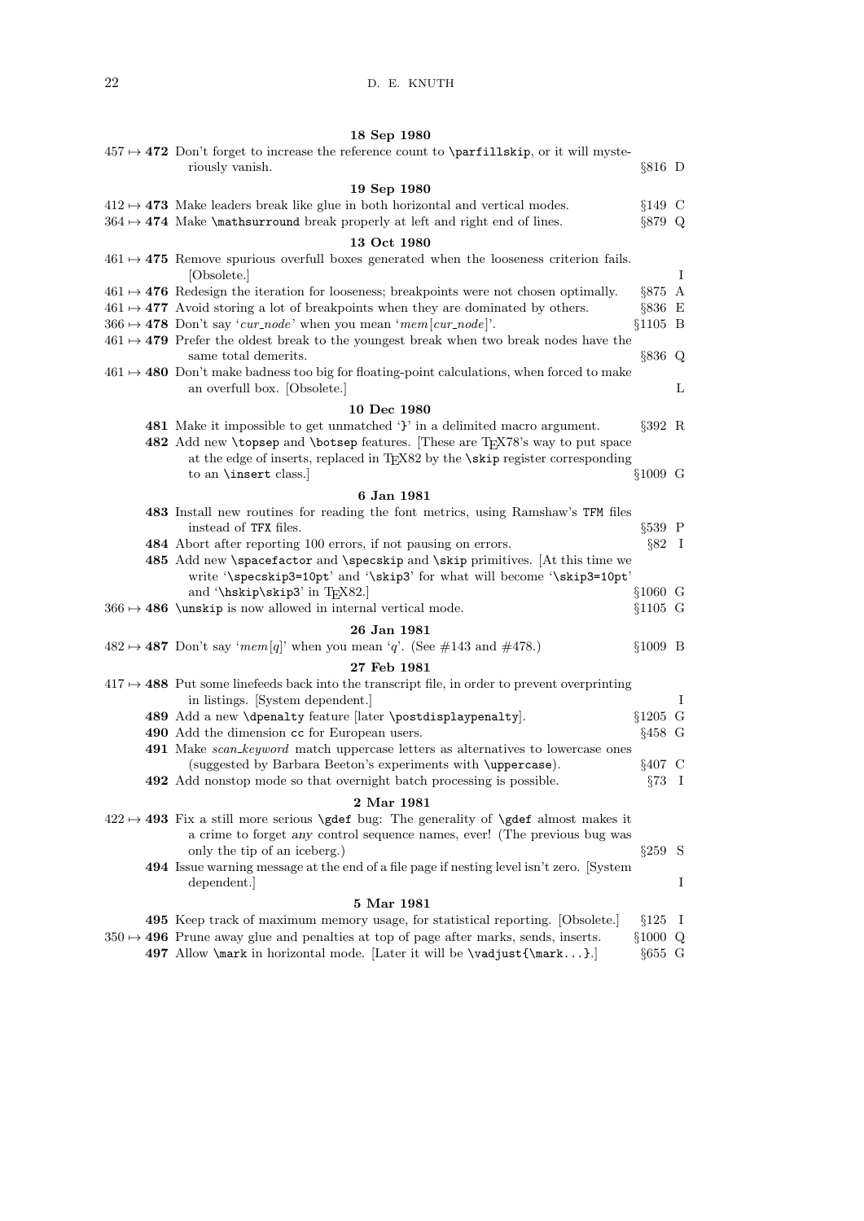**18 Sep 1980**

457 ↦ **472** Don't forget to increase the reference count to `\parfillskip`, or it will mysteriously vanish. §816 D

**19 Sep 1980**

412 ↦ **473** Make leaders break like glue in both horizontal and vertical modes. §149 C

364 ↦ **474** Make `\mathsurround` break properly at left and right end of lines. §879 Q

**13 Oct 1980**

461 ↦ **475** Remove spurious overfull boxes generated when the looseness criterion fails. [Obsolete.] I

461 ↦ **476** Redesign the iteration for looseness; breakpoints were not chosen optimally. §875 A

461 ↦ **477** Avoid storing a lot of breakpoints when they are dominated by others. §836 E

366 ↦ **478** Don't say '*cur_node*' when you mean '*mem*[*cur_node*]'. §1105 B

461 ↦ **479** Prefer the oldest break to the youngest break when two break nodes have the same total demerits. §836 Q

461 ↦ **480** Don't make badness too big for floating-point calculations, when forced to make an overfull box. [Obsolete.] L

**10 Dec 1980**

**481** Make it impossible to get unmatched '}' in a delimited macro argument. §392 R

**482** Add new `\topsep` and `\botsep` features. [These are TEX78's way to put space at the edge of inserts, replaced in TEX82 by the `\skip` register corresponding to an `\insert` class.] §1009 G

**6 Jan 1981**

**483** Install new routines for reading the font metrics, using Ramshaw's `TFM` files instead of `TFX` files. §539 P

**484** Abort after reporting 100 errors, if not pausing on errors. §82 I

**485** Add new `\spacefactor` and `\specskip` and `\skip` primitives. [At this time we write '`\specskip3=10pt`' and '`\skip3`' for what will become '`\skip3=10pt`' and '`\hskip\skip3`' in TEX82.] §1060 G

366 ↦ **486** `\unskip` is now allowed in internal vertical mode. §1105 G

**26 Jan 1981**

482 ↦ **487** Don't say '*mem*[*q*]' when you mean '*q*'. (See #143 and #478.) §1009 B

**27 Feb 1981**

417 ↦ **488** Put some linefeeds back into the transcript file, in order to prevent overprinting in listings. [System dependent.] I

**489** Add a new `\dpenalty` feature [later `\postdisplaypenalty`]. §1205 G

**490** Add the dimension `cc` for European users. §458 G

**491** Make *scan_keyword* match uppercase letters as alternatives to lowercase ones (suggested by Barbara Beeton's experiments with `\uppercase`). §407 C

**492** Add nonstop mode so that overnight batch processing is possible. §73 I

**2 Mar 1981**

422 ↦ **493** Fix a still more serious `\gdef` bug: The generality of `\gdef` almost makes it a crime to forget *any* control sequence names, ever! (The previous bug was only the tip of an iceberg.) §259 S

**494** Issue warning message at the end of a file page if nesting level isn't zero. [System dependent.] I

**5 Mar 1981**

**495** Keep track of maximum memory usage, for statistical reporting. [Obsolete.] §125 I

350 ↦ **496** Prune away glue and penalties at top of page after marks, sends, inserts. §1000 Q

**497** Allow `\mark` in horizontal mode. [Later it will be `\vadjust{\mark...}`.] §655 G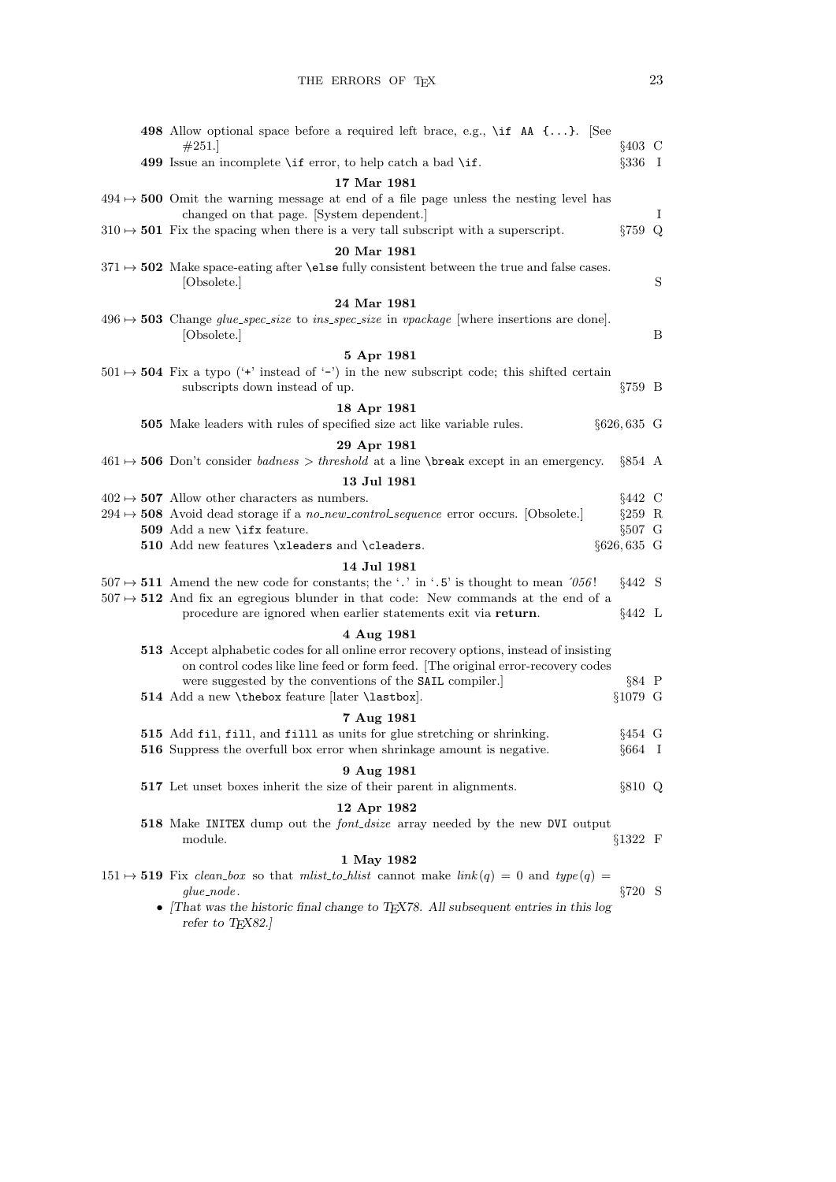**498** Allow optional space before a required left brace, e.g., `\if AA {...}`. [See #251.] §403 C

**499** Issue an incomplete `\if` error, to help catch a bad `\if`. §336 I

**17 Mar 1981**

494 ↦ **500** Omit the warning message at end of a file page unless the nesting level has changed on that page. [System dependent.] I

310 ↦ **501** Fix the spacing when there is a very tall subscript with a superscript. §759 Q

**20 Mar 1981**

371 ↦ **502** Make space-eating after `\else` fully consistent between the true and false cases. [Obsolete.] S

**24 Mar 1981**

496 ↦ **503** Change *glue_spec_size* to *ins_spec_size* in *vpackage* [where insertions are done]. [Obsolete.] B

**5 Apr 1981**

501 ↦ **504** Fix a typo ('`+`' instead of '`-`') in the new subscript code; this shifted certain subscripts down instead of up. §759 B

**18 Apr 1981**

**505** Make leaders with rules of specified size act like variable rules. §626, 635 G

**29 Apr 1981**

461 ↦ **506** Don't consider *badness* > *threshold* at a line `\break` except in an emergency. §854 A

**13 Jul 1981**

402 ↦ **507** Allow other characters as numbers. §442 C

294 ↦ **508** Avoid dead storage if a *no_new_control_sequence* error occurs. [Obsolete.] §259 R

**509** Add a new `\ifx` feature. §507 G

**510** Add new features `\xleaders` and `\cleaders`. §626, 635 G

**14 Jul 1981**

507 ↦ **511** Amend the new code for constants; the '`.`' in '`.5`' is thought to mean *´056*! §442 S

507 ↦ **512** And fix an egregious blunder in that code: New commands at the end of a procedure are ignored when earlier statements exit via **return**. §442 L

**4 Aug 1981**

**513** Accept alphabetic codes for all online error recovery options, instead of insisting on control codes like line feed or form feed. [The original error-recovery codes were suggested by the conventions of the `SAIL` compiler.] §84 P

**514** Add a new `\thebox` feature [later `\lastbox`]. §1079 G

**7 Aug 1981**

**515** Add `fil`, `fill`, and `filll` as units for glue stretching or shrinking. §454 G

**516** Suppress the overfull box error when shrinkage amount is negative. §664 I

**9 Aug 1981**

**517** Let unset boxes inherit the size of their parent in alignments. §810 Q

**12 Apr 1982**

**518** Make `INITEX` dump out the *font_dsize* array needed by the new `DVI` output module. §1322 F

**1 May 1982**

151 ↦ **519** Fix *clean_box* so that *mlist_to_hlist* cannot make $link(q) = 0$ and $type(q) = glue\_node$. §720 S

- *[That was the historic final change to TEX78. All subsequent entries in this log refer to TEX82.]*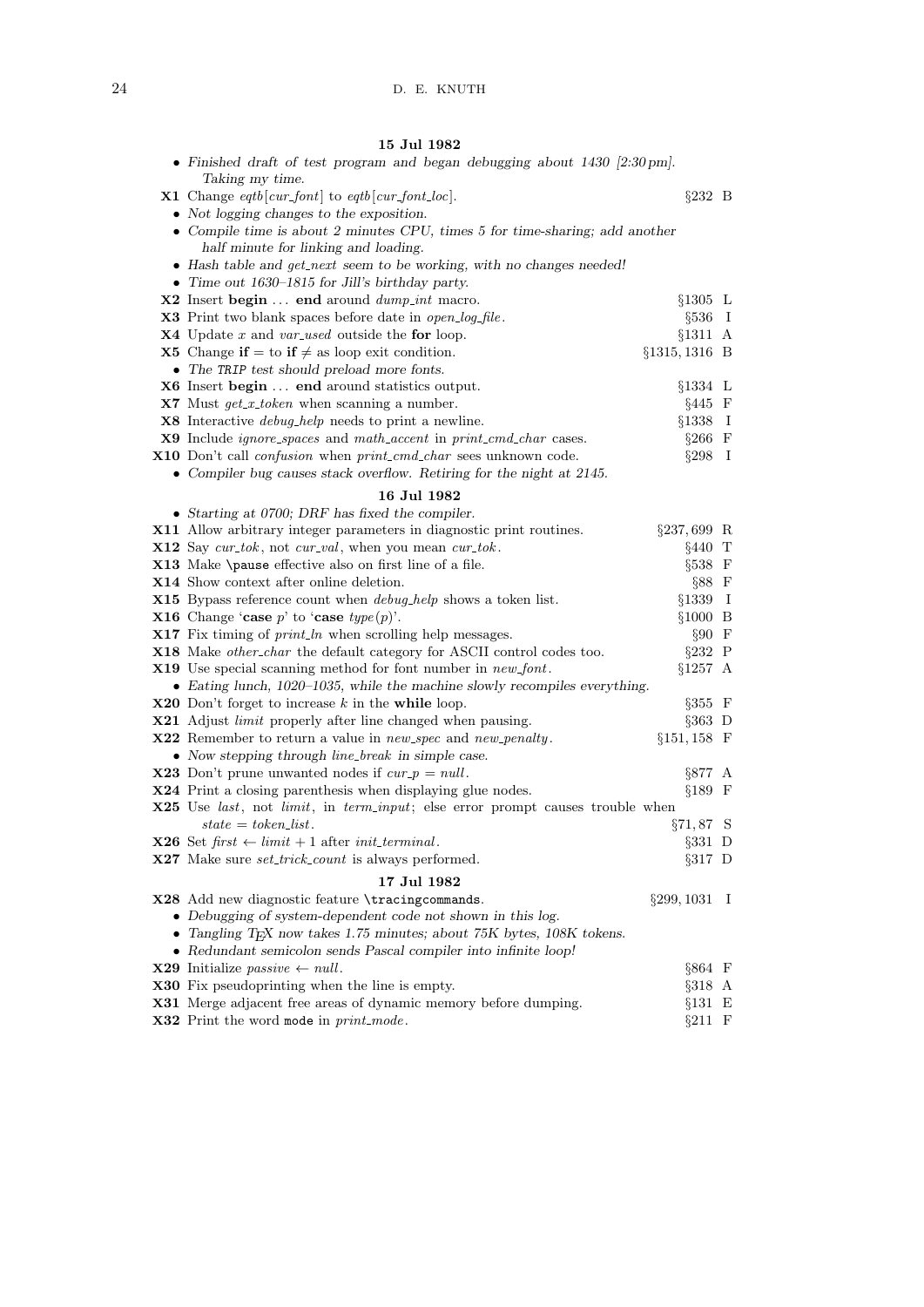### 15 Jul 1982

- *Finished draft of test program and began debugging about 1430 [2:30 pm]. Taking my time.*

**X1** Change *eqtb*[*cur_font*] to *eqtb*[*cur_font_loc*]. §232 B

- *Not logging changes to the exposition.*
- *Compile time is about 2 minutes CPU, times 5 for time-sharing; add another half minute for linking and loading.*
- *Hash table and get_next seem to be working, with no changes needed!*
- *Time out 1630–1815 for Jill's birthday party.*

**X2** Insert **begin** ... **end** around *dump_int* macro. §1305 L

**X3** Print two blank spaces before date in *open_log_file*. §536 I

**X4** Update $x$ and *var_used* outside the **for** loop. §1311 A

**X5** Change **if** $=$ to **if** $\neq$ as loop exit condition. §1315, 1316 B

- *The* TRIP *test should preload more fonts.*

**X6** Insert **begin** ... **end** around statistics output. §1334 L

**X7** Must *get_x_token* when scanning a number. §445 F

**X8** Interactive *debug_help* needs to print a newline. §1338 I

**X9** Include *ignore_spaces* and *math_accent* in *print_cmd_char* cases. §266 F

**X10** Don't call *confusion* when *print_cmd_char* sees unknown code. §298 I

- *Compiler bug causes stack overflow. Retiring for the night at 2145.*

### 16 Jul 1982

- *Starting at 0700; DRF has fixed the compiler.*

**X11** Allow arbitrary integer parameters in diagnostic print routines. §237, 699 R

**X12** Say *cur_tok*, not *cur_val*, when you mean *cur_tok*. §440 T

**X13** Make `\pause` effective also on first line of a file. §538 F

**X14** Show context after online deletion. §88 F

**X15** Bypass reference count when *debug_help* shows a token list. §1339 I

**X16** Change '**case** $p$' to '**case** $type(p)$'. §1000 B

**X17** Fix timing of *print_ln* when scrolling help messages. §90 F

**X18** Make *other_char* the default category for ASCII control codes too. §232 P

**X19** Use special scanning method for font number in *new_font*. §1257 A

- *Eating lunch, 1020–1035, while the machine slowly recompiles everything.*

**X20** Don't forget to increase $k$ in the **while** loop. §355 F

**X21** Adjust *limit* properly after line changed when pausing. §363 D

**X22** Remember to return a value in *new_spec* and *new_penalty*. §151, 158 F

- *Now stepping through line_break in simple case.*

**X23** Don't prune unwanted nodes if $cur\_p = null$. §877 A

**X24** Print a closing parenthesis when displaying glue nodes. §189 F

**X25** Use *last*, not *limit*, in *term_input*; else error prompt causes trouble when $state = token\_list$. §71, 87 S

**X26** Set $first \leftarrow limit + 1$ after *init_terminal*. §331 D

**X27** Make sure *set_trick_count* is always performed. §317 D

### 17 Jul 1982

**X28** Add new diagnostic feature `\tracingcommands`. §299, 1031 I

- *Debugging of system-dependent code not shown in this log.*
- *Tangling TEX now takes 1.75 minutes; about 75K bytes, 108K tokens.*
- *Redundant semicolon sends Pascal compiler into infinite loop!*

**X29** Initialize $passive \leftarrow null$. §864 F

**X30** Fix pseudoprinting when the line is empty. §318 A

**X31** Merge adjacent free areas of dynamic memory before dumping. §131 E

**X32** Print the word `mode` in *print_mode*. §211 F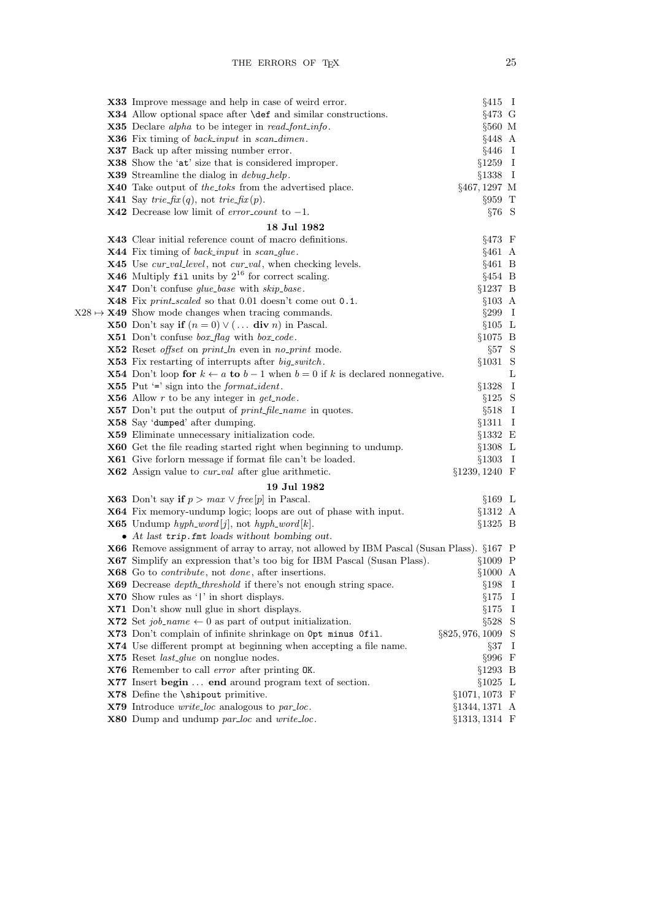**X33** Improve message and help in case of weird error. §415 I

**X34** Allow optional space after `\def` and similar constructions. §473 G

**X35** Declare *alpha* to be integer in *read_font_info*. §560 M

**X36** Fix timing of *back_input* in *scan_dimen*. §448 A

**X37** Back up after missing number error. §446 I

**X38** Show the '`at`' size that is considered improper. §1259 I

**X39** Streamline the dialog in *debug_help*. §1338 I

**X40** Take output of *the_toks* from the advertised place. §467, 1297 M

**X41** Say *trie_fix*(*q*), not *trie_fix*(*p*). §959 T

**X42** Decrease low limit of *error_count* to −1. §76 S

**18 Jul 1982**

**X43** Clear initial reference count of macro definitions. §473 F

**X44** Fix timing of *back_input* in *scan_glue*. §461 A

**X45** Use *cur_val_level*, not *cur_val*, when checking levels. §461 B

**X46** Multiply `fil` units by $2^{16}$ for correct scaling. §454 B

**X47** Don't confuse *glue_base* with *skip_base*. §1237 B

**X48** Fix *print_scaled* so that 0.01 doesn't come out `0.1`. §103 A

X28 ↦ **X49** Show mode changes when tracing commands. §299 I

**X50** Don't say **if** $(n = 0) \vee (\ldots$ **div** $n)$ in Pascal. §105 L

**X51** Don't confuse *box_flag* with *box_code*. §1075 B

**X52** Reset *offset* on *print_ln* even in *no_print* mode. §57 S

**X53** Fix restarting of interrupts after *big_switch*. §1031 S

**X54** Don't loop **for** $k \leftarrow a$ **to** $b - 1$ when $b = 0$ if $k$ is declared nonnegative. L

**X55** Put '`=`' sign into the *format_ident*. §1328 I

**X56** Allow $r$ to be any integer in *get_node*. §125 S

**X57** Don't put the output of *print_file_name* in quotes. §518 I

**X58** Say '`dumped`' after dumping. §1311 I

**X59** Eliminate unnecessary initialization code. §1332 E

**X60** Get the file reading started right when beginning to undump. §1308 L

**X61** Give forlorn message if format file can't be loaded. §1303 I

**X62** Assign value to *cur_val* after glue arithmetic. §1239, 1240 F

**19 Jul 1982**

**X63** Don't say **if** $p > max \vee free[p]$ in Pascal. §169 L

**X64** Fix memory-undump logic; loops are out of phase with input. §1312 A

**X65** Undump *hyph_word*[*j*], not *hyph_word*[*k*]. §1325 B

- *At last* `trip.fmt` *loads without bombing out.*

**X66** Remove assignment of array to array, not allowed by IBM Pascal (Susan Plass). §167 P

**X67** Simplify an expression that's too big for IBM Pascal (Susan Plass). §1009 P

**X68** Go to *contribute*, not *done*, after insertions. §1000 A

**X69** Decrease *depth_threshold* if there's not enough string space. §198 I

**X70** Show rules as '`|`' in short displays. §175 I

**X71** Don't show null glue in short displays. §175 I

**X72** Set $job\_name \leftarrow 0$ as part of output initialization. §528 S

**X73** Don't complain of infinite shrinkage on `0pt minus 0fil`. §825, 976, 1009 S

**X74** Use different prompt at beginning when accepting a file name. §37 I

**X75** Reset *last_glue* on nonglue nodes. §996 F

**X76** Remember to call *error* after printing `OK`. §1293 B

**X77** Insert **begin** . . . **end** around program text of section. §1025 L

**X78** Define the `\shipout` primitive. §1071, 1073 F

**X79** Introduce *write_loc* analogous to *par_loc*. §1344, 1371 A

**X80** Dump and undump *par_loc* and *write_loc*. §1313, 1314 F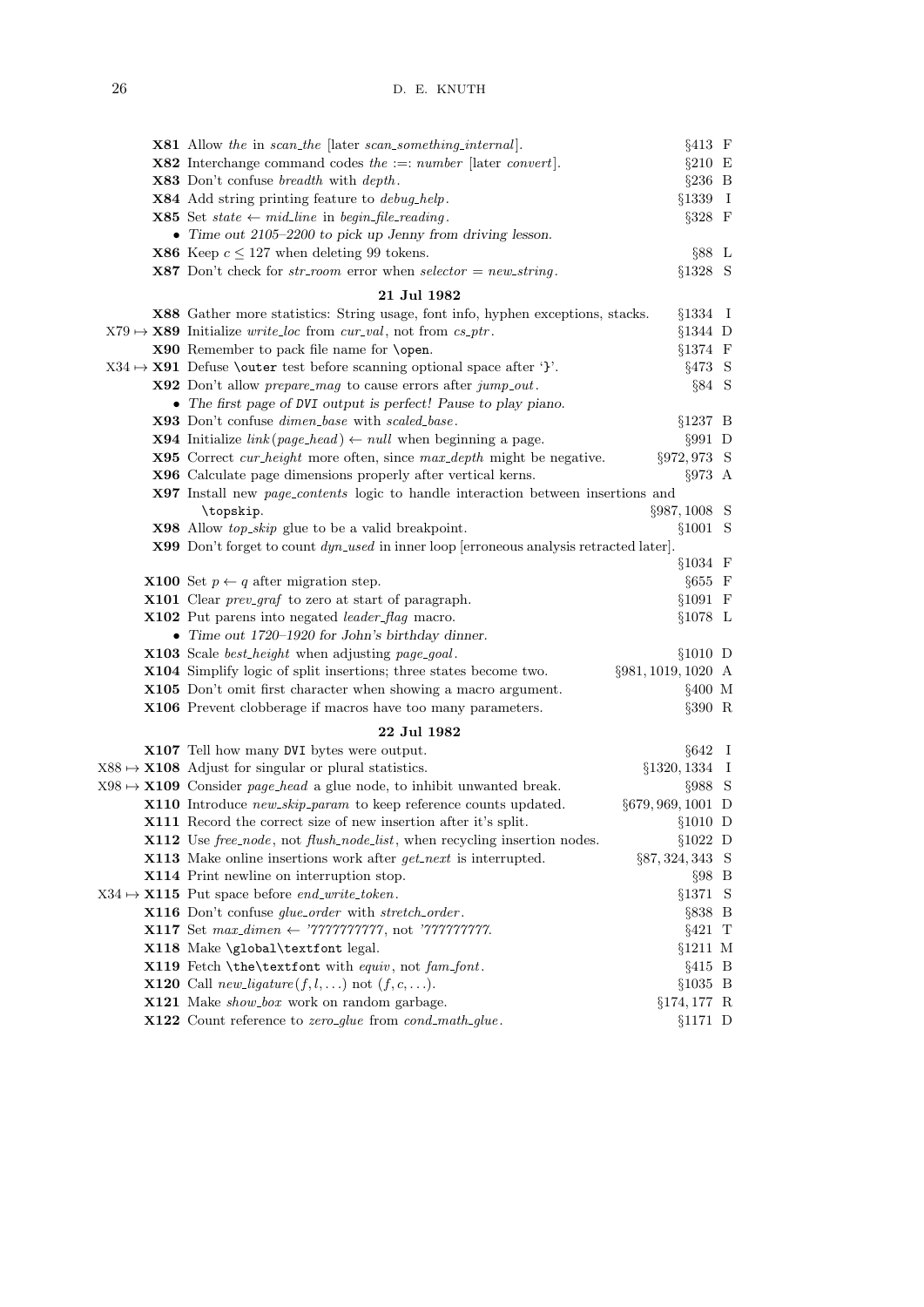**X81** Allow *the* in *scan_the* [later *scan_something_internal*]. §413 F

**X82** Interchange command codes *the* :=: *number* [later *convert*]. §210 E

**X83** Don't confuse *breadth* with *depth*. §236 B

**X84** Add string printing feature to *debug_help*. §1339 I

**X85** Set $state \leftarrow mid\_line$ in *begin_file_reading*. §328 F

- *Time out 2105–2200 to pick up Jenny from driving lesson.*

**X86** Keep $c \leq 127$ when deleting 99 tokens. §88 L

**X87** Don't check for *str_room* error when $selector = new\_string$. §1328 S

**21 Jul 1982**

**X88** Gather more statistics: String usage, font info, hyphen exceptions, stacks. §1334 I

X79 ↦ **X89** Initialize *write_loc* from *cur_val*, not from *cs_ptr*. §1344 D

**X90** Remember to pack file name for `\open`. §1374 F

X34 ↦ **X91** Defuse `\outer` test before scanning optional space after '}'. §473 S

**X92** Don't allow *prepare_mag* to cause errors after *jump_out*. §84 S

- *The first page of* DVI *output is perfect! Pause to play piano.*

**X93** Don't confuse *dimen_base* with *scaled_base*. §1237 B

**X94** Initialize $link(page\_head) \leftarrow null$ when beginning a page. §991 D

**X95** Correct *cur_height* more often, since *max_depth* might be negative. §972, 973 S

**X96** Calculate page dimensions properly after vertical kerns. §973 A

**X97** Install new *page_contents* logic to handle interaction between insertions and `\topskip`. §987, 1008 S

**X98** Allow *top_skip* glue to be a valid breakpoint. §1001 S

**X99** Don't forget to count *dyn_used* in inner loop [erroneous analysis retracted later]. §1034 F

**X100** Set $p \leftarrow q$ after migration step. §655 F

**X101** Clear *prev_graf* to zero at start of paragraph. §1091 F

**X102** Put parens into negated *leader_flag* macro. §1078 L

- *Time out 1720–1920 for John's birthday dinner.*

**X103** Scale *best_height* when adjusting *page_goal*. §1010 D

**X104** Simplify logic of split insertions; three states become two. §981, 1019, 1020 A

**X105** Don't omit first character when showing a macro argument. §400 M

**X106** Prevent clobberage if macros have too many parameters. §390 R

**22 Jul 1982**

**X107** Tell how many DVI bytes were output. §642 I

X88 ↦ **X108** Adjust for singular or plural statistics. §1320, 1334 I

X98 ↦ **X109** Consider *page_head* a glue node, to inhibit unwanted break. §988 S

**X110** Introduce *new_skip_param* to keep reference counts updated. §679, 969, 1001 D

**X111** Record the correct size of new insertion after it's split. §1010 D

**X112** Use *free_node*, not *flush_node_list*, when recycling insertion nodes. §1022 D

**X113** Make online insertions work after *get_next* is interrupted. §87, 324, 343 S

**X114** Print newline on interruption stop. §98 B

X34 ↦ **X115** Put space before *end_write_token*. §1371 S

**X116** Don't confuse *glue_order* with *stretch_order*. §838 B

**X117** Set $max\_dimen \leftarrow$ '7777777777, not '777777777. §421 T

**X118** Make `\global\textfont` legal. §1211 M

**X119** Fetch `\the\textfont` with *equiv*, not *fam_font*. §415 B

**X120** Call $new\_ligature(f, l, \ldots)$ not $(f, c, \ldots)$. §1035 B

**X121** Make *show_box* work on random garbage. §174, 177 R

**X122** Count reference to *zero_glue* from *cond_math_glue*. §1171 D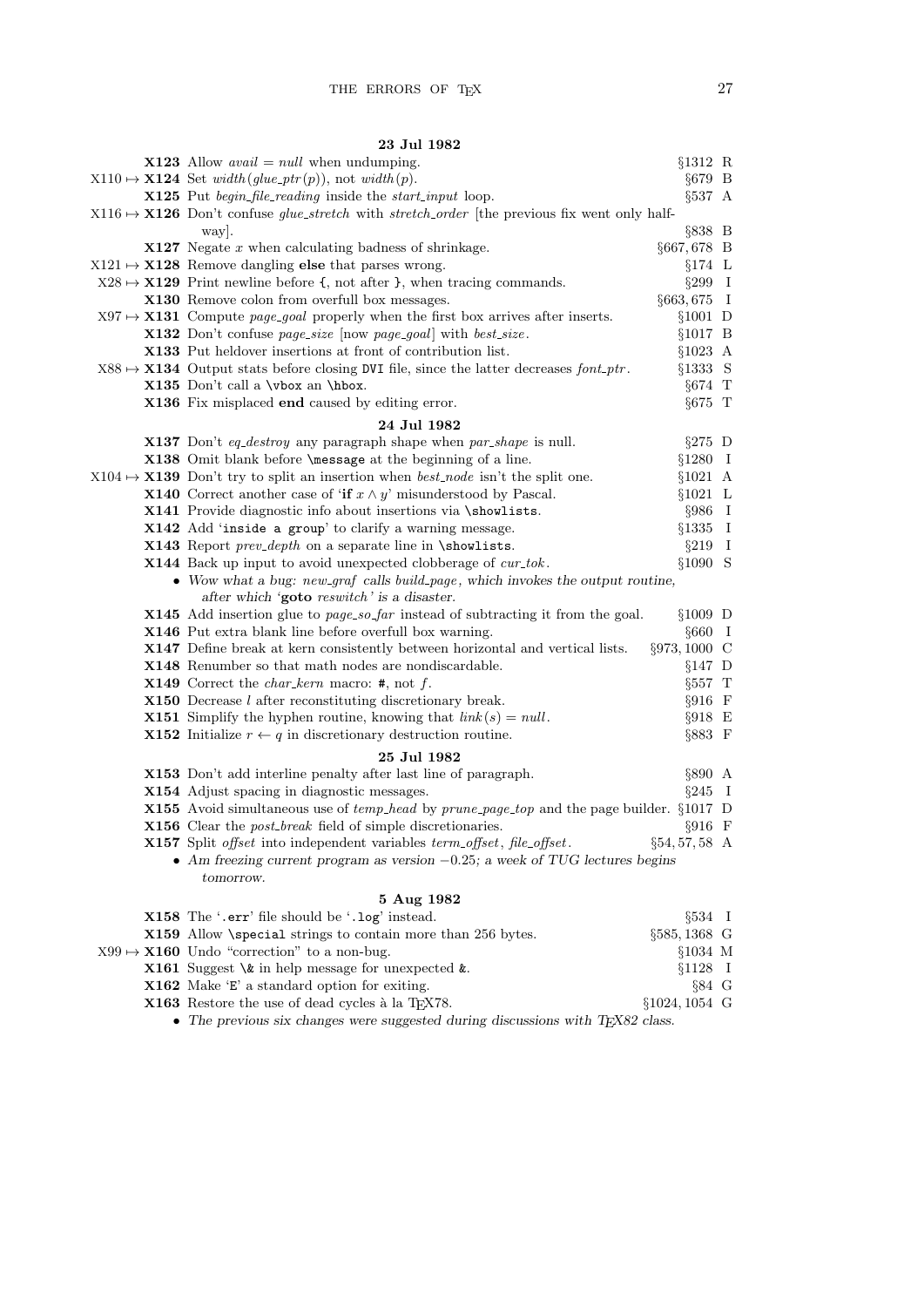**23 Jul 1982**

**X123** Allow *avail* = *null* when undumping. §1312 R

X110 ↦ **X124** Set *width*(*glue_ptr*(*p*)), not *width*(*p*). §679 B

**X125** Put *begin_file_reading* inside the *start_input* loop. §537 A

X116 ↦ **X126** Don't confuse *glue_stretch* with *stretch_order* [the previous fix went only half-way]. §838 B

**X127** Negate *x* when calculating badness of shrinkage. §667, 678 B

X121 ↦ **X128** Remove dangling **else** that parses wrong. §174 L

X28 ↦ **X129** Print newline before `{`, not after `}`, when tracing commands. §299 I

**X130** Remove colon from overfull box messages. §663, 675 I

X97 ↦ **X131** Compute *page_goal* properly when the first box arrives after inserts. §1001 D

**X132** Don't confuse *page_size* [now *page_goal*] with *best_size*. §1017 B

**X133** Put heldover insertions at front of contribution list. §1023 A

X88 ↦ **X134** Output stats before closing `DVI` file, since the latter decreases *font_ptr*. §1333 S

**X135** Don't call a `\vbox` an `\hbox`. §674 T

**X136** Fix misplaced **end** caused by editing error. §675 T

**24 Jul 1982**

**X137** Don't *eq_destroy* any paragraph shape when *par_shape* is null. §275 D

**X138** Omit blank before `\message` at the beginning of a line. §1280 I

X104 ↦ **X139** Don't try to split an insertion when *best_node* isn't the split one. §1021 A

**X140** Correct another case of '**if** $x \wedge y$' misunderstood by Pascal. §1021 L

**X141** Provide diagnostic info about insertions via `\showlists`. §986 I

**X142** Add '`inside a group`' to clarify a warning message. §1335 I

**X143** Report *prev_depth* on a separate line in `\showlists`. §219 I

**X144** Back up input to avoid unexpected clobberage of *cur_tok*. §1090 S

- *Wow what a bug: new_graf calls build_page, which invokes the output routine, after which '**goto** reswitch' is a disaster.*

**X145** Add insertion glue to *page_so_far* instead of subtracting it from the goal. §1009 D

**X146** Put extra blank line before overfull box warning. §660 I

**X147** Define break at kern consistently between horizontal and vertical lists. §973, 1000 C

**X148** Renumber so that math nodes are nondiscardable. §147 D

**X149** Correct the *char_kern* macro: `#`, not *f*. §557 T

**X150** Decrease *l* after reconstituting discretionary break. §916 F

**X151** Simplify the hyphen routine, knowing that *link*(*s*) = *null*. §918 E

**X152** Initialize $r \leftarrow q$ in discretionary destruction routine. §883 F

**25 Jul 1982**

**X153** Don't add interline penalty after last line of paragraph. §890 A

**X154** Adjust spacing in diagnostic messages. §245 I

**X155** Avoid simultaneous use of *temp_head* by *prune_page_top* and the page builder. §1017 D

**X156** Clear the *post_break* field of simple discretionaries. §916 F

**X157** Split *offset* into independent variables *term_offset*, *file_offset*. §54, 57, 58 A

- *Am freezing current program as version −0.25; a week of TUG lectures begins tomorrow.*

**5 Aug 1982**

**X158** The '`.err`' file should be '`.log`' instead. §534 I

**X159** Allow `\special` strings to contain more than 256 bytes. §585, 1368 G

X99 ↦ **X160** Undo "correction" to a non-bug. §1034 M

**X161** Suggest `\&` in help message for unexpected `&`. §1128 I

**X162** Make '`E`' a standard option for exiting. §84 G

**X163** Restore the use of dead cycles à la TEX78. §1024, 1054 G

- *The previous six changes were suggested during discussions with TEX82 class.*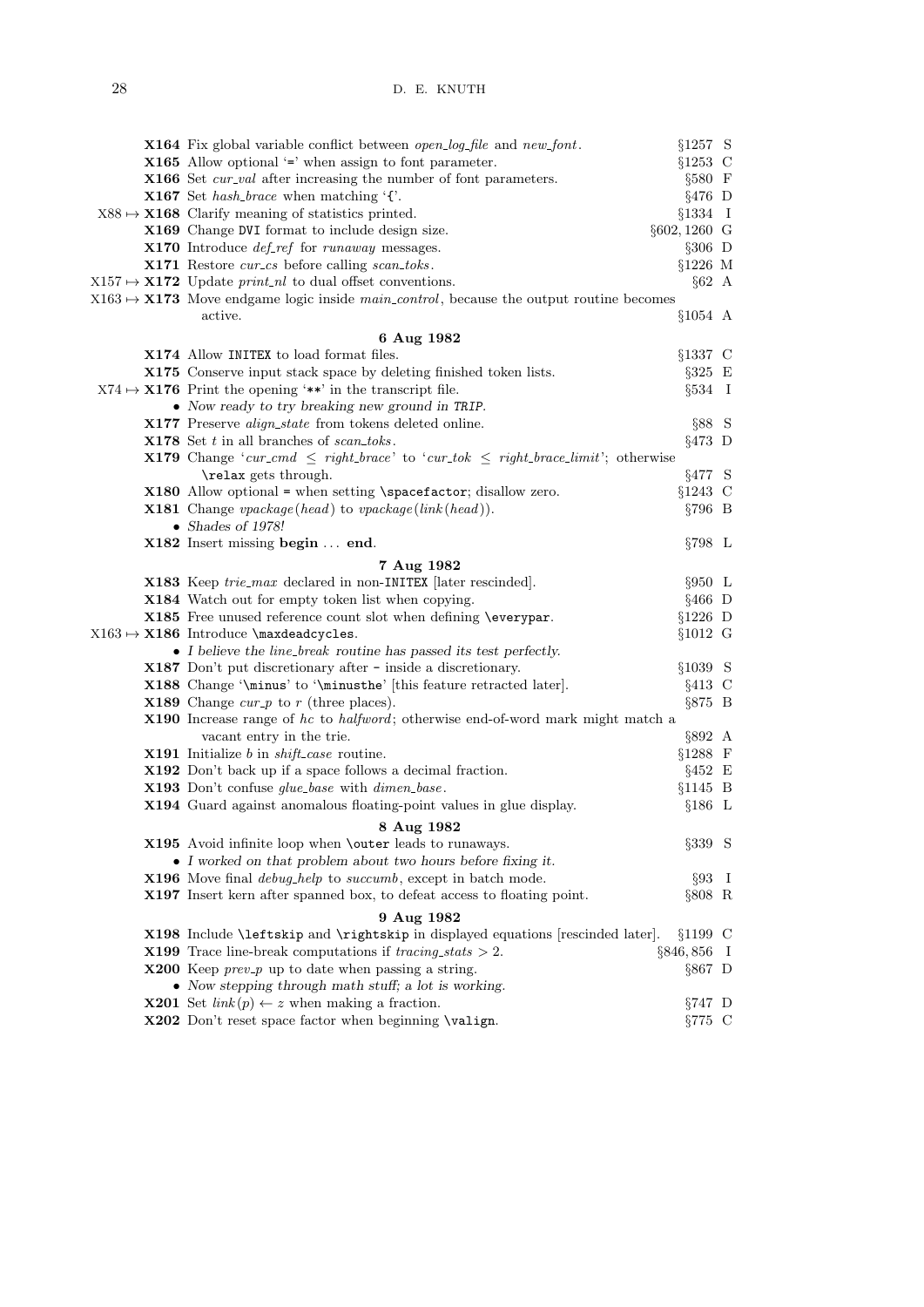X164 Fix global variable conflict between *open_log_file* and *new_font*. §1257 S

X165 Allow optional '=' when assign to font parameter. §1253 C

X166 Set *cur_val* after increasing the number of font parameters. §580 F

X167 Set *hash_brace* when matching '{'. §476 D

X88 ↦ X168 Clarify meaning of statistics printed. §1334 I

X169 Change DVI format to include design size. §602, 1260 G

X170 Introduce *def_ref* for *runaway* messages. §306 D

X171 Restore *cur_cs* before calling *scan_toks*. §1226 M

X157 ↦ X172 Update *print_nl* to dual offset conventions. §62 A

X163 ↦ X173 Move endgame logic inside *main_control*, because the output routine becomes active. §1054 A

**6 Aug 1982**

X174 Allow INITEX to load format files. §1337 C

X175 Conserve input stack space by deleting finished token lists. §325 E

X74 ↦ X176 Print the opening '**' in the transcript file. §534 I

- *Now ready to try breaking new ground in TRIP.*

X177 Preserve *align_state* from tokens deleted online. §88 S

X178 Set $t$ in all branches of *scan_toks*. §473 D

X179 Change '$cur\_cmd \le right\_brace$' to '$cur\_tok \le right\_brace\_limit$'; otherwise \relax gets through. §477 S

X180 Allow optional = when setting \spacefactor; disallow zero. §1243 C

X181 Change *vpackage*(*head*) to *vpackage*(*link*(*head*)). §796 B

- *Shades of 1978!*

X182 Insert missing **begin** ... **end**. §798 L

**7 Aug 1982**

X183 Keep *trie_max* declared in non-INITEX [later rescinded]. §950 L

X184 Watch out for empty token list when copying. §466 D

X185 Free unused reference count slot when defining \everypar. §1226 D

X163 ↦ X186 Introduce \maxdeadcycles. §1012 G

- *I believe the line_break routine has passed its test perfectly.*

X187 Don't put discretionary after - inside a discretionary. §1039 S

X188 Change '\minus' to '\minusthe' [this feature retracted later]. §413 C

X189 Change *cur_p* to $r$ (three places). §875 B

X190 Increase range of *hc* to *halfword*; otherwise end-of-word mark might match a vacant entry in the trie. §892 A

X191 Initialize $b$ in *shift_case* routine. §1288 F

X192 Don't back up if a space follows a decimal fraction. §452 E

X193 Don't confuse *glue_base* with *dimen_base*. §1145 B

X194 Guard against anomalous floating-point values in glue display. §186 L

**8 Aug 1982**

X195 Avoid infinite loop when \outer leads to runaways. §339 S

- *I worked on that problem about two hours before fixing it.*

X196 Move final *debug_help* to *succumb*, except in batch mode. §93 I

X197 Insert kern after spanned box, to defeat access to floating point. §808 R

**9 Aug 1982**

X198 Include \leftskip and \rightskip in displayed equations [rescinded later]. §1199 C

X199 Trace line-break computations if $tracing\_stats > 2$. §846, 856 I

X200 Keep *prev_p* up to date when passing a string. §867 D

- *Now stepping through math stuff; a lot is working.*

X201 Set $link(p) \leftarrow z$ when making a fraction. §747 D

X202 Don't reset space factor when beginning \valign. §775 C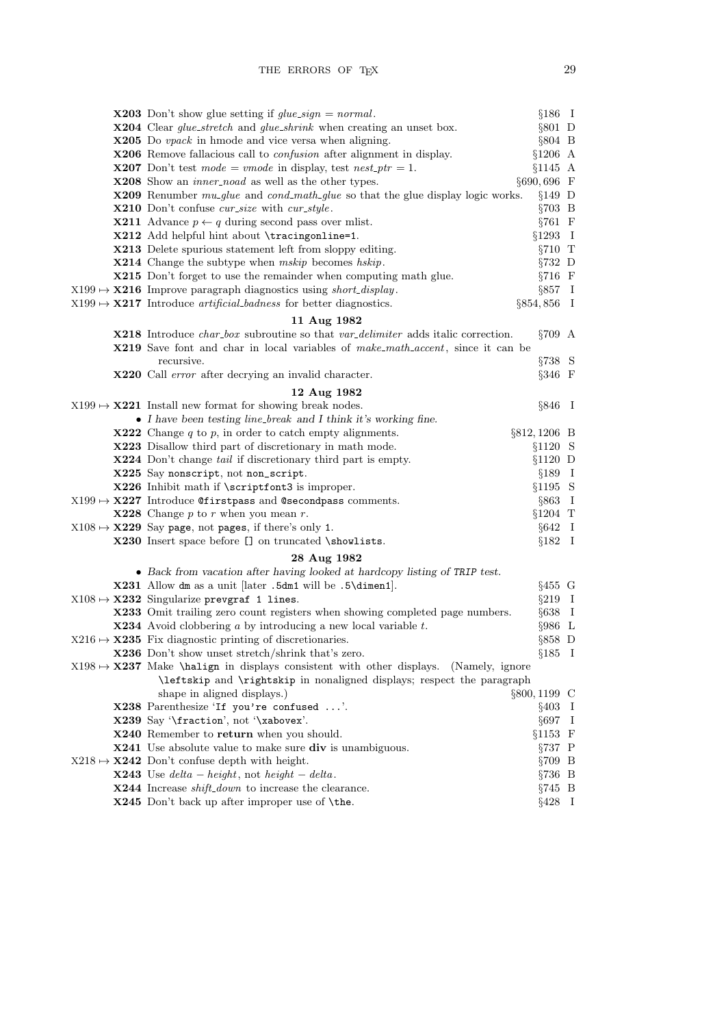**X203** Don't show glue setting if $glue\_sign = normal$. §186 I

**X204** Clear *glue_stretch* and *glue_shrink* when creating an unset box. §801 D

**X205** Do *vpack* in hmode and vice versa when aligning. §804 B

**X206** Remove fallacious call to *confusion* after alignment in display. §1206 A

**X207** Don't test $mode = vmode$ in display, test $nest\_ptr = 1$. §1145 A

**X208** Show an *inner_noad* as well as the other types. §690, 696 F

**X209** Renumber *mu_glue* and *cond_math_glue* so that the glue display logic works. §149 D

**X210** Don't confuse *cur_size* with *cur_style*. §703 B

**X211** Advance $p \leftarrow q$ during second pass over mlist. §761 F

**X212** Add helpful hint about `\tracingonline=1`. §1293 I

**X213** Delete spurious statement left from sloppy editing. §710 T

**X214** Change the subtype when *mskip* becomes *hskip*. §732 D

**X215** Don't forget to use the remainder when computing math glue. §716 F

X199 ↦ **X216** Improve paragraph diagnostics using *short_display*. §857 I

X199 ↦ **X217** Introduce *artificial_badness* for better diagnostics. §854, 856 I

**11 Aug 1982**

**X218** Introduce *char_box* subroutine so that *var_delimiter* adds italic correction. §709 A

**X219** Save font and char in local variables of *make_math_accent*, since it can be recursive. §738 S

**X220** Call *error* after decrying an invalid character. §346 F

**12 Aug 1982**

X199 ↦ **X221** Install new format for showing break nodes. §846 I

- *I have been testing line_break and I think it's working fine.*

**X222** Change $q$ to $p$, in order to catch empty alignments. §812, 1206 B

**X223** Disallow third part of discretionary in math mode. §1120 S

**X224** Don't change *tail* if discretionary third part is empty. §1120 D

**X225** Say `nonscript`, not `non_script`. §189 I

**X226** Inhibit math if `\scriptfont3` is improper. §1195 S

X199 ↦ **X227** Introduce `@firstpass` and `@secondpass` comments. §863 I

**X228** Change $p$ to $r$ when you mean $r$. §1204 T

X108 ↦ **X229** Say `page`, not `pages`, if there's only `1`. §642 I

**X230** Insert space before `[]` on truncated `\showlists`. §182 I

**28 Aug 1982**

- *Back from vacation after having looked at hardcopy listing of TRIP test.*

**X231** Allow `dm` as a unit [later `.5dm1` will be `.5\dimen1`]. §455 G

X108 ↦ **X232** Singularize `prevgraf 1 lines`. §219 I

**X233** Omit trailing zero count registers when showing completed page numbers. §638 I

**X234** Avoid clobbering $a$ by introducing a new local variable $t$. §986 L

X216 ↦ **X235** Fix diagnostic printing of discretionaries. §858 D

**X236** Don't show unset stretch/shrink that's zero. §185 I

X198 ↦ **X237** Make `\halign` in displays consistent with other displays. (Namely, ignore `\leftskip` and `\rightskip` in nonaligned displays; respect the paragraph shape in aligned displays.) §800, 1199 C

**X238** Parenthesize '`If you're confused ...`'. §403 I

**X239** Say '`\fraction`', not '`\xabovex`'. §697 I

**X240** Remember to **return** when you should. §1153 F

**X241** Use absolute value to make sure **div** is unambiguous. §737 P

X218 ↦ **X242** Don't confuse depth with height. §709 B

**X243** Use $delta - height$, not $height - delta$. §736 B

**X244** Increase *shift_down* to increase the clearance. §745 B

**X245** Don't back up after improper use of `\the`. §428 I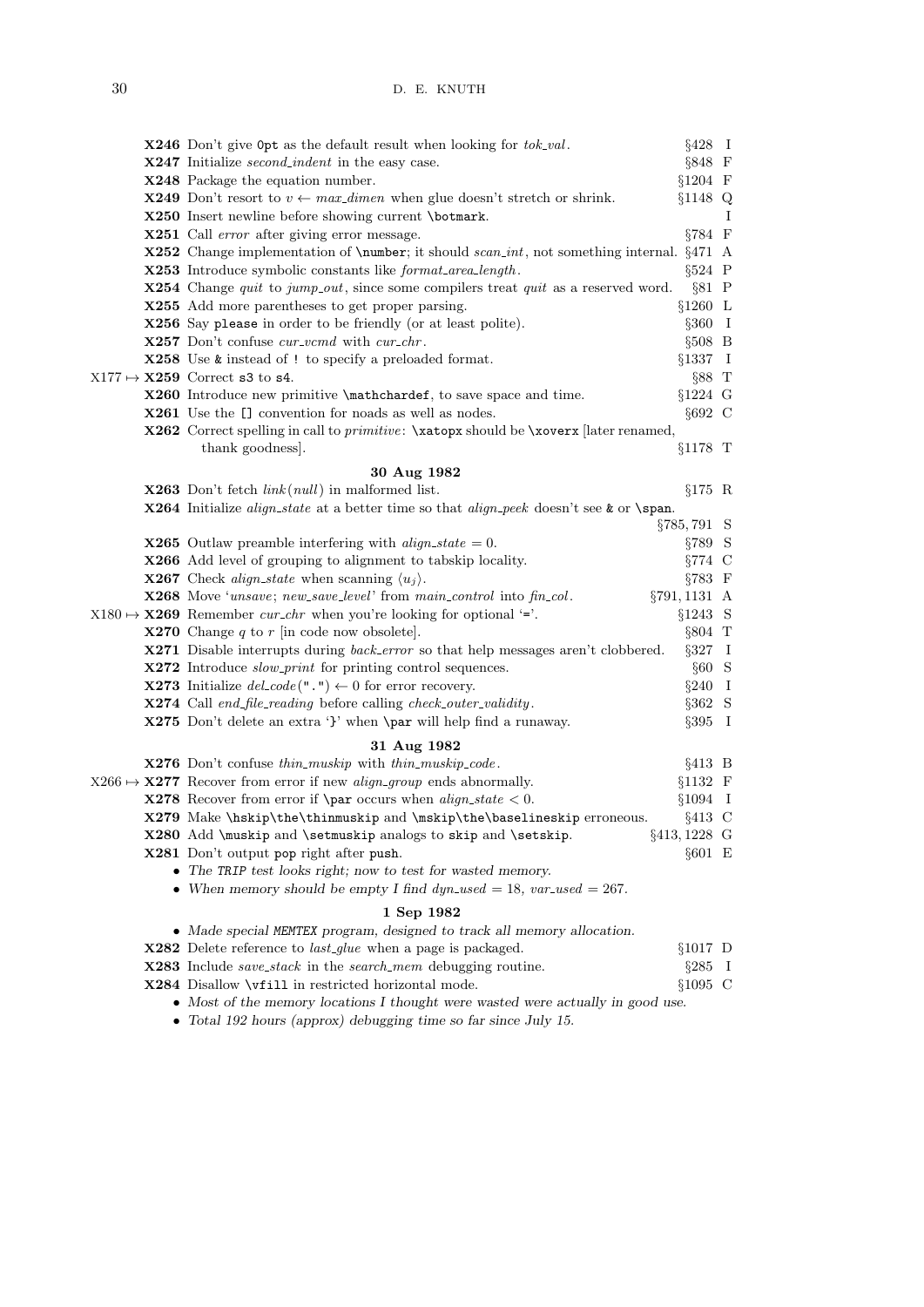**X246** Don't give `0pt` as the default result when looking for *tok_val*. §428 I

**X247** Initialize *second_indent* in the easy case. §848 F

**X248** Package the equation number. §1204 F

**X249** Don't resort to $v \leftarrow max\_dimen$ when glue doesn't stretch or shrink. §1148 Q

**X250** Insert newline before showing current `\botmark`. I

**X251** Call *error* after giving error message. §784 F

**X252** Change implementation of `\number`; it should *scan_int*, not something internal. §471 A

**X253** Introduce symbolic constants like *format_area_length*. §524 P

**X254** Change *quit* to *jump_out*, since some compilers treat *quit* as a reserved word. §81 P

**X255** Add more parentheses to get proper parsing. §1260 L

**X256** Say `please` in order to be friendly (or at least polite). §360 I

**X257** Don't confuse *cur_vcmd* with *cur_chr*. §508 B

**X258** Use `&` instead of `!` to specify a preloaded format. §1337 I

X177 ↦ **X259** Correct `s3` to `s4`. §88 T

**X260** Introduce new primitive `\mathchardef`, to save space and time. §1224 G

**X261** Use the `[]` convention for noads as well as nodes. §692 C

**X262** Correct spelling in call to *primitive*: `\xatopx` should be `\xoverx` [later renamed, thank goodness]. §1178 T

**30 Aug 1982**

**X263** Don't fetch *link*(*null*) in malformed list. §175 R

**X264** Initialize *align_state* at a better time so that *align_peek* doesn't see `&` or `\span`. §785, 791 S

**X265** Outlaw preamble interfering with $align\_state = 0$. §789 S

**X266** Add level of grouping to alignment to tabskip locality. §774 C

**X267** Check *align_state* when scanning $\langle u_j \rangle$. §783 F

**X268** Move '*unsave*; *new_save_level*' from *main_control* into *fin_col*. §791, 1131 A

X180 ↦ **X269** Remember *cur_chr* when you're looking for optional '`=`'. §1243 S

**X270** Change $q$ to $r$ [in code now obsolete]. §804 T

**X271** Disable interrupts during *back_error* so that help messages aren't clobbered. §327 I

**X272** Introduce *slow_print* for printing control sequences. §60 S

**X273** Initialize $del\_code(".") \leftarrow 0$ for error recovery. §240 I

**X274** Call *end_file_reading* before calling *check_outer_validity*. §362 S

**X275** Don't delete an extra '`}`' when `\par` will help find a runaway. §395 I

**31 Aug 1982**

**X276** Don't confuse *thin_muskip* with *thin_muskip_code*. §413 B

X266 ↦ **X277** Recover from error if new *align_group* ends abnormally. §1132 F

**X278** Recover from error if `\par` occurs when $align\_state < 0$. §1094 I

**X279** Make `\hskip\the\thinmuskip` and `\mskip\the\baselineskip` erroneous. §413 C

**X280** Add `\muskip` and `\setmuskip` analogs to `skip` and `\setskip`. §413, 1228 G

**X281** Don't output `pop` right after `push`. §601 E

- *The TRIP test looks right; now to test for wasted memory.*
- *When memory should be empty I find $dyn\_used = 18$, $var\_used = 267$.*

**1 Sep 1982**

- *Made special MEMTEX program, designed to track all memory allocation.*

**X282** Delete reference to *last_glue* when a page is packaged. §1017 D

**X283** Include *save_stack* in the *search_mem* debugging routine. §285 I

**X284** Disallow `\vfill` in restricted horizontal mode. §1095 C

- *Most of the memory locations I thought were wasted were actually in good use.*
- *Total 192 hours (approx) debugging time so far since July 15.*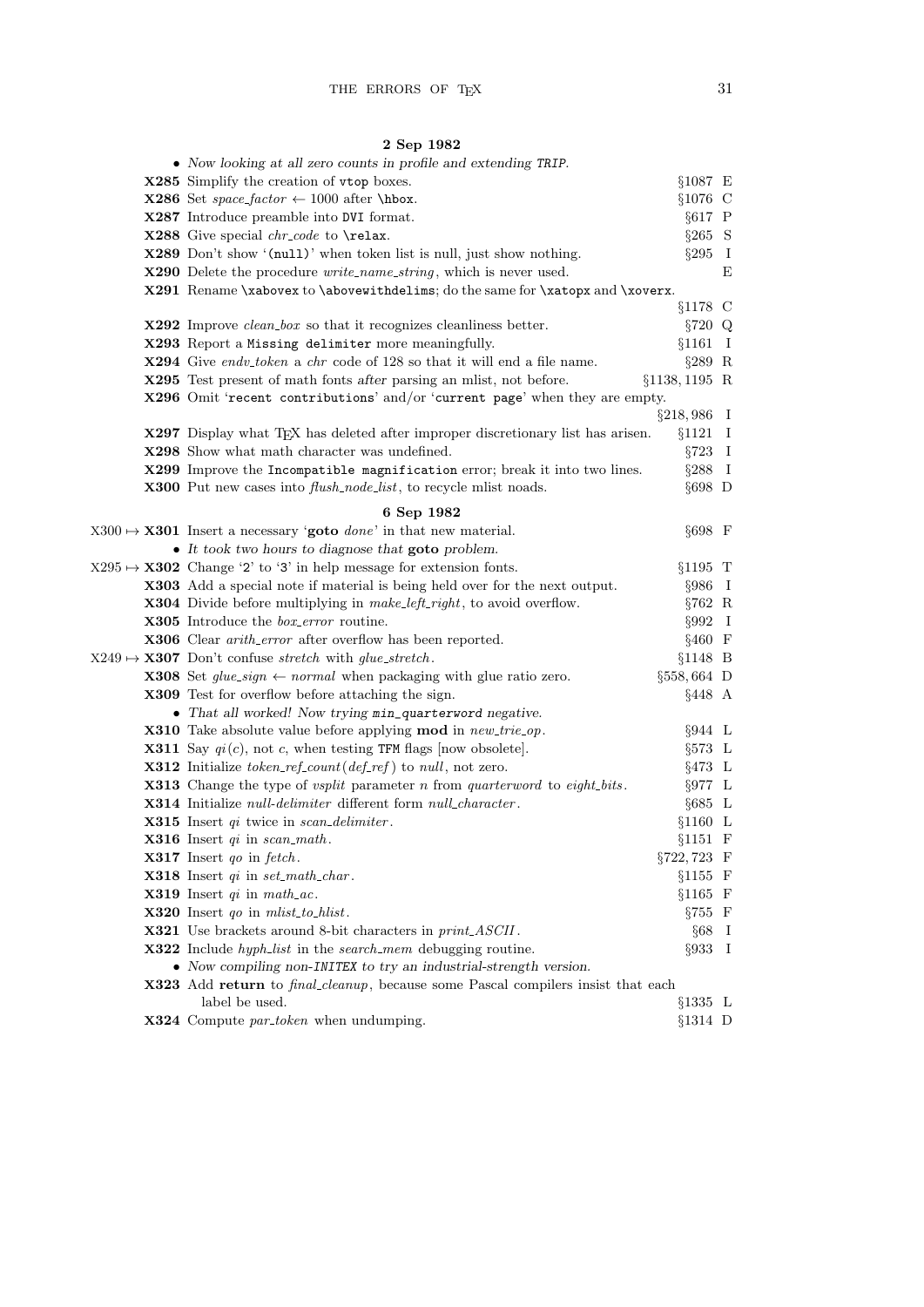**2 Sep 1982**

- *Now looking at all zero counts in profile and extending TRIP.*

**X285** Simplify the creation of `vtop` boxes. §1087 E

**X286** Set *space_factor* ← 1000 after `\hbox`. §1076 C

**X287** Introduce preamble into DVI format. §617 P

**X288** Give special *chr_code* to `\relax`. §265 S

**X289** Don't show '`(null)`' when token list is null, just show nothing. §295 I

**X290** Delete the procedure *write_name_string*, which is never used. E

**X291** Rename `\xabovex` to `\abovewithdelims`; do the same for `\xatopx` and `\xoverx`. §1178 C

**X292** Improve *clean_box* so that it recognizes cleanliness better. §720 Q

**X293** Report a `Missing delimiter` more meaningfully. §1161 I

**X294** Give *endv_token* a *chr* code of 128 so that it will end a file name. §289 R

**X295** Test present of math fonts *after* parsing an mlist, not before. §1138, 1195 R

**X296** Omit '`recent contributions`' and/or '`current page`' when they are empty. §218, 986 I

**X297** Display what TeX has deleted after improper discretionary list has arisen. §1121 I

**X298** Show what math character was undefined. §723 I

**X299** Improve the `Incompatible magnification` error; break it into two lines. §288 I

**X300** Put new cases into *flush_node_list*, to recycle mlist noads. §698 D

**6 Sep 1982**

X300 ↦ **X301** Insert a necessary '**goto** *done*' in that new material. §698 F

- *It took two hours to diagnose that* **goto** *problem.*

X295 ↦ **X302** Change '2' to '3' in help message for extension fonts. §1195 T

**X303** Add a special note if material is being held over for the next output. §986 I

**X304** Divide before multiplying in *make_left_right*, to avoid overflow. §762 R

**X305** Introduce the *box_error* routine. §992 I

**X306** Clear *arith_error* after overflow has been reported. §460 F

X249 ↦ **X307** Don't confuse *stretch* with *glue_stretch*. §1148 B

**X308** Set *glue_sign* ← *normal* when packaging with glue ratio zero. §558, 664 D

**X309** Test for overflow before attaching the sign. §448 A

- *That all worked! Now trying `min_quarterword` negative.*

**X310** Take absolute value before applying **mod** in *new_trie_op*. §944 L

**X311** Say *qi*(*c*), not *c*, when testing TFM flags [now obsolete]. §573 L

**X312** Initialize *token_ref_count*(*def_ref*) to *null*, not zero. §473 L

**X313** Change the type of *vsplit* parameter *n* from *quarterword* to *eight_bits*. §977 L

**X314** Initialize *null_delimiter* different form *null_character*. §685 L

**X315** Insert *qi* twice in *scan_delimiter*. §1160 L

**X316** Insert *qi* in *scan_math*. §1151 F

**X317** Insert *qo* in *fetch*. §722, 723 F

**X318** Insert *qi* in *set_math_char*. §1155 F

**X319** Insert *qi* in *math_ac*. §1165 F

**X320** Insert *qo* in *mlist_to_hlist*. §755 F

**X321** Use brackets around 8-bit characters in *print_ASCII*. §68 I

**X322** Include *hyph_list* in the *search_mem* debugging routine. §933 I

- *Now compiling non-INITEX to try an industrial-strength version.*

**X323** Add **return** to *final_cleanup*, because some Pascal compilers insist that each label be used. §1335 L

**X324** Compute *par_token* when undumping. §1314 D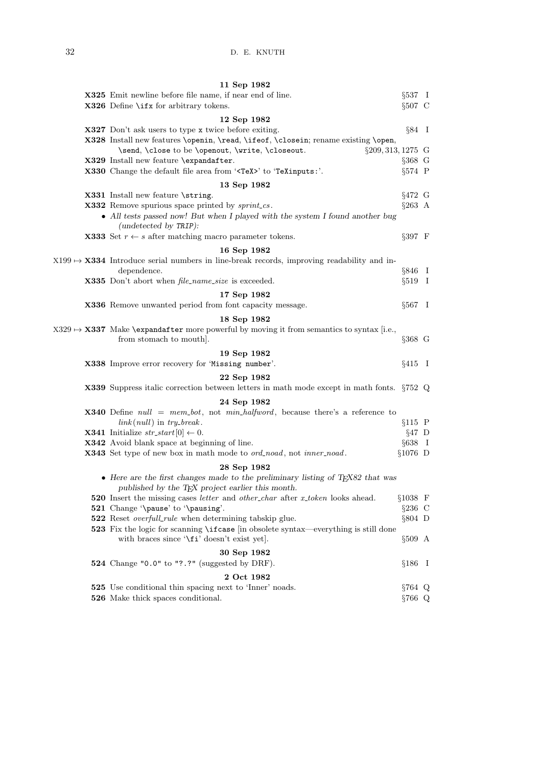**11 Sep 1982**

**X325** Emit newline before file name, if near end of line. §537 I

**X326** Define `\ifx` for arbitrary tokens. §507 C

**12 Sep 1982**

**X327** Don't ask users to type `x` twice before exiting. §84 I

**X328** Install new features `\openin`, `\read`, `\ifeof`, `\closein`; rename existing `\open`, `\send`, `\close` to be `\openout`, `\write`, `\closeout`. §209, 313, 1275 G

**X329** Install new feature `\expandafter`. §368 G

**X330** Change the default file area from '`<TeX>`' to '`TeXinputs:`'. §574 P

**13 Sep 1982**

**X331** Install new feature `\string`. §472 G

**X332** Remove spurious space printed by *sprint_cs*. §263 A

- *All tests passed now! But when I played with the system I found another bug (undetected by* TRIP*):*

**X333** Set $r \leftarrow s$ after matching macro parameter tokens. §397 F

**16 Sep 1982**

X199 ↦ **X334** Introduce serial numbers in line-break records, improving readability and independence. §846 I

**X335** Don't abort when *file_name_size* is exceeded. §519 I

**17 Sep 1982**

**X336** Remove unwanted period from font capacity message. §567 I

**18 Sep 1982**

X329 ↦ **X337** Make `\expandafter` more powerful by moving it from semantics to syntax [i.e., from stomach to mouth]. §368 G

**19 Sep 1982**

**X338** Improve error recovery for '`Missing number`'. §415 I

**22 Sep 1982**

**X339** Suppress italic correction between letters in math mode except in math fonts. §752 Q

**24 Sep 1982**

**X340** Define *null* = *mem_bot*, not *min_halfword*, because there's a reference to *link*(*null*) in *try_break*. §115 P

**X341** Initialize $str\_start[0] \leftarrow 0$. §47 D

**X342** Avoid blank space at beginning of line. §638 I

**X343** Set type of new box in math mode to *ord_noad*, not *inner_noad*. §1076 D

**28 Sep 1982**

- *Here are the first changes made to the preliminary listing of TEX82 that was published by the TEX project earlier this month.*

**520** Insert the missing cases *letter* and *other_char* after *x_token* looks ahead. §1038 F

**521** Change '`\pause`' to '`\pausing`'. §236 C

**522** Reset *overfull_rule* when determining tabskip glue. §804 D

**523** Fix the logic for scanning `\ifcase` [in obsolete syntax—everything is still done with braces since '`\fi`' doesn't exist yet]. §509 A

**30 Sep 1982**

**524** Change `"0.0"` to `"?.?"` (suggested by DRF). §186 I

**2 Oct 1982**

**525** Use conditional thin spacing next to 'Inner' noads. §764 Q

**526** Make thick spaces conditional. §766 Q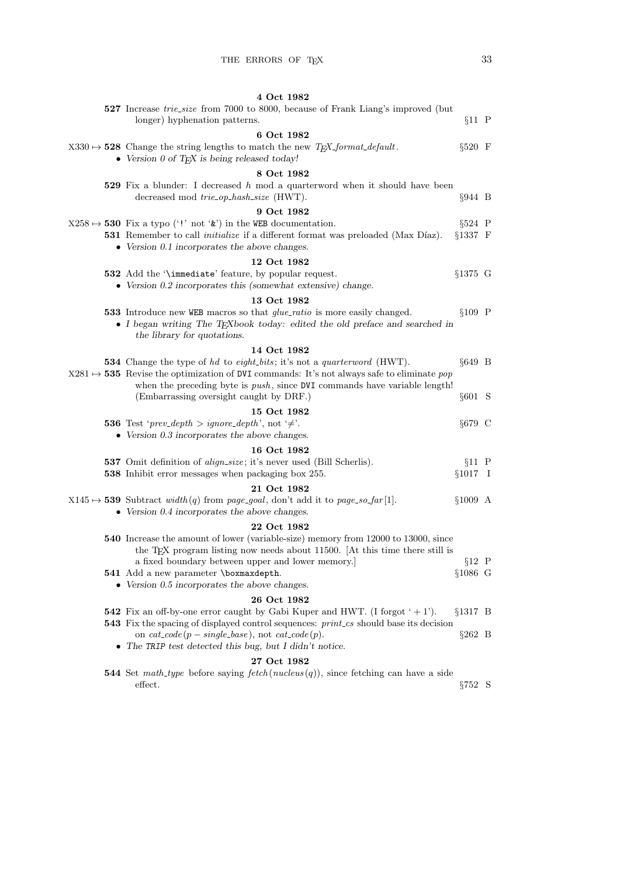**4 Oct 1982**

**527** Increase *trie_size* from 7000 to 8000, because of Frank Liang's improved (but longer) hyphenation patterns. §11 P

**6 Oct 1982**

X330 ↦ **528** Change the string lengths to match the new *TEX_format_default*. §520 F

- *Version 0 of TEX is being released today!*

**8 Oct 1982**

**529** Fix a blunder: I decreased $h$ mod a quarterword when it should have been decreased mod *trie_op_hash_size* (HWT). §944 B

**9 Oct 1982**

X258 ↦ **530** Fix a typo ('`!`' not '`&`') in the WEB documentation. §524 P

**531** Remember to call *initialize* if a different format was preloaded (Max Díaz). §1337 F

- *Version 0.1 incorporates the above changes.*

**12 Oct 1982**

**532** Add the '`\immediate`' feature, by popular request. §1375 G

- *Version 0.2 incorporates this (somewhat extensive) change.*

**13 Oct 1982**

**533** Introduce new WEB macros so that *glue_ratio* is more easily changed. §109 P

- *I began writing The TEXbook today: edited the old preface and searched in the library for quotations.*

**14 Oct 1982**

**534** Change the type of *hd* to *eight_bits*; it's not a *quarterword* (HWT). §649 B

X281 ↦ **535** Revise the optimization of DVI commands: It's not always safe to eliminate *pop* when the preceding byte is *push*, since DVI commands have variable length! (Embarrassing oversight caught by DRF.) §601 S

**15 Oct 1982**

**536** Test '$prev\_depth > ignore\_depth$', not '$\neq$'. §679 C

- *Version 0.3 incorporates the above changes.*

**16 Oct 1982**

**537** Omit definition of *align_size*; it's never used (Bill Scherlis). §11 P

**538** Inhibit error messages when packaging box 255. §1017 I

**21 Oct 1982**

X145 ↦ **539** Subtract $width(q)$ from *page_goal*, don't add it to *page_so_far*[1]. §1009 A

- *Version 0.4 incorporates the above changes.*

**22 Oct 1982**

**540** Increase the amount of lower (variable-size) memory from 12000 to 13000, since the TEX program listing now needs about 11500. [At this time there still is a fixed boundary between upper and lower memory.] §12 P

**541** Add a new parameter `\boxmaxdepth`. §1086 G

- *Version 0.5 incorporates the above changes.*

**26 Oct 1982**

**542** Fix an off-by-one error caught by Gabi Kuper and HWT. (I forgot '$+1$'). §1317 B

**543** Fix the spacing of displayed control sequences: *print_cs* should base its decision on $cat\_code(p - single\_base)$, not $cat\_code(p)$. §262 B

- *The TRIP test detected this bug, but I didn't notice.*

**27 Oct 1982**

**544** Set *math_type* before saying $fetch(nucleus(q))$, since fetching can have a side effect. §752 S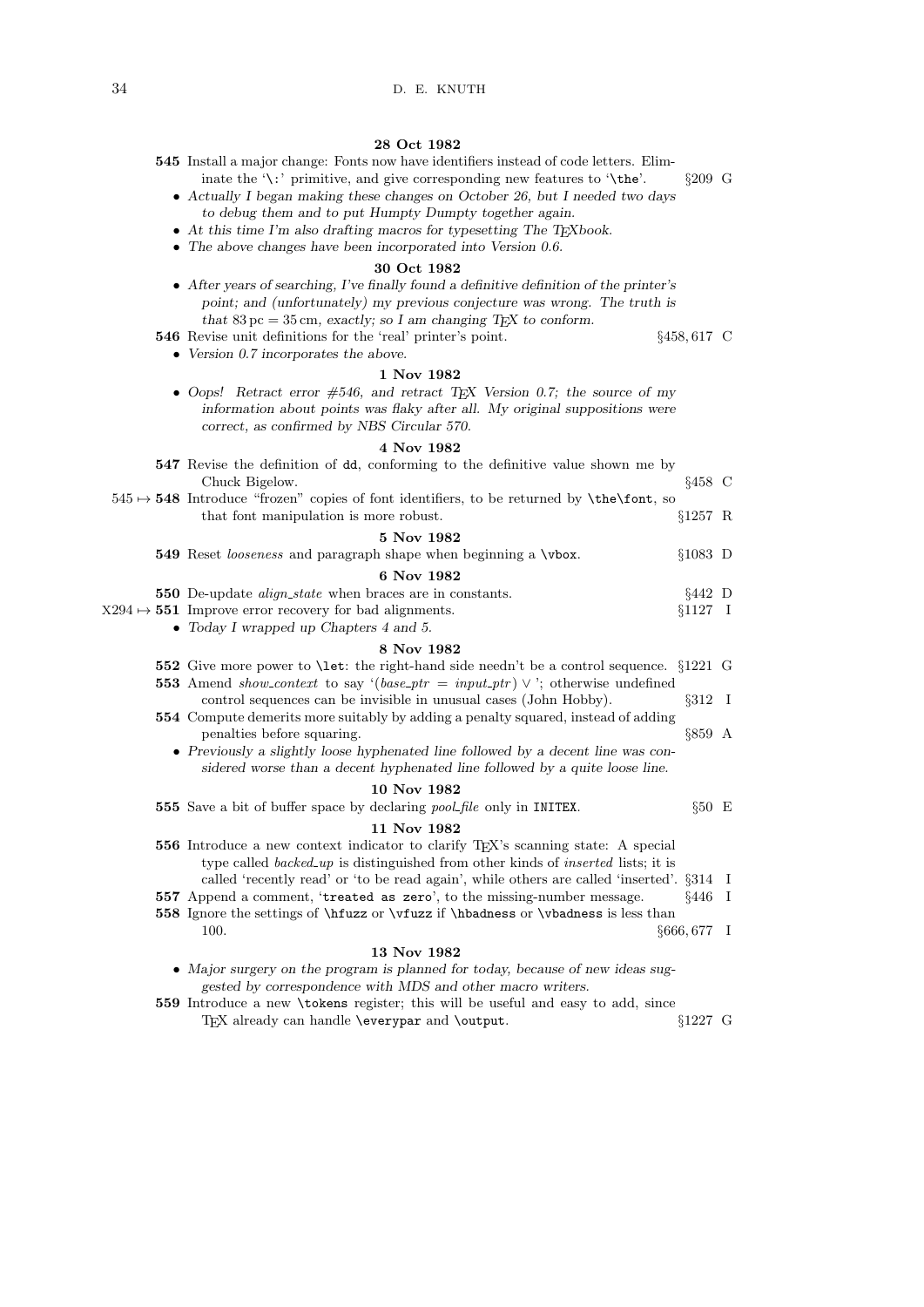**28 Oct 1982**

**545** Install a major change: Fonts now have identifiers instead of code letters. Eliminate the '\:' primitive, and give corresponding new features to '\the'. §209 G

- *Actually I began making these changes on October 26, but I needed two days to debug them and to put Humpty Dumpty together again.*
- *At this time I'm also drafting macros for typesetting The TEXbook.*
- *The above changes have been incorporated into Version 0.6.*

**30 Oct 1982**

- *After years of searching, I've finally found a definitive definition of the printer's point; and (unfortunately) my previous conjecture was wrong. The truth is that 83 pc = 35 cm, exactly; so I am changing TEX to conform.*

**546** Revise unit definitions for the 'real' printer's point. §458, 617 C

- *Version 0.7 incorporates the above.*

**1 Nov 1982**

- *Oops! Retract error #546, and retract TEX Version 0.7; the source of my information about points was flaky after all. My original suppositions were correct, as confirmed by NBS Circular 570.*

**4 Nov 1982**

**547** Revise the definition of `dd`, conforming to the definitive value shown me by Chuck Bigelow. §458 C

545 ↦ **548** Introduce "frozen" copies of font identifiers, to be returned by `\the\font`, so that font manipulation is more robust. §1257 R

**5 Nov 1982**

**549** Reset *looseness* and paragraph shape when beginning a `\vbox`. §1083 D

**6 Nov 1982**

**550** De-update *align_state* when braces are in constants. §442 D

X294 ↦ **551** Improve error recovery for bad alignments. §1127 I

- *Today I wrapped up Chapters 4 and 5.*

**8 Nov 1982**

**552** Give more power to `\let`: the right-hand side needn't be a control sequence. §1221 G

**553** Amend *show_context* to say '(*base_ptr* = *input_ptr*) ∨ '; otherwise undefined control sequences can be invisible in unusual cases (John Hobby). §312 I

**554** Compute demerits more suitably by adding a penalty squared, instead of adding penalties before squaring. §859 A

- *Previously a slightly loose hyphenated line followed by a decent line was considered worse than a decent hyphenated line followed by a quite loose line.*

**10 Nov 1982**

**555** Save a bit of buffer space by declaring *pool_file* only in `INITEX`. §50 E

**11 Nov 1982**

**556** Introduce a new context indicator to clarify TEX's scanning state: A special type called *backed_up* is distinguished from other kinds of *inserted* lists; it is called 'recently read' or 'to be read again', while others are called 'inserted'. §314 I

**557** Append a comment, '`treated as zero`', to the missing-number message. §446 I

**558** Ignore the settings of `\hfuzz` or `\vfuzz` if `\hbadness` or `\vbadness` is less than 100. §666, 677 I

**13 Nov 1982**

- *Major surgery on the program is planned for today, because of new ideas suggested by correspondence with MDS and other macro writers.*

**559** Introduce a new `\tokens` register; this will be useful and easy to add, since TEX already can handle `\everypar` and `\output`. §1227 G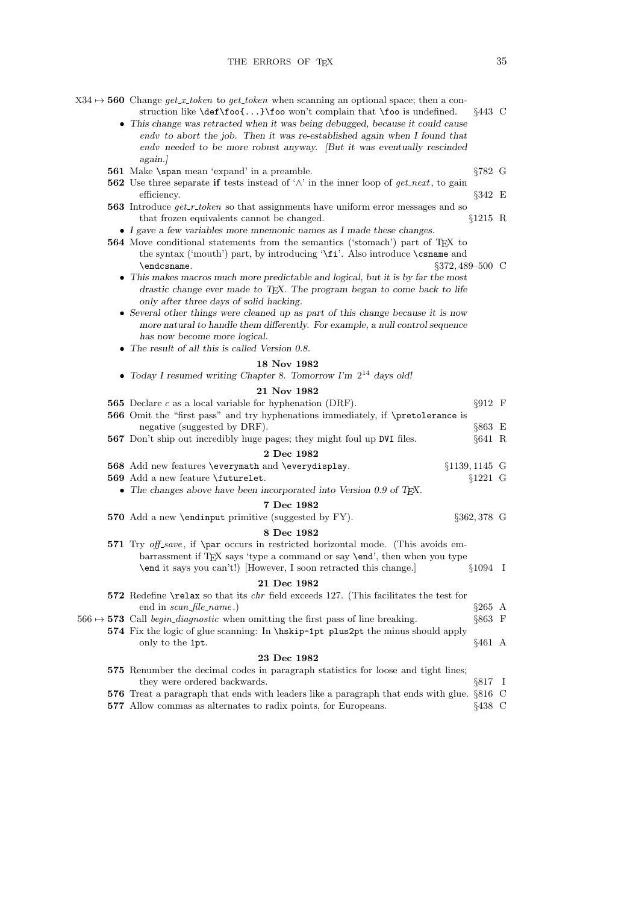X34 ↦ **560** Change *get_x_token* to *get_token* when scanning an optional space; then a construction like `\def\foo{...}\foo` won't complain that `\foo` is undefined. §443 C

- *This change was retracted when it was being debugged, because it could cause endv to abort the job. Then it was re-established again when I found that endv needed to be more robust anyway. [But it was eventually rescinded again.]*

**561** Make `\span` mean 'expand' in a preamble. §782 G

**562** Use three separate **if** tests instead of '∧' in the inner loop of *get_next*, to gain efficiency. §342 E

**563** Introduce *get_r_token* so that assignments have uniform error messages and so that frozen equivalents cannot be changed. §1215 R

- *I gave a few variables more mnemonic names as I made these changes.*

**564** Move conditional statements from the semantics ('stomach') part of TeX to the syntax ('mouth') part, by introducing '`\fi`'. Also introduce `\csname` and `\endcsname`. §372, 489–500 C

- *This makes macros much more predictable and logical, but it is by far the most drastic change ever made to TeX. The program began to come back to life only after three days of solid hacking.*
- *Several other things were cleaned up as part of this change because it is now more natural to handle them differently. For example, a null control sequence has now become more logical.*
- *The result of all this is called Version 0.8.*

**18 Nov 1982**

- *Today I resumed writing Chapter 8. Tomorrow I'm $2^{14}$ days old!*

**21 Nov 1982**

**565** Declare *c* as a local variable for hyphenation (DRF). §912 F

**566** Omit the "first pass" and try hyphenations immediately, if `\pretolerance` is negative (suggested by DRF). §863 E

**567** Don't ship out incredibly huge pages; they might foul up `DVI` files. §641 R

**2 Dec 1982**

**568** Add new features `\everymath` and `\everydisplay`. §1139, 1145 G

**569** Add a new feature `\futurelet`. §1221 G

- *The changes above have been incorporated into Version 0.9 of TeX.*

**7 Dec 1982**

**570** Add a new `\endinput` primitive (suggested by FY). §362, 378 G

**8 Dec 1982**

**571** Try *off_save*, if `\par` occurs in restricted horizontal mode. (This avoids embarrassment if TeX says 'type a command or say `\end`', then when you type `\end` it says you can't!) [However, I soon retracted this change.] §1094 I

**21 Dec 1982**

**572** Redefine `\relax` so that its *chr* field exceeds 127. (This facilitates the test for end in *scan_file_name*.) §265 A

566 ↦ **573** Call *begin_diagnostic* when omitting the first pass of line breaking. §863 F

**574** Fix the logic of glue scanning: In `\hskip-1pt plus2pt` the minus should apply only to the `1pt`. §461 A

**23 Dec 1982**

**575** Renumber the decimal codes in paragraph statistics for loose and tight lines; they were ordered backwards. §817 I

**576** Treat a paragraph that ends with leaders like a paragraph that ends with glue. §816 C

**577** Allow commas as alternates to radix points, for Europeans. §438 C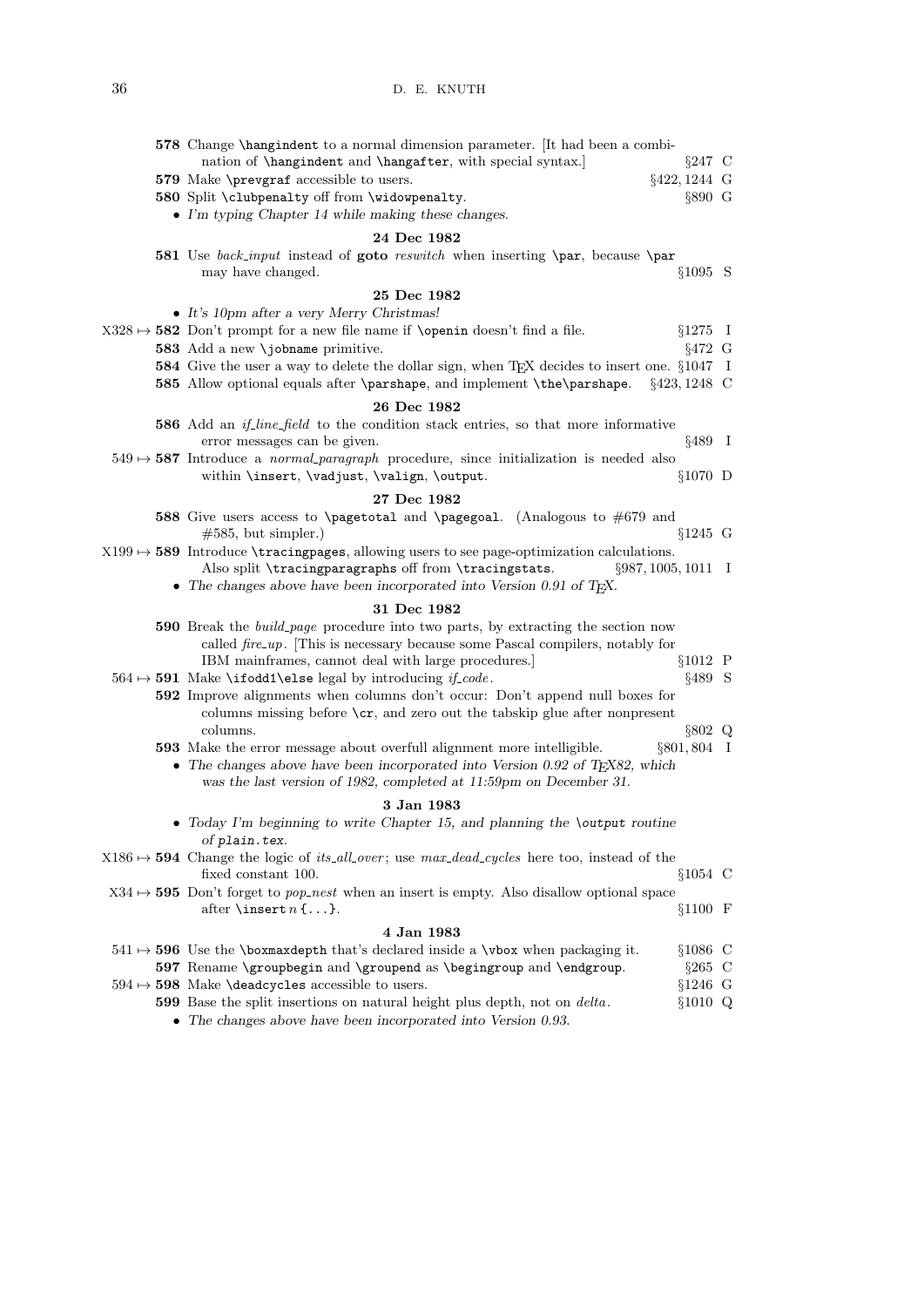**578** Change `\hangindent` to a normal dimension parameter. [It had been a combination of `\hangindent` and `\hangafter`, with special syntax.] §247 C

**579** Make `\prevgraf` accessible to users. §422, 1244 G

**580** Split `\clubpenalty` off from `\widowpenalty`. §890 G

- *I'm typing Chapter 14 while making these changes.*

### 24 Dec 1982

**581** Use *back_input* instead of **goto** *reswitch* when inserting `\par`, because `\par` may have changed. §1095 S

### 25 Dec 1982

- *It's 10pm after a very Merry Christmas!*

X328 ↦ **582** Don't prompt for a new file name if `\openin` doesn't find a file. §1275 I

**583** Add a new `\jobname` primitive. §472 G

**584** Give the user a way to delete the dollar sign, when TEX decides to insert one. §1047 I

**585** Allow optional equals after `\parshape`, and implement `\the\parshape`. §423, 1248 C

### 26 Dec 1982

**586** Add an *if_line_field* to the condition stack entries, so that more informative error messages can be given. §489 I

549 ↦ **587** Introduce a *normal_paragraph* procedure, since initialization is needed also within `\insert`, `\vadjust`, `\valign`, `\output`. §1070 D

### 27 Dec 1982

**588** Give users access to `\pagetotal` and `\pagegoal`. (Analogous to #679 and #585, but simpler.) §1245 G

X199 ↦ **589** Introduce `\tracingpages`, allowing users to see page-optimization calculations. Also split `\tracingparagraphs` off from `\tracingstats`. §987, 1005, 1011 I

- *The changes above have been incorporated into Version 0.91 of TEX.*

### 31 Dec 1982

**590** Break the *build_page* procedure into two parts, by extracting the section now called *fire_up*. [This is necessary because some Pascal compilers, notably for IBM mainframes, cannot deal with large procedures.] §1012 P

564 ↦ **591** Make `\ifodd1\else` legal by introducing *if_code*. §489 S

**592** Improve alignments when columns don't occur: Don't append null boxes for columns missing before `\cr`, and zero out the tabskip glue after nonpresent columns. §802 Q

**593** Make the error message about overfull alignment more intelligible. §801, 804 I

- *The changes above have been incorporated into Version 0.92 of TEX82, which was the last version of 1982, completed at 11:59pm on December 31.*

### 3 Jan 1983

- *Today I'm beginning to write Chapter 15, and planning the `\output` routine of `plain.tex`.*

X186 ↦ **594** Change the logic of *its_all_over*; use *max_dead_cycles* here too, instead of the fixed constant 100. §1054 C

X34 ↦ **595** Don't forget to *pop_nest* when an insert is empty. Also disallow optional space after `\insert` *n* `{...}`. §1100 F

### 4 Jan 1983

541 ↦ **596** Use the `\boxmaxdepth` that's declared inside a `\vbox` when packaging it. §1086 C

**597** Rename `\groupbegin` and `\groupend` as `\begingroup` and `\endgroup`. §265 C

594 ↦ **598** Make `\deadcycles` accessible to users. §1246 G

**599** Base the split insertions on natural height plus depth, not on *delta*. §1010 Q

- *The changes above have been incorporated into Version 0.93.*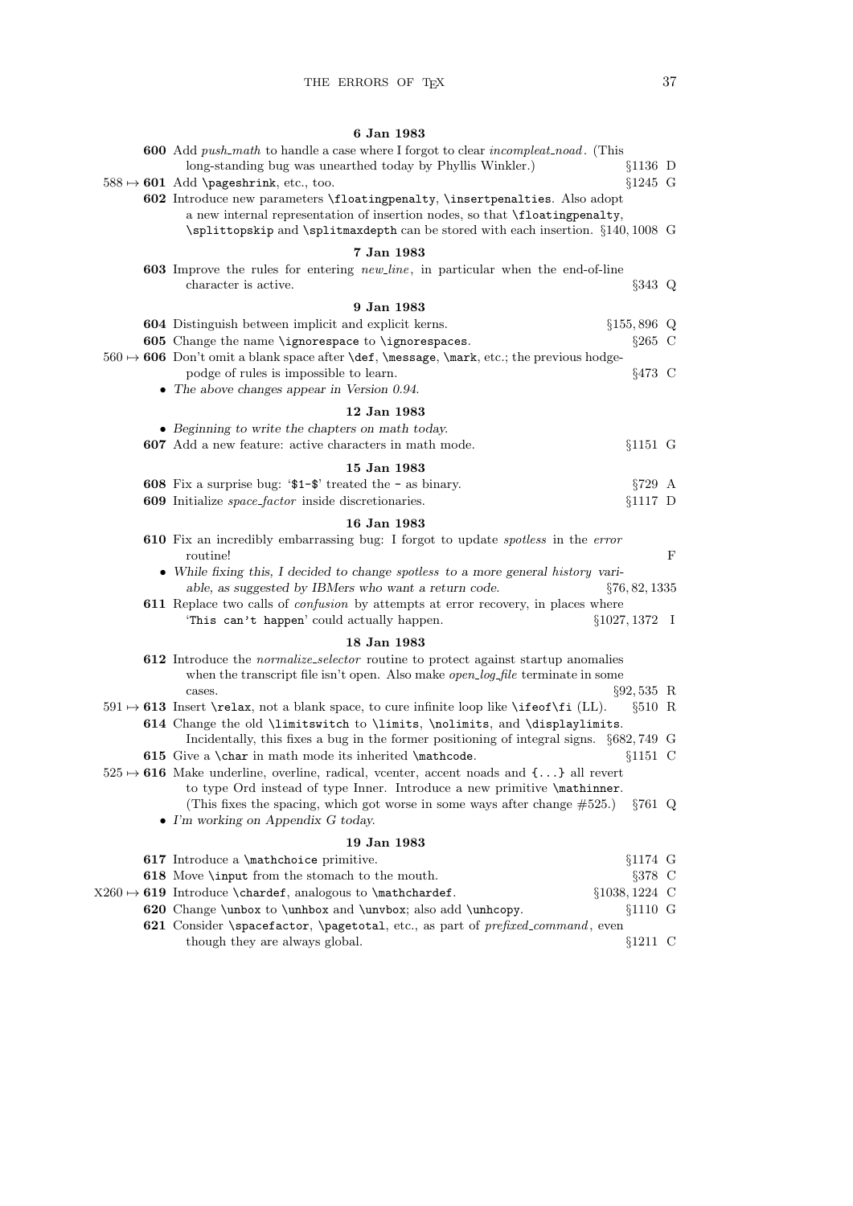**6 Jan 1983**

**600** Add *push_math* to handle a case where I forgot to clear *incompleat_noad*. (This long-standing bug was unearthed today by Phyllis Winkler.) §1136 D

588 ↦ **601** Add `\pageshrink`, etc., too. §1245 G

**602** Introduce new parameters `\floatingpenalty`, `\insertpenalties`. Also adopt a new internal representation of insertion nodes, so that `\floatingpenalty`, `\splittopskip` and `\splitmaxdepth` can be stored with each insertion. §140, 1008 G

**7 Jan 1983**

**603** Improve the rules for entering *new_line*, in particular when the end-of-line character is active. §343 Q

**9 Jan 1983**

**604** Distinguish between implicit and explicit kerns. §155, 896 Q

**605** Change the name `\ignorespace` to `\ignorespaces`. §265 C

560 ↦ **606** Don't omit a blank space after `\def`, `\message`, `\mark`, etc.; the previous hodgepodge of rules is impossible to learn. §473 C

- *The above changes appear in Version 0.94.*

**12 Jan 1983**

- *Beginning to write the chapters on math today.*

**607** Add a new feature: active characters in math mode. §1151 G

**15 Jan 1983**

**608** Fix a surprise bug: '`$1-$`' treated the `-` as binary. §729 A

**609** Initialize *space_factor* inside discretionaries. §1117 D

**16 Jan 1983**

**610** Fix an incredibly embarrassing bug: I forgot to update *spotless* in the *error* routine! F

- *While fixing this, I decided to change* spotless *to a more general* history *variable, as suggested by IBMers who want a return code.* §76, 82, 1335

**611** Replace two calls of *confusion* by attempts at error recovery, in places where '`This can't happen`' could actually happen. §1027, 1372 I

**18 Jan 1983**

**612** Introduce the *normalize_selector* routine to protect against startup anomalies when the transcript file isn't open. Also make *open_log_file* terminate in some cases. §92, 535 R

591 ↦ **613** Insert `\relax`, not a blank space, to cure infinite loop like `\ifeof\fi` (LL). §510 R

**614** Change the old `\limitswitch` to `\limits`, `\nolimits`, and `\displaylimits`. Incidentally, this fixes a bug in the former positioning of integral signs. §682, 749 G

**615** Give a `\char` in math mode its inherited `\mathcode`. §1151 C

525 ↦ **616** Make underline, overline, radical, vcenter, accent noads and `{...}` all revert to type Ord instead of type Inner. Introduce a new primitive `\mathinner`. (This fixes the spacing, which got worse in some ways after change #525.) §761 Q

- *I'm working on Appendix G today.*

**19 Jan 1983**

**617** Introduce a `\mathchoice` primitive. §1174 G

**618** Move `\input` from the stomach to the mouth. §378 C

X260 ↦ **619** Introduce `\chardef`, analogous to `\mathchardef`. §1038, 1224 C

**620** Change `\unbox` to `\unhbox` and `\unvbox`; also add `\unhcopy`. §1110 G

**621** Consider `\spacefactor`, `\pagetotal`, etc., as part of *prefixed_command*, even though they are always global. §1211 C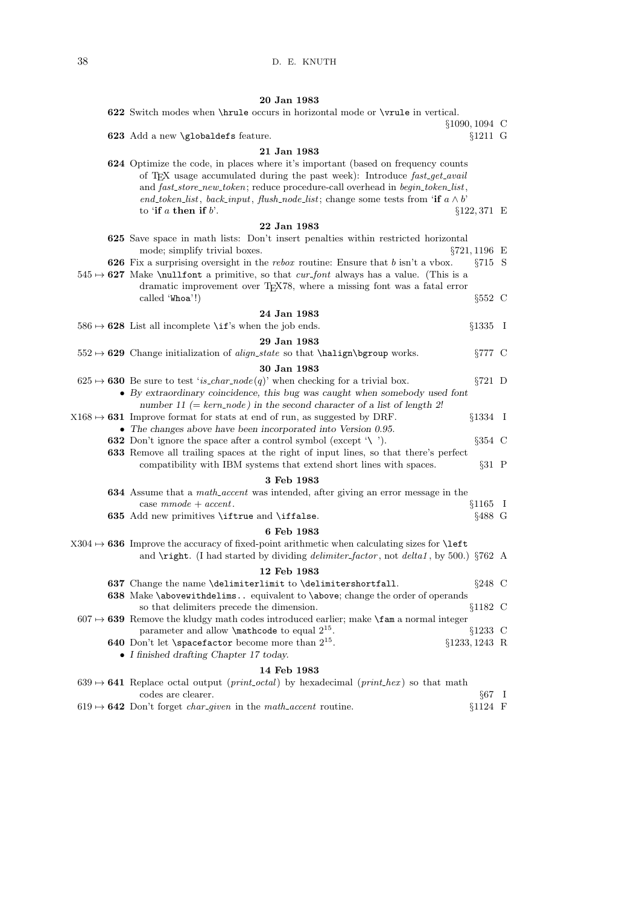**20 Jan 1983**

**622** Switch modes when `\hrule` occurs in horizontal mode or `\vrule` in vertical. §1090, 1094 C

**623** Add a new `\globaldefs` feature. §1211 G

**21 Jan 1983**

**624** Optimize the code, in places where it's important (based on frequency counts of TeX usage accumulated during the past week): Introduce *fast_get_avail* and *fast_store_new_token*; reduce procedure-call overhead in *begin_token_list*, *end_token_list*, *back_input*, *flush_node_list*; change some tests from '**if** $a \wedge b$' to '**if** $a$ **then if** $b$'. §122, 371 E

**22 Jan 1983**

**625** Save space in math lists: Don't insert penalties within restricted horizontal mode; simplify trivial boxes. §721, 1196 E

**626** Fix a surprising oversight in the *rebox* routine: Ensure that $b$ isn't a vbox. §715 S

545 ↦ **627** Make `\nullfont` a primitive, so that *cur_font* always has a value. (This is a dramatic improvement over TeX78, where a missing font was a fatal error called '`Whoa`'!) §552 C

**24 Jan 1983**

586 ↦ **628** List all incomplete `\if`'s when the job ends. §1335 I

**29 Jan 1983**

552 ↦ **629** Change initialization of *align_state* so that `\halign\bgroup` works. §777 C

**30 Jan 1983**

625 ↦ **630** Be sure to test '*is_char_node*$(q)$' when checking for a trivial box. §721 D

- *By extraordinary coincidence, this bug was caught when somebody used font number 11 (= kern_node) in the second character of a list of length 2!*

X168 ↦ **631** Improve format for stats at end of run, as suggested by DRF. §1334 I

- *The changes above have been incorporated into Version 0.95.*

**632** Don't ignore the space after a control symbol (except '`\ `'). §354 C

**633** Remove all trailing spaces at the right of input lines, so that there's perfect compatibility with IBM systems that extend short lines with spaces. §31 P

**3 Feb 1983**

**634** Assume that a *math_accent* was intended, after giving an error message in the case *mmode* + *accent*. §1165 I

**635** Add new primitives `\iftrue` and `\iffalse`. §488 G

**6 Feb 1983**

X304 ↦ **636** Improve the accuracy of fixed-point arithmetic when calculating sizes for `\left` and `\right`. (I had started by dividing *delimiter_factor*, not *delta1*, by 500.) §762 A

**12 Feb 1983**

**637** Change the name `\delimiterlimit` to `\delimitershortfall`. §248 C

**638** Make `\abovewithdelims..` equivalent to `\above`; change the order of operands so that delimiters precede the dimension. §1182 C

607 ↦ **639** Remove the kludgy math codes introduced earlier; make `\fam` a normal integer parameter and allow `\mathcode` to equal $2^{15}$. §1233 C

**640** Don't let `\spacefactor` become more than $2^{15}$. §1233, 1243 R

- *I finished drafting Chapter 17 today.*

**14 Feb 1983**

639 ↦ **641** Replace octal output (*print_octal*) by hexadecimal (*print_hex*) so that math codes are clearer. §67 I

619 ↦ **642** Don't forget *char_given* in the *math_accent* routine. §1124 F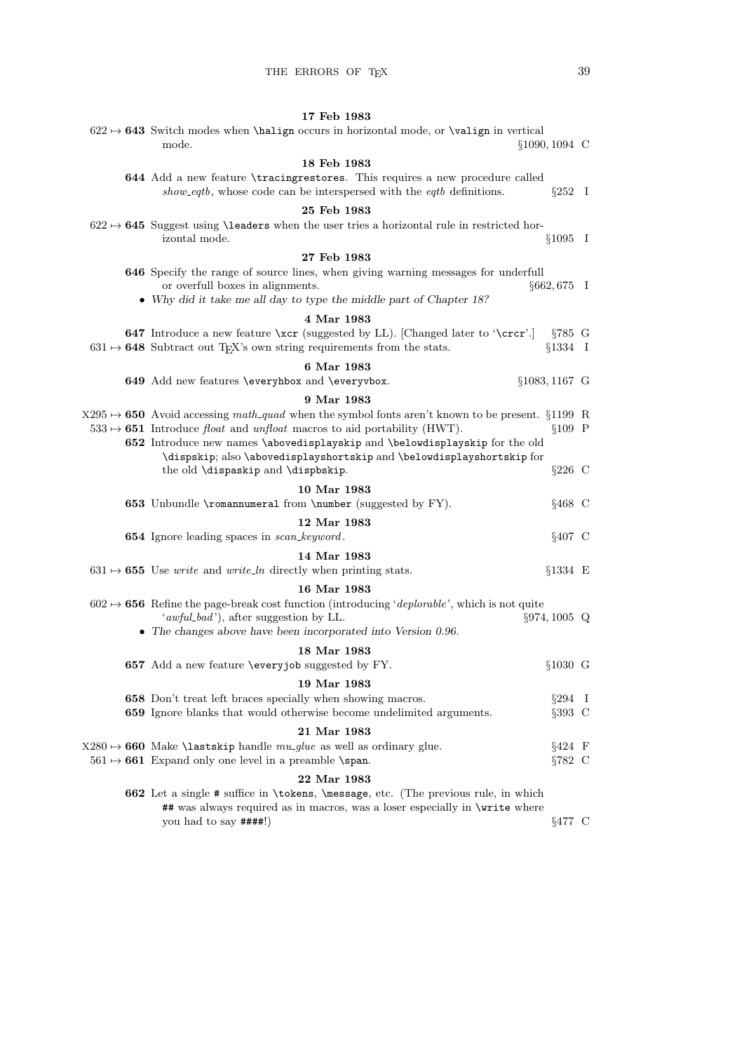**17 Feb 1983**

622 ↦ **643** Switch modes when `\halign` occurs in horizontal mode, or `\valign` in vertical mode. §1090, 1094 C

**18 Feb 1983**

**644** Add a new feature `\tracingrestores`. This requires a new procedure called *show_eqtb*, whose code can be interspersed with the *eqtb* definitions. §252 I

**25 Feb 1983**

622 ↦ **645** Suggest using `\leaders` when the user tries a horizontal rule in restricted horizontal mode. §1095 I

**27 Feb 1983**

**646** Specify the range of source lines, when giving warning messages for underfull or overfull boxes in alignments. §662, 675 I

- *Why did it take me all day to type the middle part of Chapter 18?*

**4 Mar 1983**

**647** Introduce a new feature `\xcr` (suggested by LL). [Changed later to '`\crcr`'.] §785 G

631 ↦ **648** Subtract out TEX's own string requirements from the stats. §1334 I

**6 Mar 1983**

**649** Add new features `\everyhbox` and `\everyvbox`. §1083, 1167 G

**9 Mar 1983**

X295 ↦ **650** Avoid accessing *math_quad* when the symbol fonts aren't known to be present. §1199 R

533 ↦ **651** Introduce *float* and *unfloat* macros to aid portability (HWT). §109 P

**652** Introduce new names `\abovedisplayskip` and `\belowdisplayskip` for the old `\dispskip`; also `\abovedisplayshortskip` and `\belowdisplayshortskip` for the old `\dispaskip` and `\dispbskip`. §226 C

**10 Mar 1983**

**653** Unbundle `\romannumeral` from `\number` (suggested by FY). §468 C

**12 Mar 1983**

**654** Ignore leading spaces in *scan_keyword*. §407 C

**14 Mar 1983**

631 ↦ **655** Use *write* and *write_ln* directly when printing stats. §1334 E

**16 Mar 1983**

602 ↦ **656** Refine the page-break cost function (introducing '*deplorable*', which is not quite '*awful_bad*'), after suggestion by LL. §974, 1005 Q

- *The changes above have been incorporated into Version 0.96.*

**18 Mar 1983**

**657** Add a new feature `\everyjob` suggested by FY. §1030 G

**19 Mar 1983**

**658** Don't treat left braces specially when showing macros. §294 I

**659** Ignore blanks that would otherwise become undelimited arguments. §393 C

**21 Mar 1983**

X280 ↦ **660** Make `\lastskip` handle *mu_glue* as well as ordinary glue. §424 F

561 ↦ **661** Expand only one level in a preamble `\span`. §782 C

**22 Mar 1983**

**662** Let a single `#` suffice in `\tokens`, `\message`, etc. (The previous rule, in which `##` was always required as in macros, was a loser especially in `\write` where you had to say `####`!) §477 C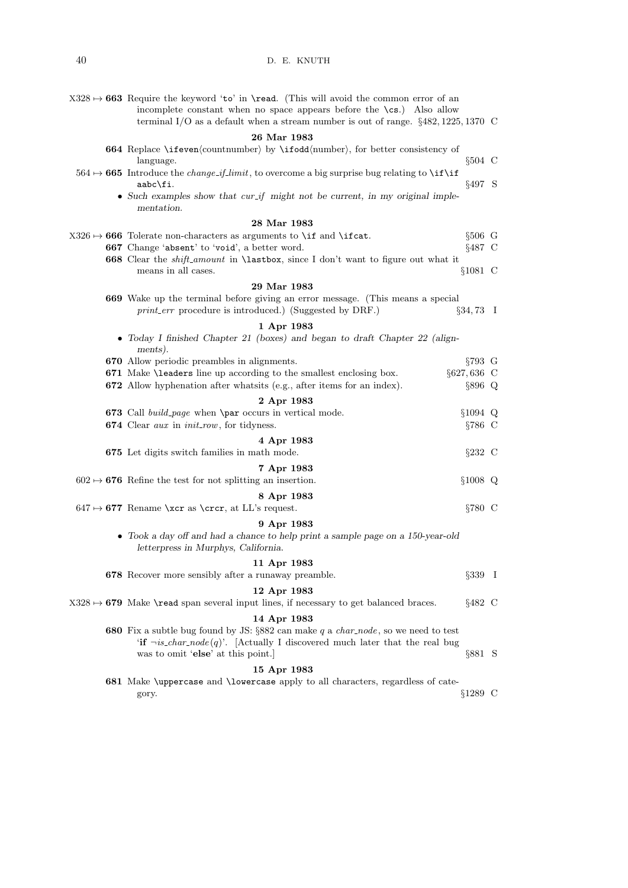X328 ↦ **663** Require the keyword '`to`' in `\read`. (This will avoid the common error of an incomplete constant when no space appears before the `\cs`.) Also allow terminal I/O as a default when a stream number is out of range. §482, 1225, 1370 C

**26 Mar 1983**

**664** Replace `\ifeven`⟨countnumber⟩ by `\ifodd`⟨number⟩, for better consistency of language. §504 C

564 ↦ **665** Introduce the *change_if_limit*, to overcome a big surprise bug relating to `\if\if aabc\fi`. §497 S

- *Such examples show that cur_if might not be current, in my original implementation.*

**28 Mar 1983**

X326 ↦ **666** Tolerate non-characters as arguments to `\if` and `\ifcat`. §506 G

**667** Change '`absent`' to '`void`', a better word. §487 C

**668** Clear the *shift_amount* in `\lastbox`, since I don't want to figure out what it means in all cases. §1081 C

**29 Mar 1983**

**669** Wake up the terminal before giving an error message. (This means a special *print_err* procedure is introduced.) (Suggested by DRF.) §34, 73 I

**1 Apr 1983**

- *Today I finished Chapter 21 (boxes) and began to draft Chapter 22 (alignments).*

**670** Allow periodic preambles in alignments. §793 G

**671** Make `\leaders` line up according to the smallest enclosing box. §627, 636 C

**672** Allow hyphenation after whatsits (e.g., after items for an index). §896 Q

**2 Apr 1983**

**673** Call *build_page* when `\par` occurs in vertical mode. §1094 Q

**674** Clear *aux* in *init_row*, for tidyness. §786 C

**4 Apr 1983**

**675** Let digits switch families in math mode. §232 C

**7 Apr 1983**

602 ↦ **676** Refine the test for not splitting an insertion. §1008 Q

**8 Apr 1983**

647 ↦ **677** Rename `\xcr` as `\crcr`, at LL's request. §780 C

**9 Apr 1983**

- *Took a day off and had a chance to help print a sample page on a 150-year-old letterpress in Murphys, California.*

**11 Apr 1983**

**678** Recover more sensibly after a runaway preamble. §339 I

**12 Apr 1983**

X328 ↦ **679** Make `\read` span several input lines, if necessary to get balanced braces. §482 C

**14 Apr 1983**

**680** Fix a subtle bug found by JS: §882 can make $q$ a *char_node*, so we need to test '**if** $\neg is\_char\_node(q)$'. [Actually I discovered much later that the real bug was to omit '**else**' at this point.] §881 S

**15 Apr 1983**

**681** Make `\uppercase` and `\lowercase` apply to all characters, regardless of category. §1289 C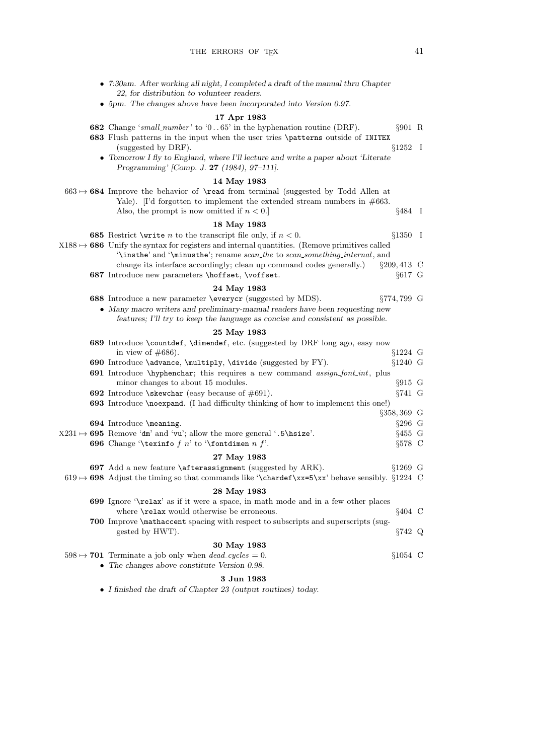- *7:30am. After working all night, I completed a draft of the manual thru Chapter 22, for distribution to volunteer readers.*
- *5pm. The changes above have been incorporated into Version 0.97.*

### 17 Apr 1983

**682** Change '*small_number*' to '0 . . 65' in the hyphenation routine (DRF). §901 R

**683** Flush patterns in the input when the user tries `\patterns` outside of `INITEX` (suggested by DRF). §1252 I

- *Tomorrow I fly to England, where I'll lecture and write a paper about 'Literate Programming' [Comp. J.* **27** *(1984), 97–111].*

### 14 May 1983

663 ↦ **684** Improve the behavior of `\read` from terminal (suggested by Todd Allen at Yale). [I'd forgotten to implement the extended stream numbers in #663. Also, the prompt is now omitted if $n < 0$.] §484 I

### 18 May 1983

**685** Restrict `\write` $n$ to the transcript file only, if $n < 0$. §1350 I

X188 ↦ **686** Unify the syntax for registers and internal quantities. (Remove primitives called '`\insthe`' and '`\minusthe`'; rename *scan_the* to *scan_something_internal*, and change its interface accordingly; clean up command codes generally.) §209, 413 C

**687** Introduce new parameters `\hoffset`, `\voffset`. §617 G

### 24 May 1983

**688** Introduce a new parameter `\everycr` (suggested by MDS). §774, 799 G

- *Many macro writers and preliminary-manual readers have been requesting new features; I'll try to keep the language as concise and consistent as possible.*

### 25 May 1983

**689** Introduce `\countdef`, `\dimendef`, etc. (suggested by DRF long ago, easy now in view of #686). §1224 G

**690** Introduce `\advance`, `\multiply`, `\divide` (suggested by FY). §1240 G

**691** Introduce `\hyphenchar`; this requires a new command *assign_font_int*, plus minor changes to about 15 modules. §915 G

**692** Introduce `\skewchar` (easy because of #691). §741 G

**693** Introduce `\noexpand`. (I had difficulty thinking of how to implement this one!) §358, 369 G

**694** Introduce `\meaning`. §296 G

X231 ↦ **695** Remove '`dm`' and '`vu`'; allow the more general '`.5\hsize`'. §455 G

**696** Change '`\texinfo` $f$ $n$' to '`\fontdimen` $n$ $f$'. §578 C

### 27 May 1983

**697** Add a new feature `\afterassignment` (suggested by ARK). §1269 G

619 ↦ **698** Adjust the timing so that commands like '`\chardef\xx=5\xx`' behave sensibly. §1224 C

### 28 May 1983

**699** Ignore '`\relax`' as if it were a space, in math mode and in a few other places where `\relax` would otherwise be erroneous. §404 C

**700** Improve `\mathaccent` spacing with respect to subscripts and superscripts (suggested by HWT). §742 Q

### 30 May 1983

598 ↦ **701** Terminate a job only when *dead_cycles* = 0. §1054 C

- *The changes above constitute Version 0.98.*

### 3 Jun 1983

- *I finished the draft of Chapter 23 (output routines) today.*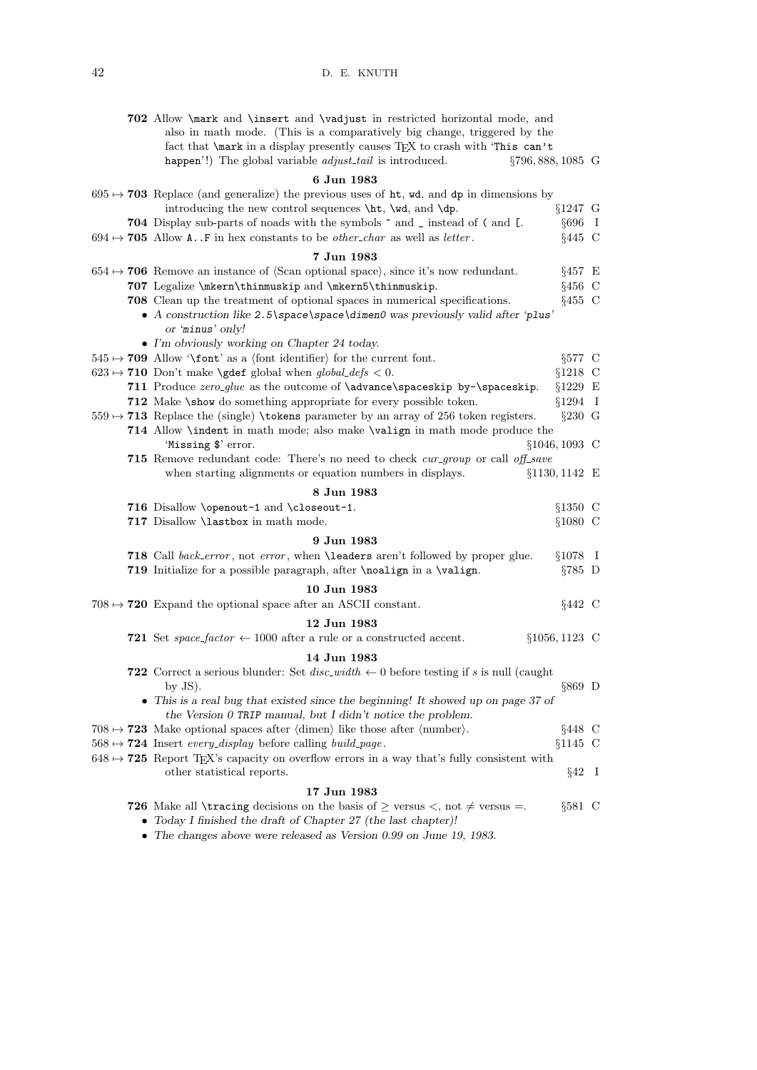**702** Allow `\mark` and `\insert` and `\vadjust` in restricted horizontal mode, and also in math mode. (This is a comparatively big change, triggered by the fact that `\mark` in a display presently causes TeX to crash with '`This can't happen`'!) The global variable *adjust_tail* is introduced. §796, 888, 1085 G

**6 Jun 1983**

695 ↦ **703** Replace (and generalize) the previous uses of `ht`, `wd`, and `dp` in dimensions by introducing the new control sequences `\ht`, `\wd`, and `\dp`. §1247 G

**704** Display sub-parts of noads with the symbols `^` and `_` instead of `(` and `[`. §696 I

694 ↦ **705** Allow `A..F` in hex constants to be *other_char* as well as *letter*. §445 C

**7 Jun 1983**

654 ↦ **706** Remove an instance of ⟨Scan optional space⟩, since it's now redundant. §457 E

**707** Legalize `\mkern\thinmuskip` and `\mkern5\thinmuskip`. §456 C

**708** Clean up the treatment of optional spaces in numerical specifications. §455 C

- *A construction like* `2.5\space\space\dimen0` *was previously valid after '*`plus`*' or '*`minus`*' only!*
- *I'm obviously working on Chapter 24 today.*

545 ↦ **709** Allow '`\font`' as a ⟨font identifier⟩ for the current font. §577 C

623 ↦ **710** Don't make `\gdef` global when *global_defs* < 0. §1218 C

**711** Produce *zero_glue* as the outcome of `\advance\spaceskip by-\spaceskip`. §1229 E

**712** Make `\show` do something appropriate for every possible token. §1294 I

559 ↦ **713** Replace the (single) `\tokens` parameter by an array of 256 token registers. §230 G

**714** Allow `\indent` in math mode; also make `\valign` in math mode produce the '`Missing $`' error. §1046, 1093 C

**715** Remove redundant code: There's no need to check *cur_group* or call *off_save* when starting alignments or equation numbers in displays. §1130, 1142 E

**8 Jun 1983**

**716** Disallow `\openout-1` and `\closeout-1`. §1350 C

**717** Disallow `\lastbox` in math mode. §1080 C

**9 Jun 1983**

**718** Call *back_error*, not *error*, when `\leaders` aren't followed by proper glue. §1078 I

**719** Initialize for a possible paragraph, after `\noalign` in a `\valign`. §785 D

**10 Jun 1983**

708 ↦ **720** Expand the optional space after an ASCII constant. §442 C

**12 Jun 1983**

**721** Set *space_factor* ← 1000 after a rule or a constructed accent. §1056, 1123 C

**14 Jun 1983**

**722** Correct a serious blunder: Set *disc_width* ← 0 before testing if *s* is null (caught by JS). §869 D

- *This is a real bug that existed since the beginning! It showed up on page 37 of the Version 0* `TRIP` *manual, but I didn't notice the problem.*

708 ↦ **723** Make optional spaces after ⟨dimen⟩ like those after ⟨number⟩. §448 C

568 ↦ **724** Insert *every_display* before calling *build_page*. §1145 C

648 ↦ **725** Report TeX's capacity on overflow errors in a way that's fully consistent with other statistical reports. §42 I

**17 Jun 1983**

**726** Make all `\tracing` decisions on the basis of ≥ versus <, not ≠ versus =. §581 C

- *Today I finished the draft of Chapter 27 (the last chapter)!*
- *The changes above were released as Version 0.99 on June 19, 1983.*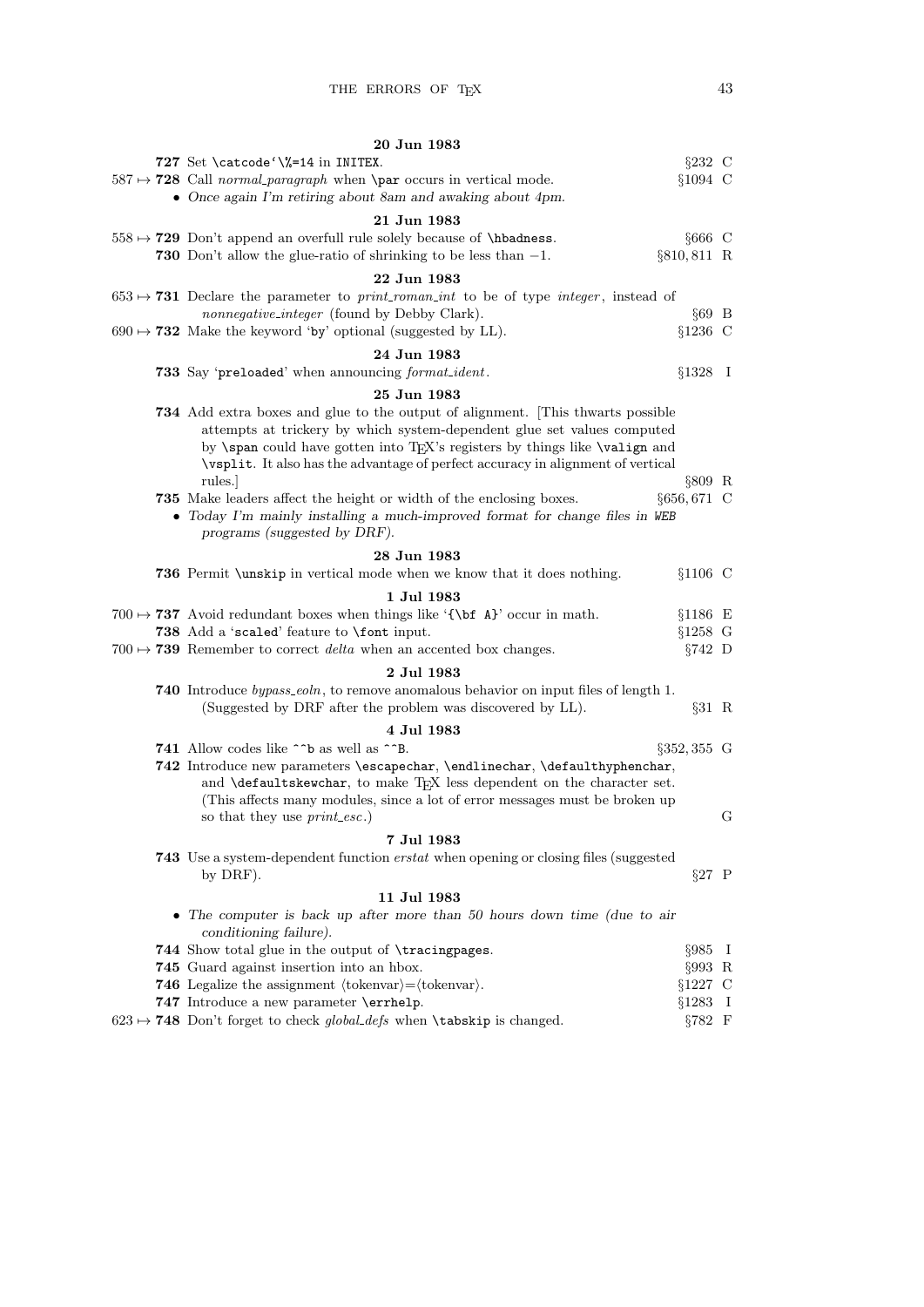**20 Jun 1983**

**727** Set `\catcode‘\%=14` in `INITEX`. §232 C

587 ↦ **728** Call *normal_paragraph* when `\par` occurs in vertical mode. §1094 C

- *Once again I'm retiring about 8am and awaking about 4pm.*

**21 Jun 1983**

558 ↦ **729** Don't append an overfull rule solely because of `\hbadness`. §666 C

**730** Don't allow the glue-ratio of shrinking to be less than −1. §810, 811 R

**22 Jun 1983**

653 ↦ **731** Declare the parameter to *print_roman_int* to be of type *integer*, instead of *nonnegative_integer* (found by Debby Clark). §69 B

690 ↦ **732** Make the keyword '`by`' optional (suggested by LL). §1236 C

**24 Jun 1983**

**733** Say '`preloaded`' when announcing *format_ident*. §1328 I

**25 Jun 1983**

**734** Add extra boxes and glue to the output of alignment. [This thwarts possible attempts at trickery by which system-dependent glue set values computed by `\span` could have gotten into TeX's registers by things like `\valign` and `\vsplit`. It also has the advantage of perfect accuracy in alignment of vertical rules.] §809 R

**735** Make leaders affect the height or width of the enclosing boxes. §656, 671 C

- *Today I'm mainly installing a much-improved format for change files in* `WEB` *programs (suggested by DRF).*

**28 Jun 1983**

**736** Permit `\unskip` in vertical mode when we know that it does nothing. §1106 C

**1 Jul 1983**

700 ↦ **737** Avoid redundant boxes when things like '`{\bf A}`' occur in math. §1186 E

**738** Add a '`scaled`' feature to `\font` input. §1258 G

700 ↦ **739** Remember to correct *delta* when an accented box changes. §742 D

**2 Jul 1983**

**740** Introduce *bypass_eoln*, to remove anomalous behavior on input files of length 1. (Suggested by DRF after the problem was discovered by LL). §31 R

**4 Jul 1983**

**741** Allow codes like `^^b` as well as `^^B`. §352, 355 G

**742** Introduce new parameters `\escapechar`, `\endlinechar`, `\defaulthyphenchar`, and `\defaultskewchar`, to make TeX less dependent on the character set. (This affects many modules, since a lot of error messages must be broken up so that they use *print_esc*.) G

**7 Jul 1983**

**743** Use a system-dependent function *erstat* when opening or closing files (suggested by DRF). §27 P

**11 Jul 1983**

- *The computer is back up after more than 50 hours down time (due to air conditioning failure).*

**744** Show total glue in the output of `\tracingpages`. §985 I

**745** Guard against insertion into an hbox. §993 R

**746** Legalize the assignment ⟨tokenvar⟩=⟨tokenvar⟩. §1227 C

**747** Introduce a new parameter `\errhelp`. §1283 I

623 ↦ **748** Don't forget to check *global_defs* when `\tabskip` is changed. §782 F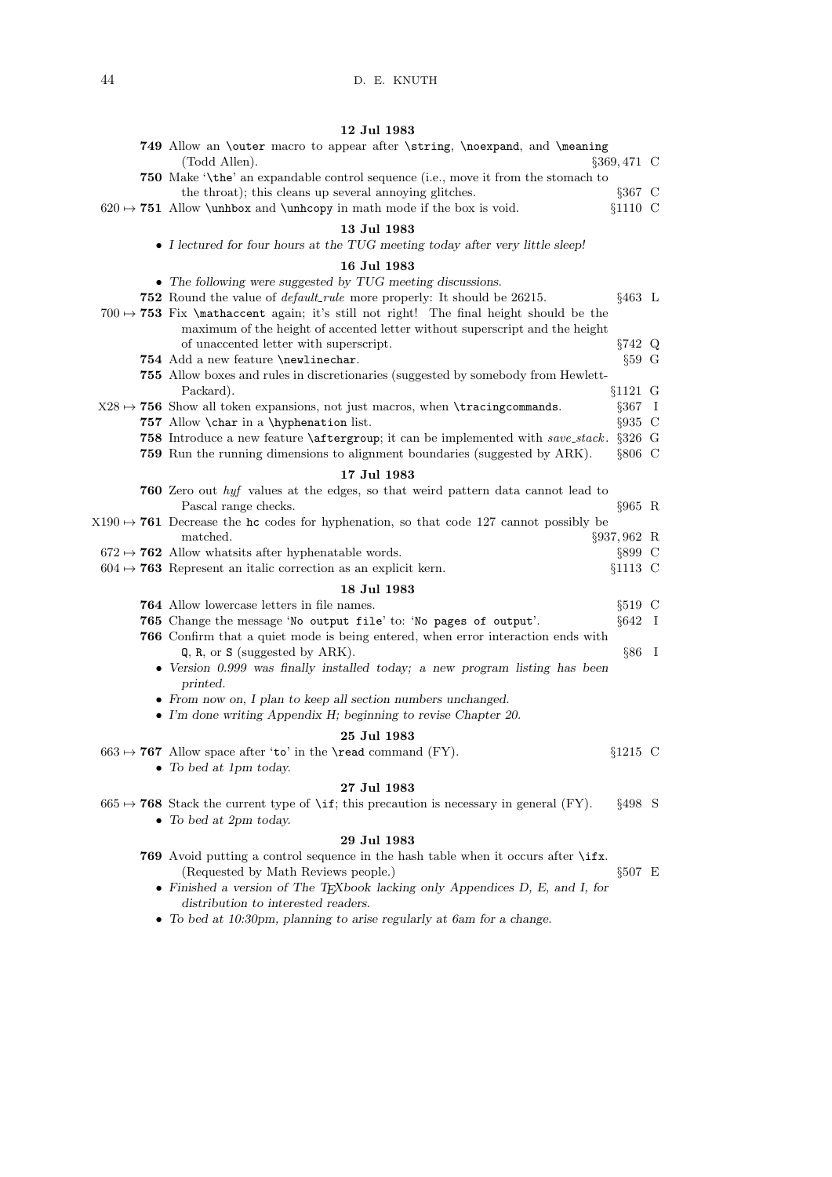**12 Jul 1983**

**749** Allow an `\outer` macro to appear after `\string`, `\noexpand`, and `\meaning` (Todd Allen). §369, 471 C

**750** Make '`\the`' an expandable control sequence (i.e., move it from the stomach to the throat); this cleans up several annoying glitches. §367 C

620 ↦ **751** Allow `\unhbox` and `\unhcopy` in math mode if the box is void. §1110 C

**13 Jul 1983**

- *I lectured for four hours at the TUG meeting today after very little sleep!*

**16 Jul 1983**

- *The following were suggested by TUG meeting discussions.*

**752** Round the value of *default_rule* more properly: It should be 26215. §463 L

700 ↦ **753** Fix `\mathaccent` again; it's still not right! The final height should be the maximum of the height of accented letter without superscript and the height of unaccented letter with superscript. §742 Q

**754** Add a new feature `\newlinechar`. §59 G

**755** Allow boxes and rules in discretionaries (suggested by somebody from Hewlett-Packard). §1121 G

X28 ↦ **756** Show all token expansions, not just macros, when `\tracingcommands`. §367 I

**757** Allow `\char` in a `\hyphenation` list. §935 C

**758** Introduce a new feature `\aftergroup`; it can be implemented with *save_stack*. §326 G

**759** Run the running dimensions to alignment boundaries (suggested by ARK). §806 C

**17 Jul 1983**

**760** Zero out *hyf* values at the edges, so that weird pattern data cannot lead to Pascal range checks. §965 R

X190 ↦ **761** Decrease the `hc` codes for hyphenation, so that code 127 cannot possibly be matched. §937, 962 R

672 ↦ **762** Allow whatsits after hyphenatable words. §899 C

604 ↦ **763** Represent an italic correction as an explicit kern. §1113 C

**18 Jul 1983**

**764** Allow lowercase letters in file names. §519 C

**765** Change the message '`No output file`' to: '`No pages of output`'. §642 I

**766** Confirm that a quiet mode is being entered, when error interaction ends with `Q`, `R`, or `S` (suggested by ARK). §86 I

- *Version 0.999 was finally installed today; a new program listing has been printed.*
- *From now on, I plan to keep all section numbers unchanged.*
- *I'm done writing Appendix H; beginning to revise Chapter 20.*

**25 Jul 1983**

663 ↦ **767** Allow space after '`to`' in the `\read` command (FY). §1215 C

- *To bed at 1pm today.*

**27 Jul 1983**

665 ↦ **768** Stack the current type of `\if`; this precaution is necessary in general (FY). §498 S

- *To bed at 2pm today.*

**29 Jul 1983**

**769** Avoid putting a control sequence in the hash table when it occurs after `\ifx`. (Requested by Math Reviews people.) §507 E

- *Finished a version of The TeXbook lacking only Appendices D, E, and I, for distribution to interested readers.*
- *To bed at 10:30pm, planning to arise regularly at 6am for a change.*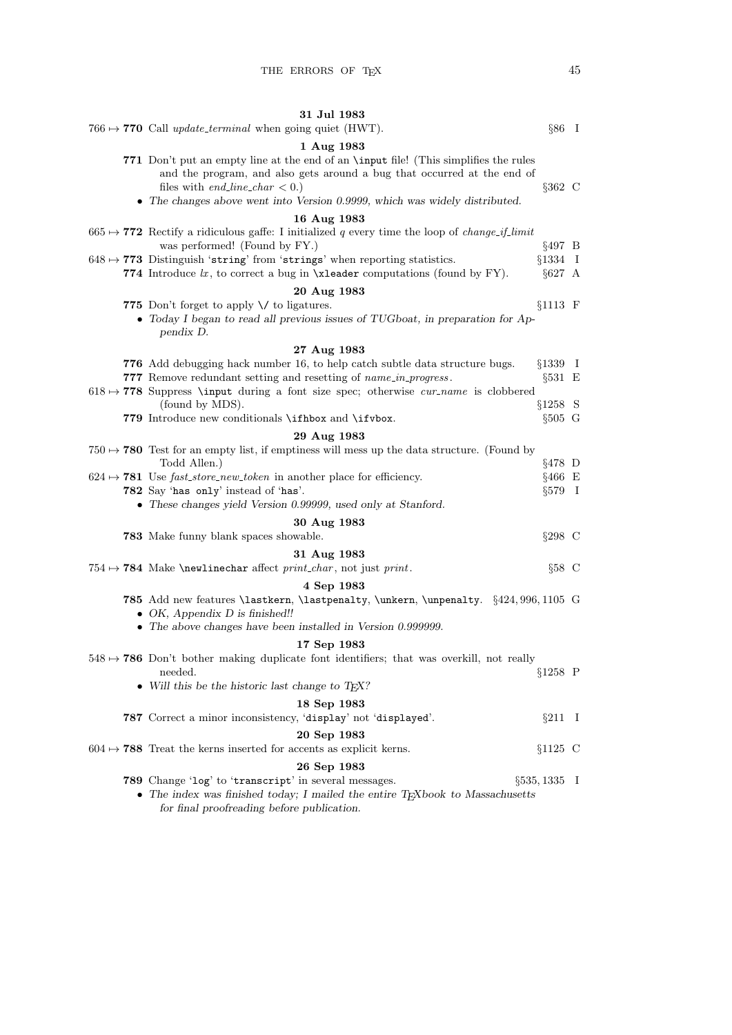**31 Jul 1983**

766 ↦ **770** Call *update_terminal* when going quiet (HWT). §86 I

**1 Aug 1983**

**771** Don't put an empty line at the end of an `\input` file! (This simplifies the rules and the program, and also gets around a bug that occurred at the end of files with *end_line_char* < 0.) §362 C

- *The changes above went into Version 0.9999, which was widely distributed.*

**16 Aug 1983**

665 ↦ **772** Rectify a ridiculous gaffe: I initialized *q* every time the loop of *change_if_limit* was performed! (Found by FY.) §497 B

648 ↦ **773** Distinguish '`string`' from '`strings`' when reporting statistics. §1334 I

**774** Introduce *lx*, to correct a bug in `\xleader` computations (found by FY). §627 A

**20 Aug 1983**

**775** Don't forget to apply `\/` to ligatures. §1113 F

- *Today I began to read all previous issues of TUGboat, in preparation for Appendix D.*

**27 Aug 1983**

**776** Add debugging hack number 16, to help catch subtle data structure bugs. §1339 I

**777** Remove redundant setting and resetting of *name_in_progress*. §531 E

618 ↦ **778** Suppress `\input` during a font size spec; otherwise *cur_name* is clobbered (found by MDS). §1258 S

**779** Introduce new conditionals `\ifhbox` and `\ifvbox`. §505 G

**29 Aug 1983**

750 ↦ **780** Test for an empty list, if emptiness will mess up the data structure. (Found by Todd Allen.) §478 D

624 ↦ **781** Use *fast_store_new_token* in another place for efficiency. §466 E

**782** Say '`has only`' instead of '`has`'. §579 I

- *These changes yield Version 0.99999, used only at Stanford.*

**30 Aug 1983**

**783** Make funny blank spaces showable. §298 C

**31 Aug 1983**

754 ↦ **784** Make `\newlinechar` affect *print_char*, not just *print*. §58 C

**4 Sep 1983**

**785** Add new features `\lastkern`, `\lastpenalty`, `\unkern`, `\unpenalty`. §424, 996, 1105 G

- *OK, Appendix D is finished!!*
- *The above changes have been installed in Version 0.999999.*

**17 Sep 1983**

548 ↦ **786** Don't bother making duplicate font identifiers; that was overkill, not really needed. §1258 P

- *Will this be the historic last change to TEX?*

**18 Sep 1983**

**787** Correct a minor inconsistency, '`display`' not '`displayed`'. §211 I

**20 Sep 1983**

604 ↦ **788** Treat the kerns inserted for accents as explicit kerns. §1125 C

**26 Sep 1983**

**789** Change '`log`' to '`transcript`' in several messages. §535, 1335 I

- *The index was finished today; I mailed the entire TEXbook to Massachusetts for final proofreading before publication.*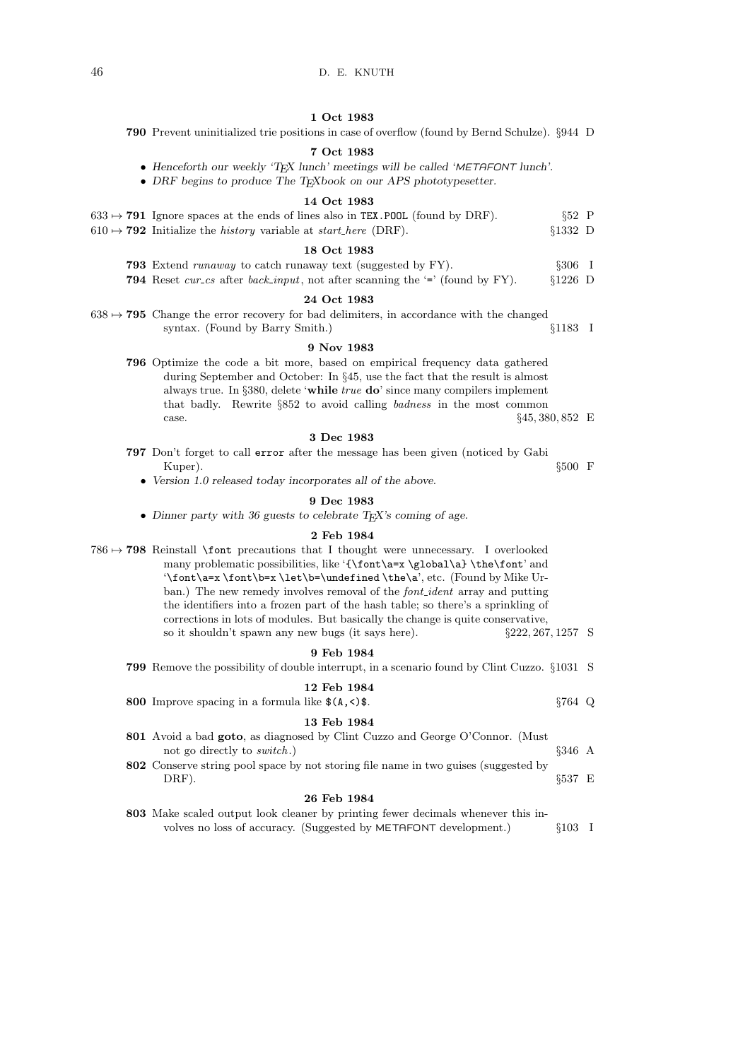**1 Oct 1983**

**790** Prevent uninitialized trie positions in case of overflow (found by Bernd Schulze). §944 D

**7 Oct 1983**

- *Henceforth our weekly 'TEX lunch' meetings will be called 'METAFONT lunch'.*
- *DRF begins to produce The TEXbook on our APS phototypesetter.*

**14 Oct 1983**

633 ↦ **791** Ignore spaces at the ends of lines also in `TEX.POOL` (found by DRF). §52 P

610 ↦ **792** Initialize the *history* variable at *start_here* (DRF). §1332 D

**18 Oct 1983**

**793** Extend *runaway* to catch runaway text (suggested by FY). §306 I

**794** Reset *cur_cs* after *back_input*, not after scanning the '`=`' (found by FY). §1226 D

**24 Oct 1983**

638 ↦ **795** Change the error recovery for bad delimiters, in accordance with the changed syntax. (Found by Barry Smith.) §1183 I

**9 Nov 1983**

**796** Optimize the code a bit more, based on empirical frequency data gathered during September and October: In §45, use the fact that the result is almost always true. In §380, delete '**while** *true* **do**' since many compilers implement that badly. Rewrite §852 to avoid calling *badness* in the most common case. §45, 380, 852 E

**3 Dec 1983**

**797** Don't forget to call `error` after the message has been given (noticed by Gabi Kuper). §500 F

- *Version 1.0 released today incorporates all of the above.*

**9 Dec 1983**

- *Dinner party with 36 guests to celebrate TEX's coming of age.*

**2 Feb 1984**

786 ↦ **798** Reinstall `\font` precautions that I thought were unnecessary. I overlooked many problematic possibilities, like '`{\font\a=x \global\a} \the\font`' and '`\font\a=x \font\b=x \let\b=\undefined \the\a`', etc. (Found by Mike Urban.) The new remedy involves removal of the *font_ident* array and putting the identifiers into a frozen part of the hash table; so there's a sprinkling of corrections in lots of modules. But basically the change is quite conservative, so it shouldn't spawn any new bugs (it says here). §222, 267, 1257 S

**9 Feb 1984**

**799** Remove the possibility of double interrupt, in a scenario found by Clint Cuzzo. §1031 S

**12 Feb 1984**

**800** Improve spacing in a formula like `$(A,<)$`. §764 Q

**13 Feb 1984**

**801** Avoid a bad **goto**, as diagnosed by Clint Cuzzo and George O'Connor. (Must not go directly to *switch*.) §346 A

**802** Conserve string pool space by not storing file name in two guises (suggested by DRF). §537 E

**26 Feb 1984**

**803** Make scaled output look cleaner by printing fewer decimals whenever this involves no loss of accuracy. (Suggested by METAFONT development.) §103 I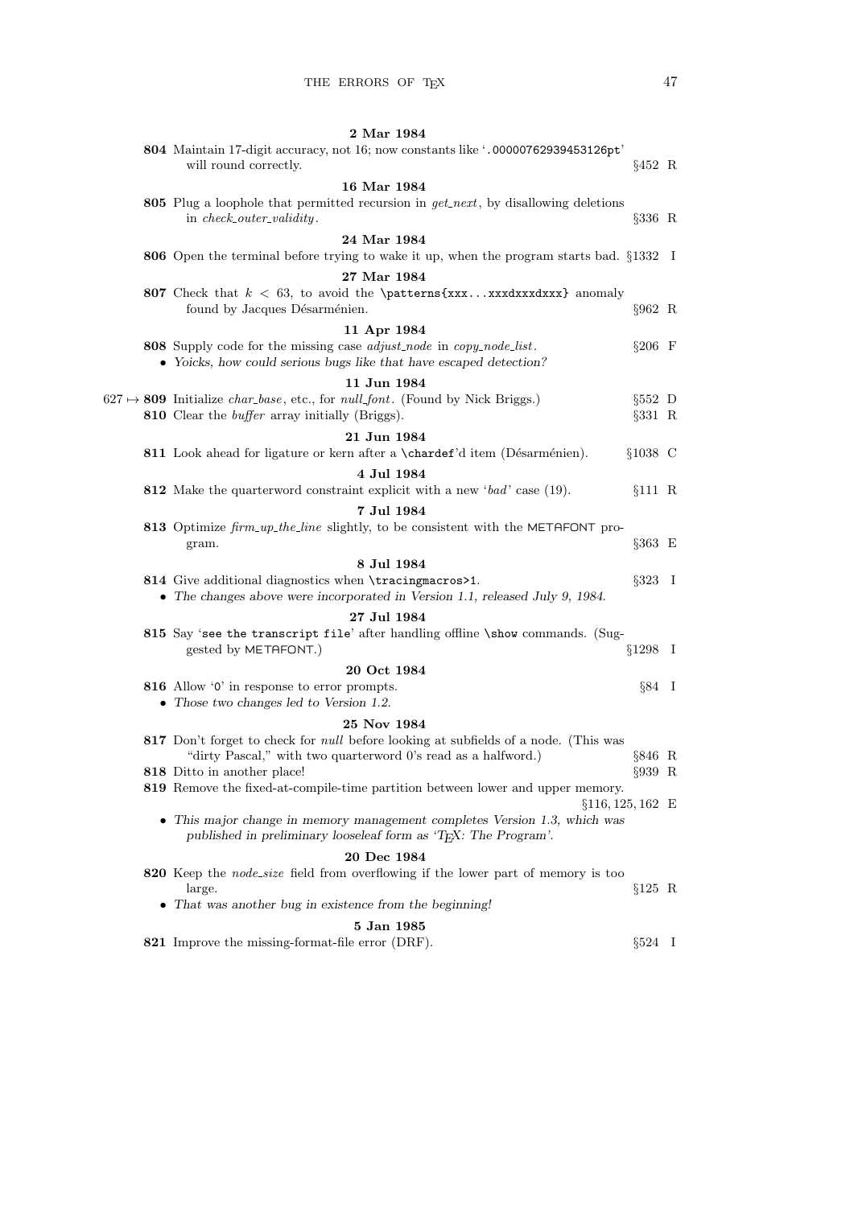**2 Mar 1984**

**804** Maintain 17-digit accuracy, not 16; now constants like '`.00000762939453126pt`' will round correctly. §452 R

**16 Mar 1984**

**805** Plug a loophole that permitted recursion in *get_next*, by disallowing deletions in *check_outer_validity*. §336 R

**24 Mar 1984**

**806** Open the terminal before trying to wake it up, when the program starts bad. §1332 I

**27 Mar 1984**

**807** Check that $k < 63$, to avoid the `\patterns{xxx...xxxdxxxdxxx}` anomaly found by Jacques Désarménien. §962 R

**11 Apr 1984**

**808** Supply code for the missing case *adjust_node* in *copy_node_list*. §206 F

- *Yoicks, how could serious bugs like that have escaped detection?*

**11 Jun 1984**

627 ↦ **809** Initialize *char_base*, etc., for *null_font*. (Found by Nick Briggs.) §552 D

**810** Clear the *buffer* array initially (Briggs). §331 R

**21 Jun 1984**

**811** Look ahead for ligature or kern after a `\chardef`'d item (Désarménien). §1038 C

**4 Jul 1984**

**812** Make the quarterword constraint explicit with a new '*bad*' case (19). §111 R

**7 Jul 1984**

**813** Optimize *firm_up_the_line* slightly, to be consistent with the METAFONT program. §363 E

**8 Jul 1984**

**814** Give additional diagnostics when `\tracingmacros>1`. §323 I

- *The changes above were incorporated in Version 1.1, released July 9, 1984.*

**27 Jul 1984**

**815** Say '`see the transcript file`' after handling offline `\show` commands. (Suggested by METAFONT.) §1298 I

**20 Oct 1984**

**816** Allow '`0`' in response to error prompts. §84 I

- *Those two changes led to Version 1.2.*

**25 Nov 1984**

**817** Don't forget to check for *null* before looking at subfields of a node. (This was "dirty Pascal," with two quarterword 0's read as a halfword.) §846 R

**818** Ditto in another place! §939 R

**819** Remove the fixed-at-compile-time partition between lower and upper memory. §116, 125, 162 E

- *This major change in memory management completes Version 1.3, which was published in preliminary looseleaf form as 'TEX: The Program'.*

**20 Dec 1984**

**820** Keep the *node_size* field from overflowing if the lower part of memory is too large. §125 R

- *That was another bug in existence from the beginning!*

**5 Jan 1985**

**821** Improve the missing-format-file error (DRF). §524 I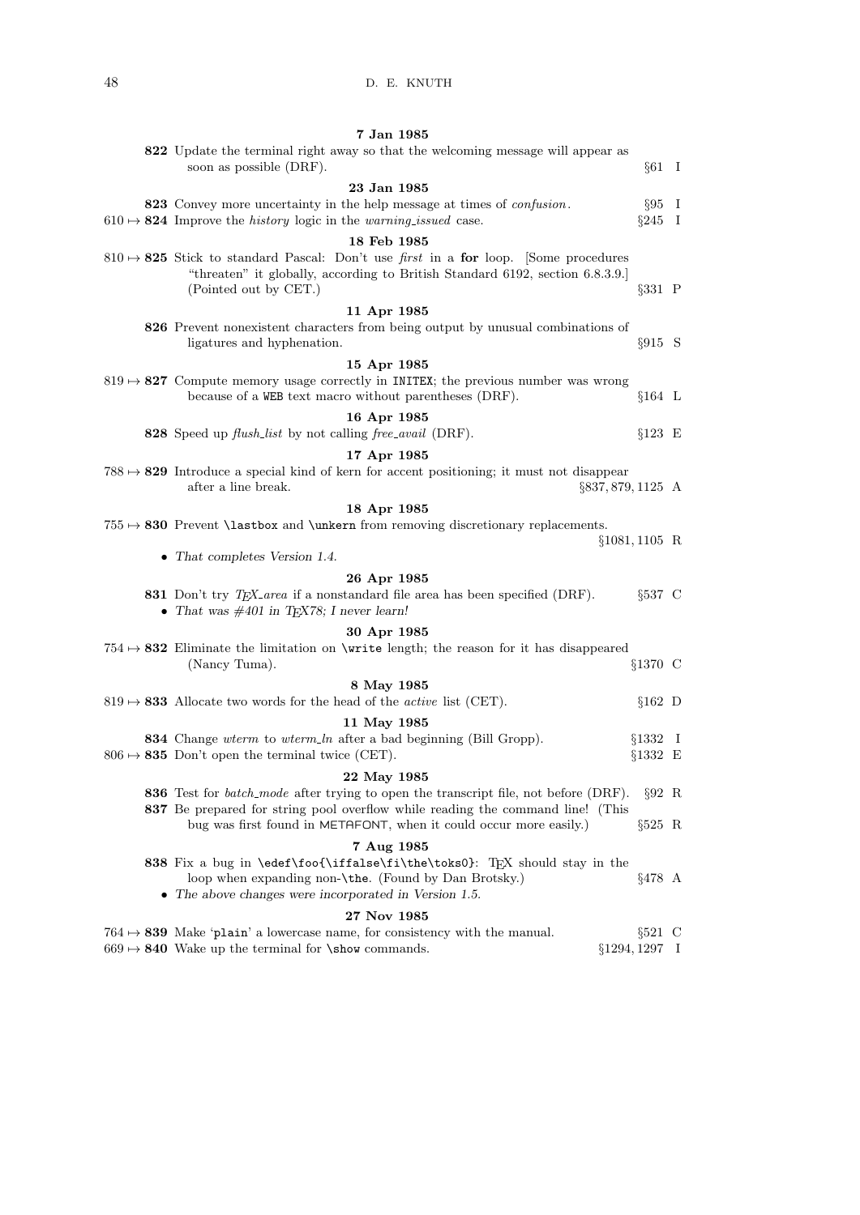**7 Jan 1985**

**822** Update the terminal right away so that the welcoming message will appear as soon as possible (DRF). §61 I

**23 Jan 1985**

**823** Convey more uncertainty in the help message at times of *confusion*. §95 I

610 ↦ **824** Improve the *history* logic in the *warning_issued* case. §245 I

**18 Feb 1985**

810 ↦ **825** Stick to standard Pascal: Don't use *first* in a **for** loop. [Some procedures "threaten" it globally, according to British Standard 6192, section 6.8.3.9.] (Pointed out by CET.) §331 P

**11 Apr 1985**

**826** Prevent nonexistent characters from being output by unusual combinations of ligatures and hyphenation. §915 S

**15 Apr 1985**

819 ↦ **827** Compute memory usage correctly in `INITEX`; the previous number was wrong because of a `WEB` text macro without parentheses (DRF). §164 L

**16 Apr 1985**

**828** Speed up *flush_list* by not calling *free_avail* (DRF). §123 E

**17 Apr 1985**

788 ↦ **829** Introduce a special kind of kern for accent positioning; it must not disappear after a line break. §837, 879, 1125 A

**18 Apr 1985**

755 ↦ **830** Prevent `\lastbox` and `\unkern` from removing discretionary replacements. §1081, 1105 R

- *That completes Version 1.4.*

**26 Apr 1985**

**831** Don't try *TeX_area* if a nonstandard file area has been specified (DRF). §537 C

- *That was #401 in TeX78; I never learn!*

**30 Apr 1985**

754 ↦ **832** Eliminate the limitation on `\write` length; the reason for it has disappeared (Nancy Tuma). §1370 C

**8 May 1985**

819 ↦ **833** Allocate two words for the head of the *active* list (CET). §162 D

**11 May 1985**

**834** Change *wterm* to *wterm_ln* after a bad beginning (Bill Gropp). §1332 I

806 ↦ **835** Don't open the terminal twice (CET). §1332 E

**22 May 1985**

**836** Test for *batch_mode* after trying to open the transcript file, not before (DRF). §92 R

**837** Be prepared for string pool overflow while reading the command line! (This bug was first found in METAFONT, when it could occur more easily.) §525 R

**7 Aug 1985**

**838** Fix a bug in `\edef\foo{\iffalse\fi\the\toks0}`: TeX should stay in the loop when expanding non-`\the`. (Found by Dan Brotsky.) §478 A

- *The above changes were incorporated in Version 1.5.*

**27 Nov 1985**

764 ↦ **839** Make '`plain`' a lowercase name, for consistency with the manual. §521 C

669 ↦ **840** Wake up the terminal for `\show` commands. §1294, 1297 I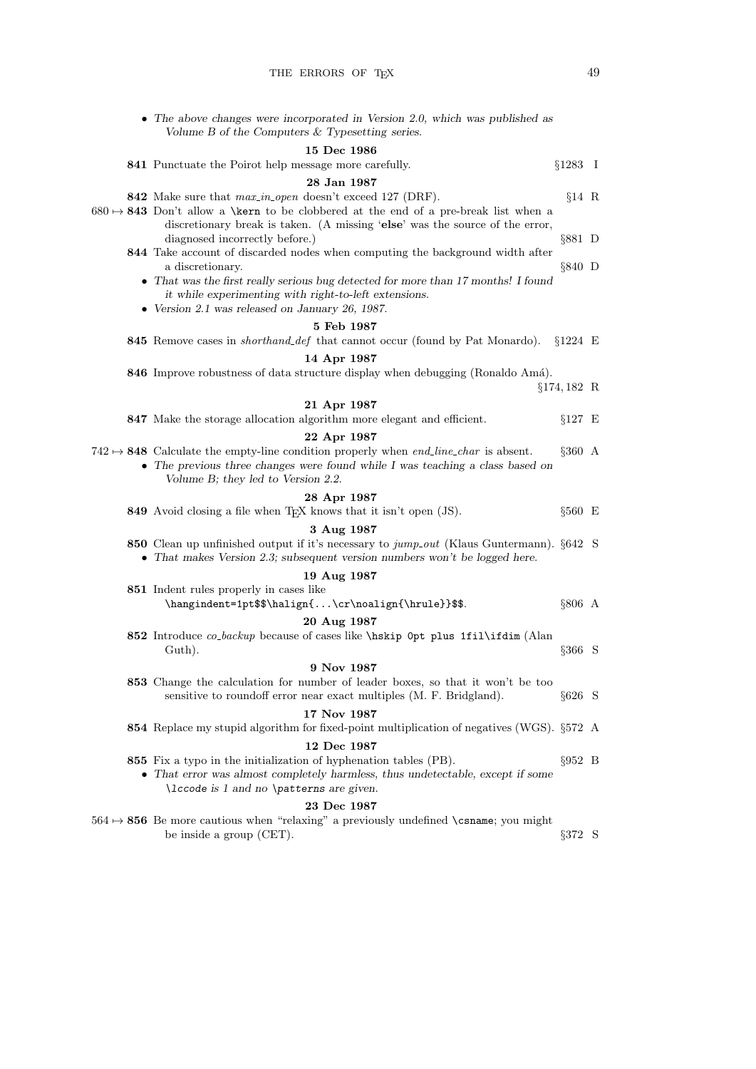- *The above changes were incorporated in Version 2.0, which was published as Volume B of the Computers & Typesetting series.*

**15 Dec 1986**

**841** Punctuate the Poirot help message more carefully. §1283 I

**28 Jan 1987**

**842** Make sure that *max_in_open* doesn't exceed 127 (DRF). §14 R

680 ↦ **843** Don't allow a `\kern` to be clobbered at the end of a pre-break list when a discretionary break is taken. (A missing '**else**' was the source of the error, diagnosed incorrectly before.) §881 D

**844** Take account of discarded nodes when computing the background width after a discretionary. §840 D

- *That was the first really serious bug detected for more than 17 months! I found it while experimenting with right-to-left extensions.*
- *Version 2.1 was released on January 26, 1987.*

**5 Feb 1987**

**845** Remove cases in *shorthand_def* that cannot occur (found by Pat Monardo). §1224 E

**14 Apr 1987**

**846** Improve robustness of data structure display when debugging (Ronaldo Amá). §174, 182 R

**21 Apr 1987**

**847** Make the storage allocation algorithm more elegant and efficient. §127 E

**22 Apr 1987**

742 ↦ **848** Calculate the empty-line condition properly when *end_line_char* is absent. §360 A

- *The previous three changes were found while I was teaching a class based on Volume B; they led to Version 2.2.*

**28 Apr 1987**

**849** Avoid closing a file when TeX knows that it isn't open (JS). §560 E

**3 Aug 1987**

**850** Clean up unfinished output if it's necessary to *jump_out* (Klaus Guntermann). §642 S

- *That makes Version 2.3; subsequent version numbers won't be logged here.*

**19 Aug 1987**

**851** Indent rules properly in cases like `\hangindent=1pt$$\halign{...\cr\noalign{\hrule}}$$`. §806 A

**20 Aug 1987**

**852** Introduce *co_backup* because of cases like `\hskip 0pt plus 1fil\ifdim` (Alan Guth). §366 S

**9 Nov 1987**

**853** Change the calculation for number of leader boxes, so that it won't be too sensitive to roundoff error near exact multiples (M. F. Bridgland). §626 S

**17 Nov 1987**

**854** Replace my stupid algorithm for fixed-point multiplication of negatives (WGS). §572 A

**12 Dec 1987**

**855** Fix a typo in the initialization of hyphenation tables (PB). §952 B

- *That error was almost completely harmless, thus undetectable, except if some `\lccode` is 1 and no `\patterns` are given.*

**23 Dec 1987**

564 ↦ **856** Be more cautious when "relaxing" a previously undefined `\csname`; you might be inside a group (CET). §372 S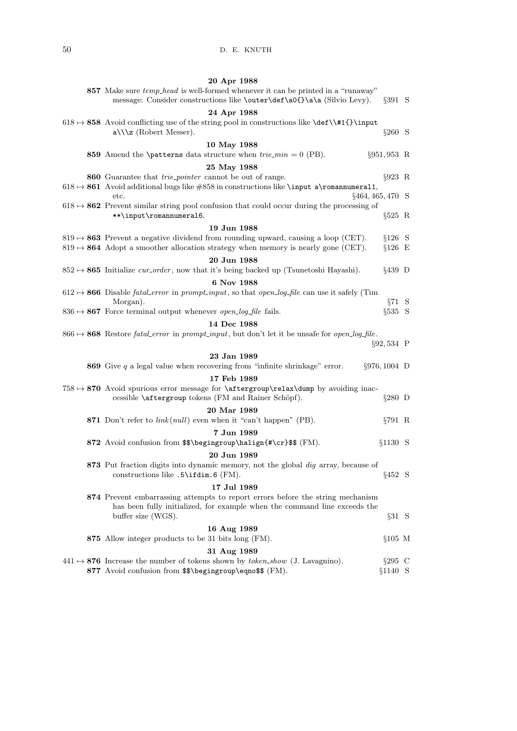**20 Apr 1988**

**857** Make sure *temp_head* is well-formed whenever it can be printed in a "runaway" message: Consider constructions like `\outer\def\a0{}\a\a` (Silvio Levy). §391 S

**24 Apr 1988**

$618 \mapsto$ **858** Avoid conflicting use of the string pool in constructions like `\def\\#1{}\input a\\\z` (Robert Messer). §260 S

**10 May 1988**

**859** Amend the `\patterns` data structure when $trie\_min = 0$ (PB). §951, 953 R

**25 May 1988**

**860** Guarantee that *trie_pointer* cannot be out of range. §923 R

$618 \mapsto$ **861** Avoid additional bugs like #858 in constructions like `\input a\romannumeral1`, etc. §464, 465, 470 S

$618 \mapsto$ **862** Prevent similar string pool confusion that could occur during the processing of `**\input\romannumeral6`. §525 R

**19 Jun 1988**

$819 \mapsto$ **863** Prevent a negative dividend from rounding upward, causing a loop (CET). §126 S

$819 \mapsto$ **864** Adopt a smoother allocation strategy when memory is nearly gone (CET). §126 E

**20 Jun 1988**

$852 \mapsto$ **865** Initialize *cur_order*, now that it's being backed up (Tsunetoshi Hayashi). §439 D

**6 Nov 1988**

$612 \mapsto$ **866** Disable *fatal_error* in *prompt_input*, so that *open_log_file* can use it safely (Tim Morgan). §71 S

$836 \mapsto$ **867** Force terminal output whenever *open_log_file* fails. §535 S

**14 Dec 1988**

$866 \mapsto$ **868** Restore *fatal_error* in *prompt_input*, but don't let it be unsafe for *open_log_file*. §92, 534 P

**23 Jan 1989**

**869** Give $q$ a legal value when recovering from "infinite shrinkage" error. §976, 1004 D

**17 Feb 1989**

$758 \mapsto$ **870** Avoid spurious error message for `\aftergroup\relax\dump` by avoiding inaccessible `\aftergroup` tokens (FM and Rainer Schöpf). §280 D

**20 Mar 1989**

**871** Don't refer to $link(null)$ even when it "can't happen" (PB). §791 R

**7 Jun 1989**

**872** Avoid confusion from `$$\begingroup\halign{#\cr}$$` (FM). §1130 S

**20 Jun 1989**

**873** Put fraction digits into dynamic memory, not the global *dig* array, because of constructions like `.5\ifdim.6` (FM). §452 S

**17 Jul 1989**

**874** Prevent embarrassing attempts to report errors before the string mechanism has been fully initialized, for example when the command line exceeds the buffer size (WGS). §31 S

**16 Aug 1989**

**875** Allow integer products to be 31 bits long (FM). §105 M

**31 Aug 1989**

$441 \mapsto$ **876** Increase the number of tokens shown by *token_show* (J. Lavagnino). §295 C

**877** Avoid confusion from `$$\begingroup\eqno$$` (FM). §1140 S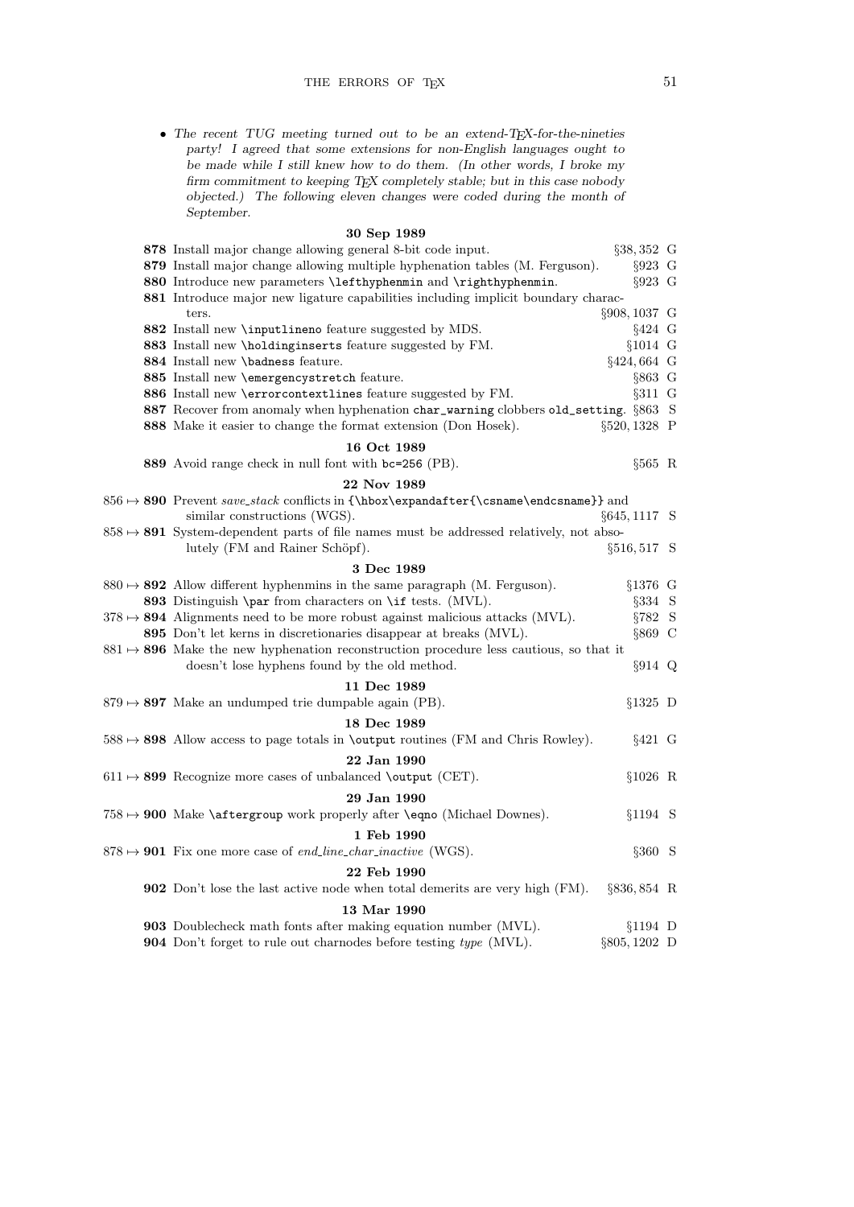- *The recent TUG meeting turned out to be an extend-TEX-for-the-nineties party! I agreed that some extensions for non-English languages ought to be made while I still knew how to do them. (In other words, I broke my firm commitment to keeping TEX completely stable; but in this case nobody objected.) The following eleven changes were coded during the month of September.*

**30 Sep 1989**

**878** Install major change allowing general 8-bit code input. §38, 352 G

**879** Install major change allowing multiple hyphenation tables (M. Ferguson). §923 G

**880** Introduce new parameters `\lefthyphenmin` and `\righthyphenmin`. §923 G

**881** Introduce major new ligature capabilities including implicit boundary characters. §908, 1037 G

**882** Install new `\inputlineno` feature suggested by MDS. §424 G

**883** Install new `\holdinginserts` feature suggested by FM. §1014 G

**884** Install new `\badness` feature. §424, 664 G

**885** Install new `\emergencystretch` feature. §863 G

**886** Install new `\errorcontextlines` feature suggested by FM. §311 G

**887** Recover from anomaly when hyphenation `char_warning` clobbers `old_setting`. §863 S

**888** Make it easier to change the format extension (Don Hosek). §520, 1328 P

**16 Oct 1989**

**889** Avoid range check in null font with `bc=256` (PB). §565 R

**22 Nov 1989**

856 ↦ **890** Prevent *save_stack* conflicts in `{\hbox\expandafter{\csname\endcsname}}` and similar constructions (WGS). §645, 1117 S

858 ↦ **891** System-dependent parts of file names must be addressed relatively, not absolutely (FM and Rainer Schöpf). §516, 517 S

**3 Dec 1989**

880 ↦ **892** Allow different hyphenmins in the same paragraph (M. Ferguson). §1376 G

**893** Distinguish `\par` from characters on `\if` tests. (MVL). §334 S

378 ↦ **894** Alignments need to be more robust against malicious attacks (MVL). §782 S

**895** Don't let kerns in discretionaries disappear at breaks (MVL). §869 C

881 ↦ **896** Make the new hyphenation reconstruction procedure less cautious, so that it doesn't lose hyphens found by the old method. §914 Q

**11 Dec 1989**

879 ↦ **897** Make an undumped trie dumpable again (PB). §1325 D

**18 Dec 1989**

588 ↦ **898** Allow access to page totals in `\output` routines (FM and Chris Rowley). §421 G

**22 Jan 1990**

611 ↦ **899** Recognize more cases of unbalanced `\output` (CET). §1026 R

**29 Jan 1990**

758 ↦ **900** Make `\aftergroup` work properly after `\eqno` (Michael Downes). §1194 S

**1 Feb 1990**

878 ↦ **901** Fix one more case of *end_line_char_inactive* (WGS). §360 S

**22 Feb 1990**

**902** Don't lose the last active node when total demerits are very high (FM). §836, 854 R

**13 Mar 1990**

**903** Doublecheck math fonts after making equation number (MVL). §1194 D

**904** Don't forget to rule out charnodes before testing *type* (MVL). §805, 1202 D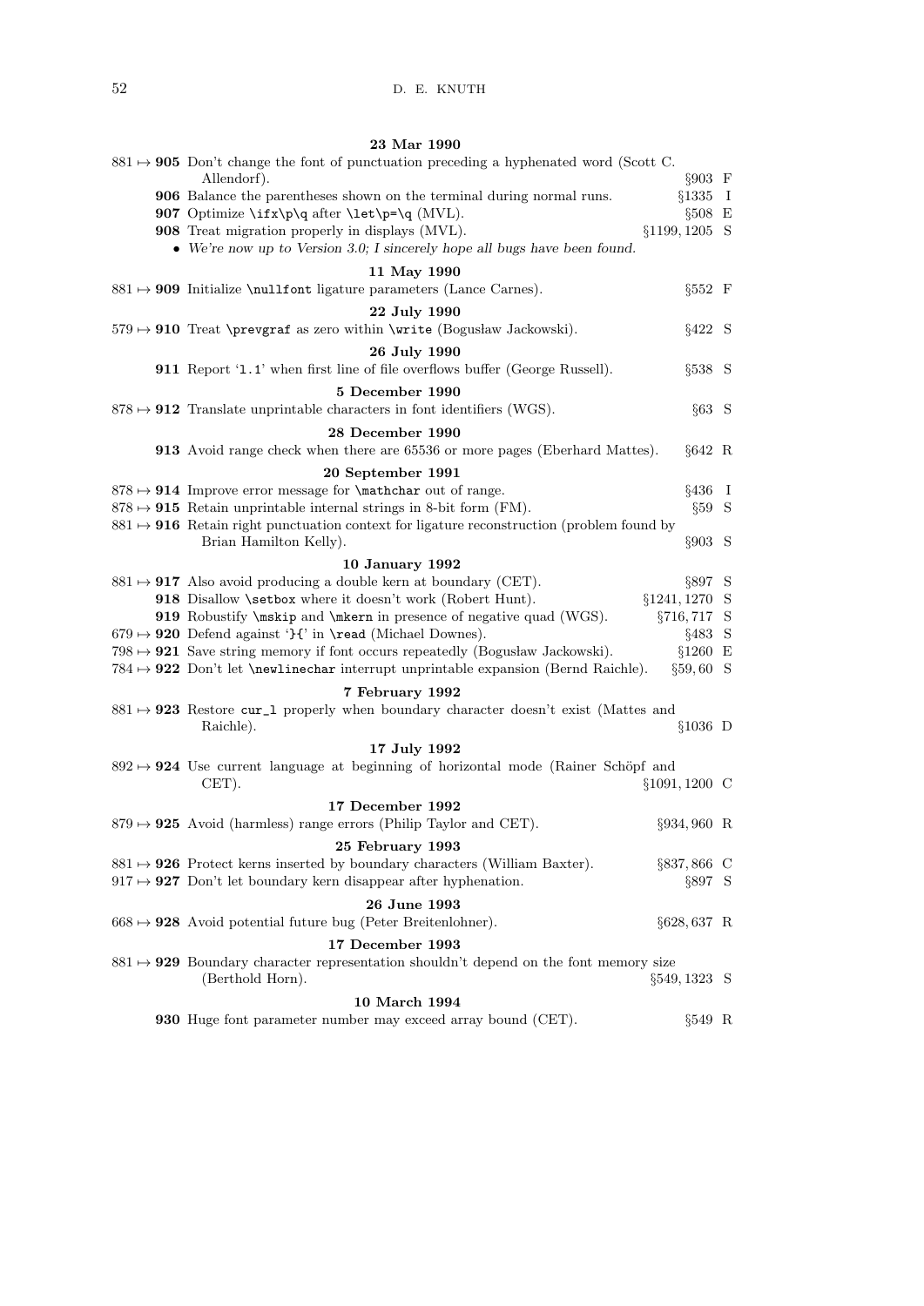**23 Mar 1990**

881 ↦ **905** Don't change the font of punctuation preceding a hyphenated word (Scott C. Allendorf). §903 F

**906** Balance the parentheses shown on the terminal during normal runs. §1335 I

**907** Optimize `\ifx\p\q` after `\let\p=\q` (MVL). §508 E

**908** Treat migration properly in displays (MVL). §1199, 1205 S

- *We're now up to Version 3.0; I sincerely hope all bugs have been found.*

**11 May 1990**

881 ↦ **909** Initialize `\nullfont` ligature parameters (Lance Carnes). §552 F

**22 July 1990**

579 ↦ **910** Treat `\prevgraf` as zero within `\write` (Bogusław Jackowski). §422 S

**26 July 1990**

**911** Report '`l.1`' when first line of file overflows buffer (George Russell). §538 S

**5 December 1990**

878 ↦ **912** Translate unprintable characters in font identifiers (WGS). §63 S

**28 December 1990**

**913** Avoid range check when there are 65536 or more pages (Eberhard Mattes). §642 R

**20 September 1991**

878 ↦ **914** Improve error message for `\mathchar` out of range. §436 I

878 ↦ **915** Retain unprintable internal strings in 8-bit form (FM). §59 S

881 ↦ **916** Retain right punctuation context for ligature reconstruction (problem found by Brian Hamilton Kelly). §903 S

**10 January 1992**

881 ↦ **917** Also avoid producing a double kern at boundary (CET). §897 S

**918** Disallow `\setbox` where it doesn't work (Robert Hunt). §1241, 1270 S

**919** Robustify `\mskip` and `\mkern` in presence of negative quad (WGS). §716, 717 S

679 ↦ **920** Defend against '`}{`' in `\read` (Michael Downes). §483 S

798 ↦ **921** Save string memory if font occurs repeatedly (Bogusław Jackowski). §1260 E

784 ↦ **922** Don't let `\newlinechar` interrupt unprintable expansion (Bernd Raichle). §59, 60 S

**7 February 1992**

881 ↦ **923** Restore `cur_l` properly when boundary character doesn't exist (Mattes and Raichle). §1036 D

**17 July 1992**

892 ↦ **924** Use current language at beginning of horizontal mode (Rainer Schöpf and CET). §1091, 1200 C

**17 December 1992**

879 ↦ **925** Avoid (harmless) range errors (Philip Taylor and CET). §934, 960 R

**25 February 1993**

881 ↦ **926** Protect kerns inserted by boundary characters (William Baxter). §837, 866 C

917 ↦ **927** Don't let boundary kern disappear after hyphenation. §897 S

**26 June 1993**

668 ↦ **928** Avoid potential future bug (Peter Breitenlohner). §628, 637 R

**17 December 1993**

881 ↦ **929** Boundary character representation shouldn't depend on the font memory size (Berthold Horn). §549, 1323 S

**10 March 1994**

**930** Huge font parameter number may exceed array bound (CET). §549 R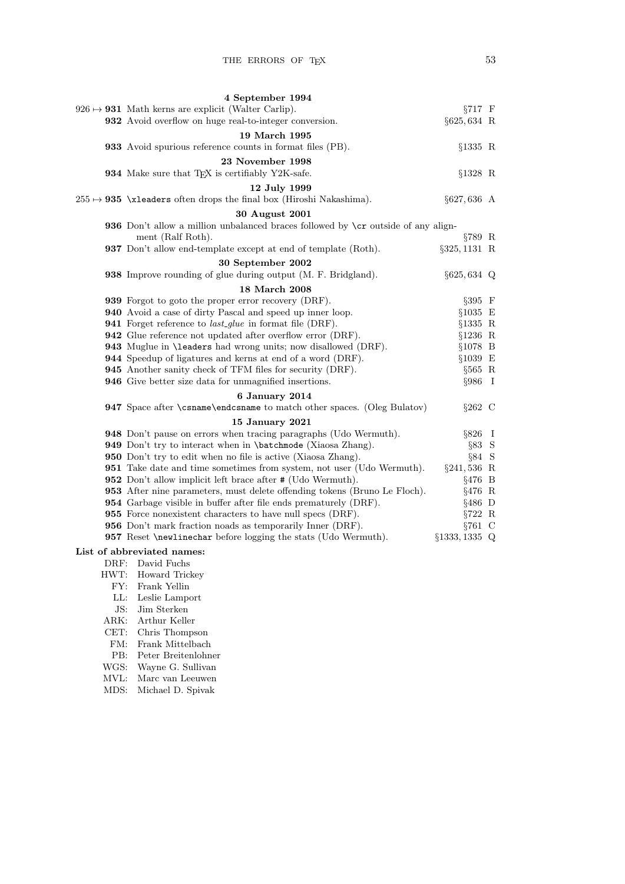**4 September 1994**

926 ↦ **931** Math kerns are explicit (Walter Carlip). §717 F

**932** Avoid overflow on huge real-to-integer conversion. §625, 634 R

**19 March 1995**

**933** Avoid spurious reference counts in format files (PB). §1335 R

**23 November 1998**

**934** Make sure that TEX is certifiably Y2K-safe. §1328 R

**12 July 1999**

255 ↦ **935** `\xleaders` often drops the final box (Hiroshi Nakashima). §627, 636 A

**30 August 2001**

**936** Don't allow a million unbalanced braces followed by `\cr` outside of any alignment (Ralf Roth). §789 R

**937** Don't allow end-template except at end of template (Roth). §325, 1131 R

**30 September 2002**

**938** Improve rounding of glue during output (M. F. Bridgland). §625, 634 Q

**18 March 2008**

**939** Forgot to goto the proper error recovery (DRF). §395 F

**940** Avoid a case of dirty Pascal and speed up inner loop. §1035 E

**941** Forget reference to *last_glue* in format file (DRF). §1335 R

**942** Glue reference not updated after overflow error (DRF). §1236 R

**943** Muglue in `\leaders` had wrong units; now disallowed (DRF). §1078 B

**944** Speedup of ligatures and kerns at end of a word (DRF). §1039 E

**945** Another sanity check of TFM files for security (DRF). §565 R

**946** Give better size data for unmagnified insertions. §986 I

**6 January 2014**

**947** Space after `\csname\endcsname` to match other spaces. (Oleg Bulatov) §262 C

**15 January 2021**

**948** Don't pause on errors when tracing paragraphs (Udo Wermuth). §826 I

**949** Don't try to interact when in `\batchmode` (Xiaosa Zhang). §83 S

**950** Don't try to edit when no file is active (Xiaosa Zhang). §84 S

**951** Take date and time sometimes from system, not user (Udo Wermuth). §241, 536 R

**952** Don't allow implicit left brace after # (Udo Wermuth). §476 B

**953** After nine parameters, must delete offending tokens (Bruno Le Floch). §476 R

**954** Garbage visible in buffer after file ends prematurely (DRF). §486 D

**955** Force nonexistent characters to have null specs (DRF). §722 R

**956** Don't mark fraction noads as temporarily Inner (DRF). §761 C

**957** Reset `\newlinechar` before logging the stats (Udo Wermuth). §1333, 1335 Q

**List of abbreviated names:**

- DRF: David Fuchs
- HWT: Howard Trickey
- FY: Frank Yellin
- LL: Leslie Lamport
- JS: Jim Sterken
- ARK: Arthur Keller
- CET: Chris Thompson
- FM: Frank Mittelbach
- PB: Peter Breitenlohner
- WGS: Wayne G. Sullivan
- MVL: Marc van Leeuwen
- MDS: Michael D. Spivak